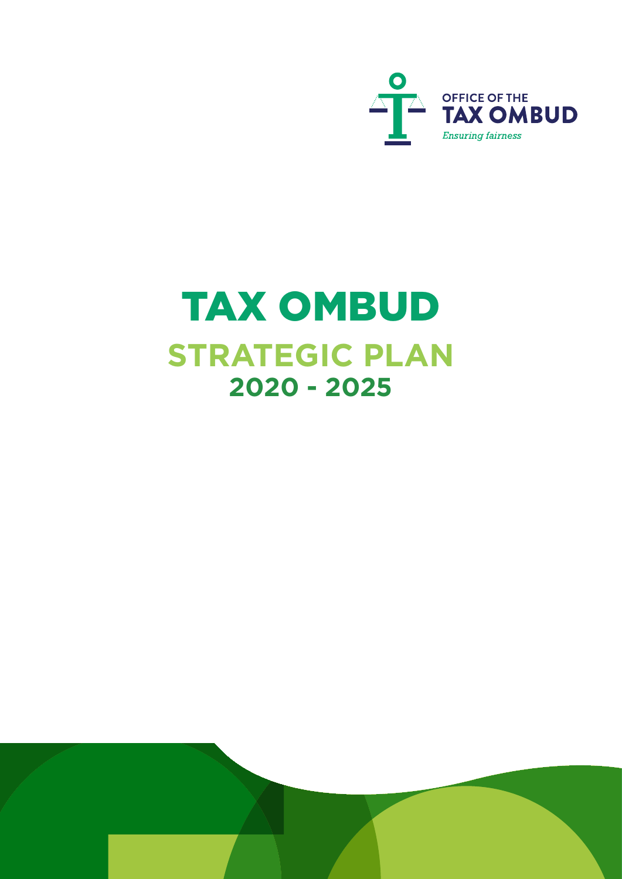OFFICE OF THE
**TAX OMBUD**
*Ensuring fairness*

# TAX OMBUD

## STRATEGIC PLAN

## 2020 - 2025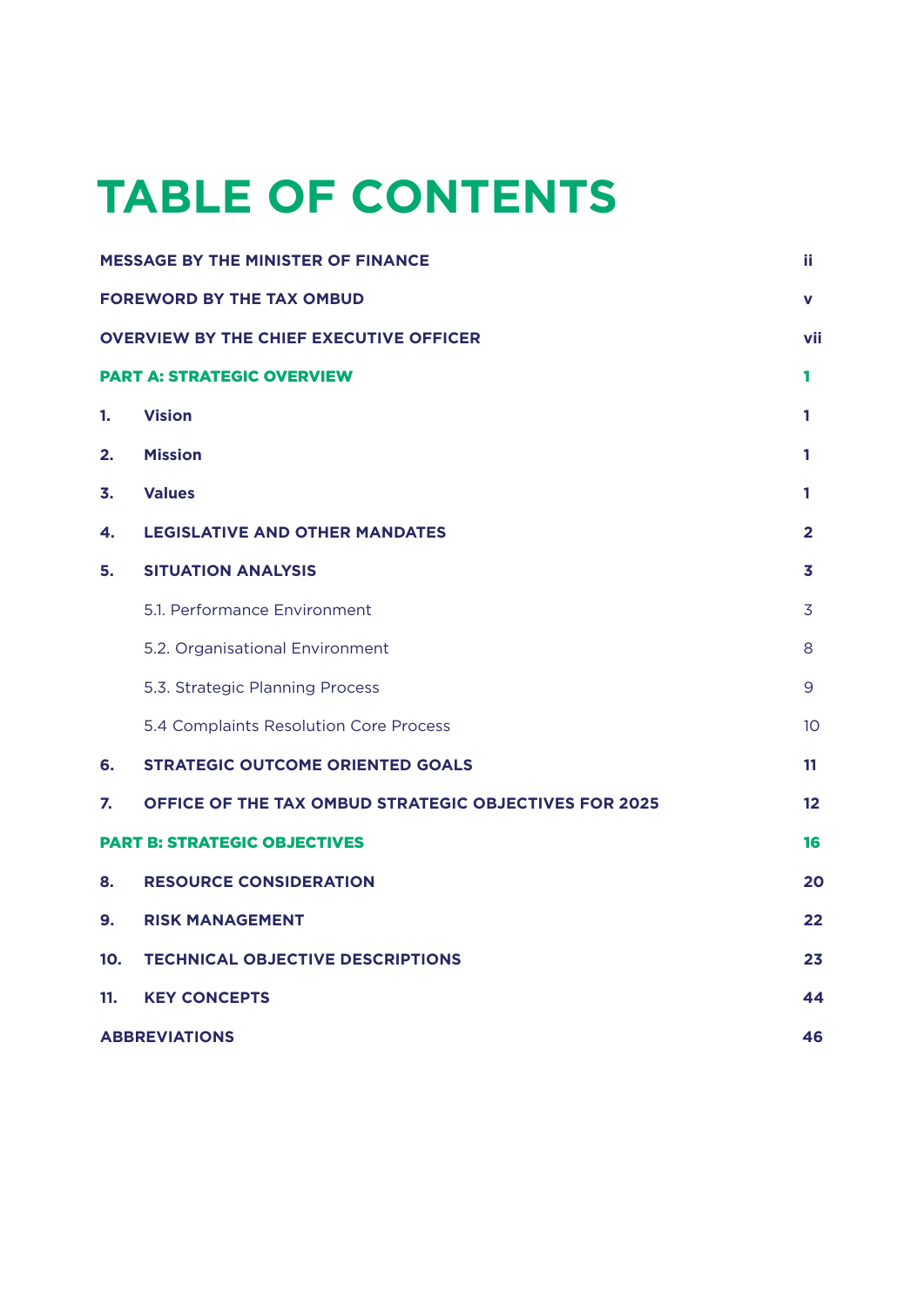# TABLE OF CONTENTS

| | | |
|---|---|---|
| **MESSAGE BY THE MINISTER OF FINANCE** | | **ii** |
| **FOREWORD BY THE TAX OMBUD** | | **v** |
| **OVERVIEW BY THE CHIEF EXECUTIVE OFFICER** | | **vii** |
| **PART A: STRATEGIC OVERVIEW** | | **1** |
| **1.** | **Vision** | **1** |
| **2.** | **Mission** | **1** |
| **3.** | **Values** | **1** |
| **4.** | **LEGISLATIVE AND OTHER MANDATES** | **2** |
| **5.** | **SITUATION ANALYSIS** | **3** |
| | 5.1. Performance Environment | 3 |
| | 5.2. Organisational Environment | 8 |
| | 5.3. Strategic Planning Process | 9 |
| | 5.4 Complaints Resolution Core Process | 10 |
| **6.** | **STRATEGIC OUTCOME ORIENTED GOALS** | **11** |
| **7.** | **OFFICE OF THE TAX OMBUD STRATEGIC OBJECTIVES FOR 2025** | **12** |
| **PART B: STRATEGIC OBJECTIVES** | | **16** |
| **8.** | **RESOURCE CONSIDERATION** | **20** |
| **9.** | **RISK MANAGEMENT** | **22** |
| **10.** | **TECHNICAL OBJECTIVE DESCRIPTIONS** | **23** |
| **11.** | **KEY CONCEPTS** | **44** |
| **ABBREVIATIONS** | | **46** |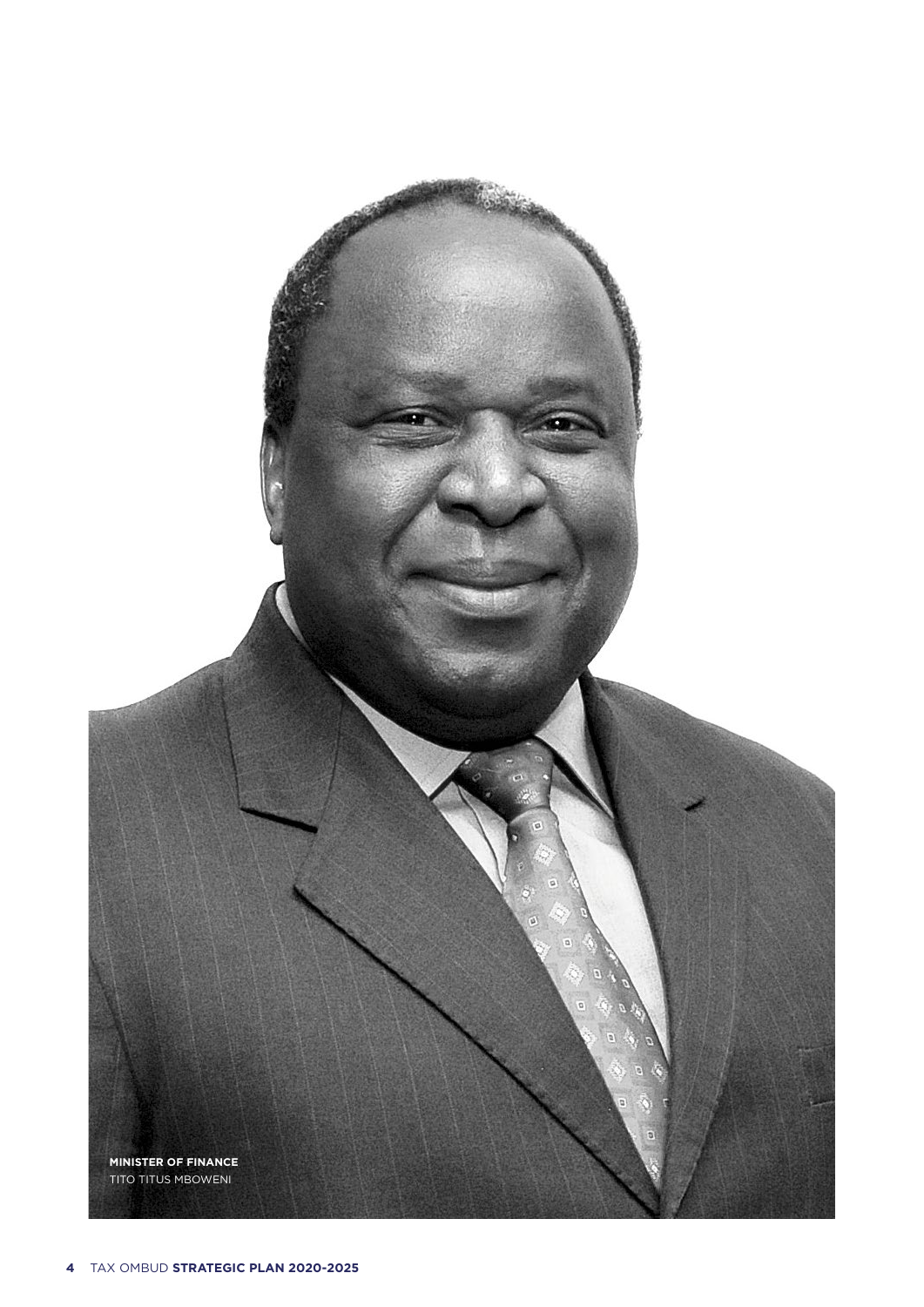**MINISTER OF FINANCE**
TITO TITUS MBOWENI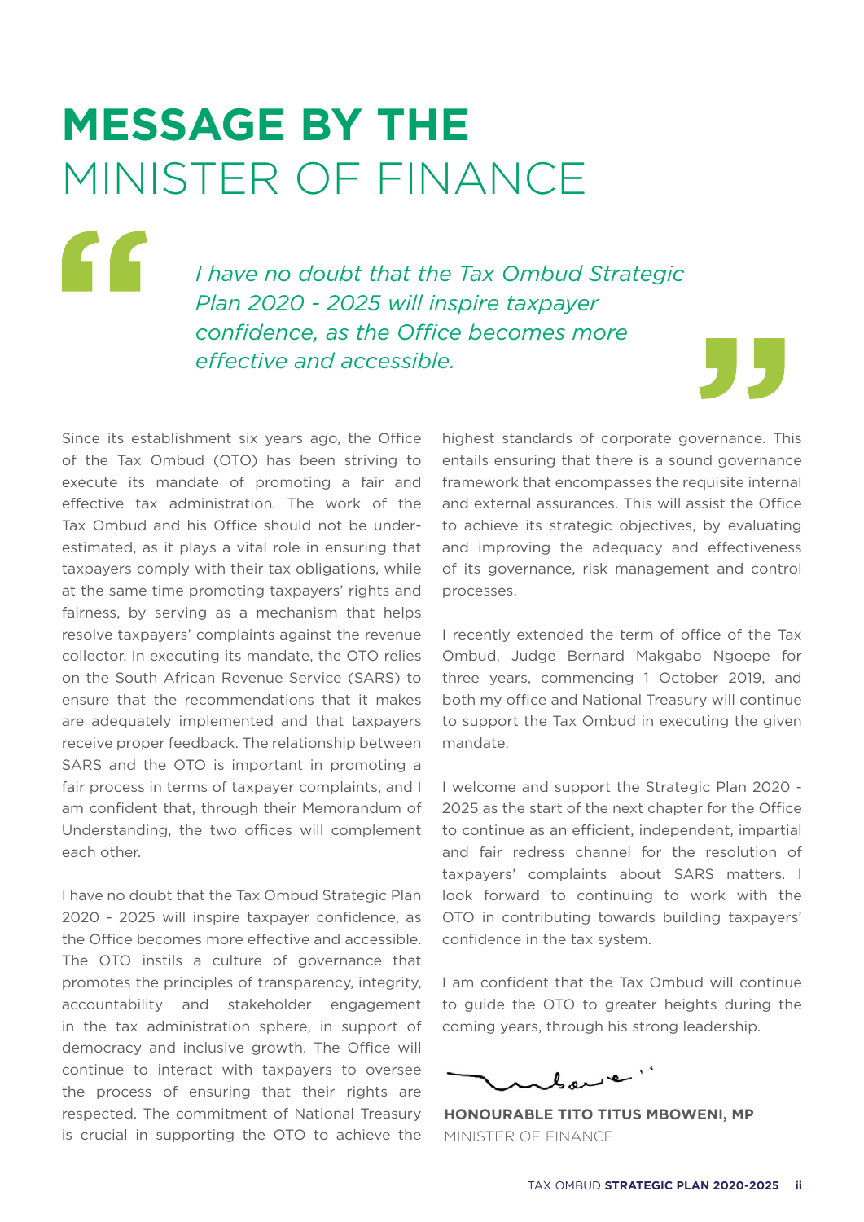# MESSAGE BY THE MINISTER OF FINANCE

> *I have no doubt that the Tax Ombud Strategic Plan 2020 - 2025 will inspire taxpayer confidence, as the Office becomes more effective and accessible.*

Since its establishment six years ago, the Office of the Tax Ombud (OTO) has been striving to execute its mandate of promoting a fair and effective tax administration. The work of the Tax Ombud and his Office should not be under-estimated, as it plays a vital role in ensuring that taxpayers comply with their tax obligations, while at the same time promoting taxpayers' rights and fairness, by serving as a mechanism that helps resolve taxpayers' complaints against the revenue collector. In executing its mandate, the OTO relies on the South African Revenue Service (SARS) to ensure that the recommendations that it makes are adequately implemented and that taxpayers receive proper feedback. The relationship between SARS and the OTO is important in promoting a fair process in terms of taxpayer complaints, and I am confident that, through their Memorandum of Understanding, the two offices will complement each other.

I have no doubt that the Tax Ombud Strategic Plan 2020 - 2025 will inspire taxpayer confidence, as the Office becomes more effective and accessible. The OTO instils a culture of governance that promotes the principles of transparency, integrity, accountability and stakeholder engagement in the tax administration sphere, in support of democracy and inclusive growth. The Office will continue to interact with taxpayers to oversee the process of ensuring that their rights are respected. The commitment of National Treasury is crucial in supporting the OTO to achieve the highest standards of corporate governance. This entails ensuring that there is a sound governance framework that encompasses the requisite internal and external assurances. This will assist the Office to achieve its strategic objectives, by evaluating and improving the adequacy and effectiveness of its governance, risk management and control processes.

I recently extended the term of office of the Tax Ombud, Judge Bernard Makgabo Ngoepe for three years, commencing 1 October 2019, and both my office and National Treasury will continue to support the Tax Ombud in executing the given mandate.

I welcome and support the Strategic Plan 2020 - 2025 as the start of the next chapter for the Office to continue as an efficient, independent, impartial and fair redress channel for the resolution of taxpayers' complaints about SARS matters. I look forward to continuing to work with the OTO in contributing towards building taxpayers' confidence in the tax system.

I am confident that the Tax Ombud will continue to guide the OTO to greater heights during the coming years, through his strong leadership.

**HONOURABLE TITO TITUS MBOWENI, MP**
MINISTER OF FINANCE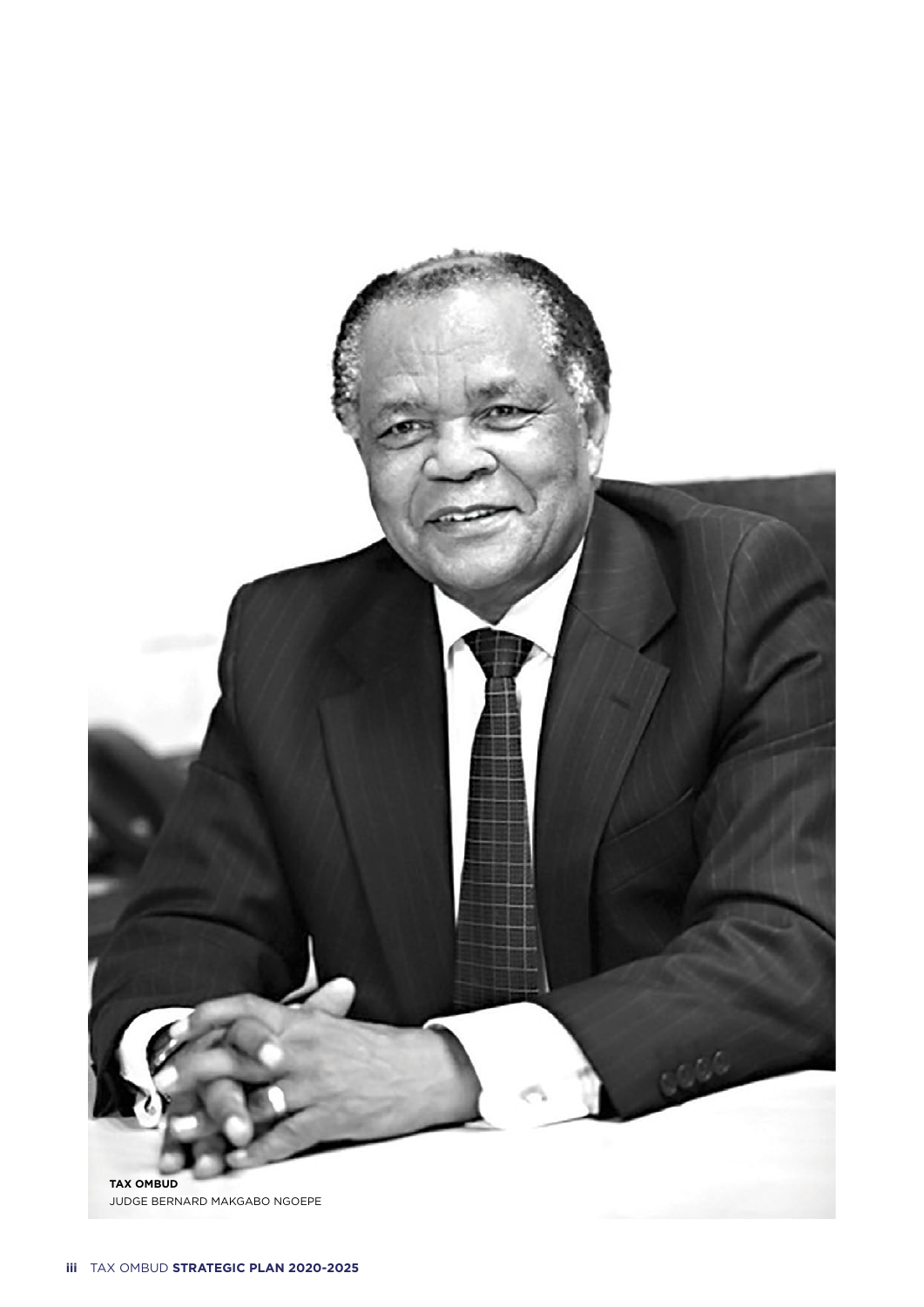**TAX OMBUD**
JUDGE BERNARD MAKGABO NGOEPE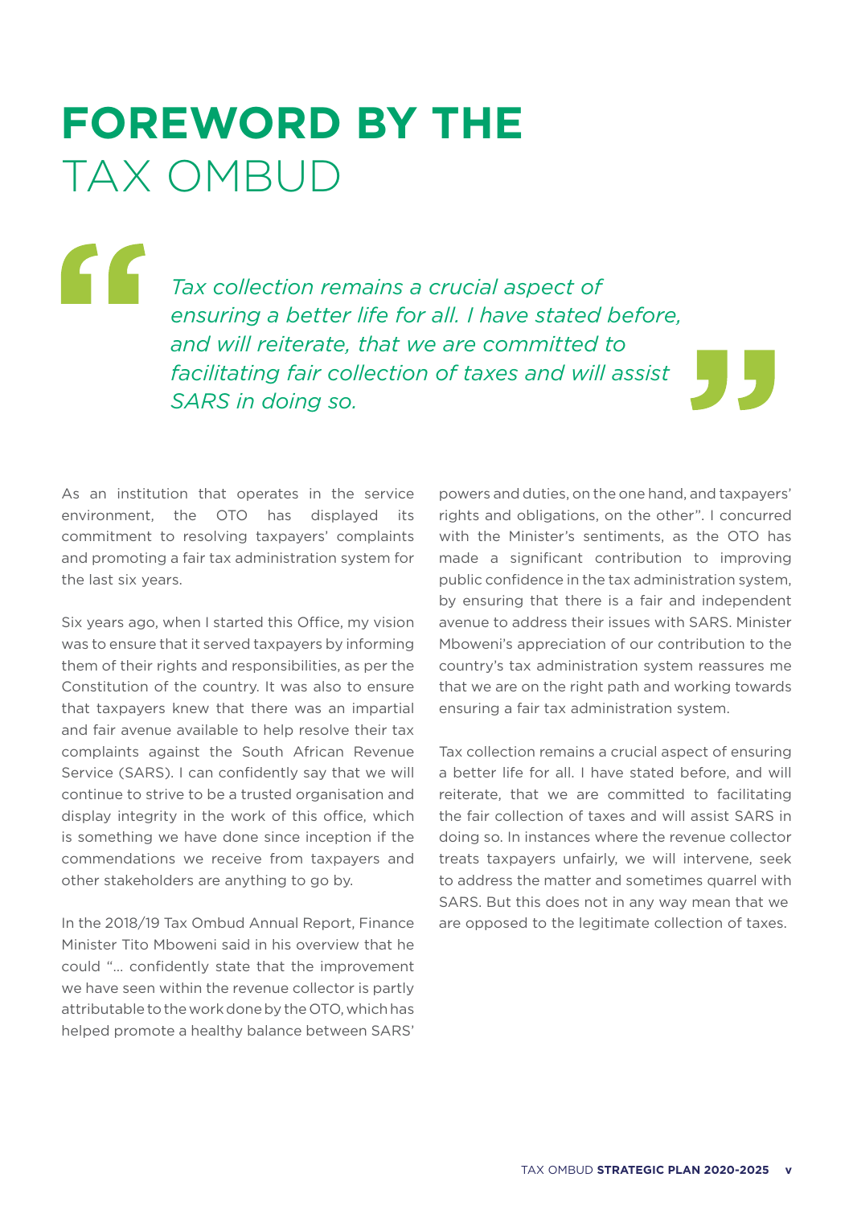# FOREWORD BY THE TAX OMBUD

> *Tax collection remains a crucial aspect of ensuring a better life for all. I have stated before, and will reiterate, that we are committed to facilitating fair collection of taxes and will assist SARS in doing so.*

As an institution that operates in the service environment, the OTO has displayed its commitment to resolving taxpayers' complaints and promoting a fair tax administration system for the last six years.

Six years ago, when I started this Office, my vision was to ensure that it served taxpayers by informing them of their rights and responsibilities, as per the Constitution of the country. It was also to ensure that taxpayers knew that there was an impartial and fair avenue available to help resolve their tax complaints against the South African Revenue Service (SARS). I can confidently say that we will continue to strive to be a trusted organisation and display integrity in the work of this office, which is something we have done since inception if the commendations we receive from taxpayers and other stakeholders are anything to go by.

In the 2018/19 Tax Ombud Annual Report, Finance Minister Tito Mboweni said in his overview that he could "... confidently state that the improvement we have seen within the revenue collector is partly attributable to the work done by the OTO, which has helped promote a healthy balance between SARS' powers and duties, on the one hand, and taxpayers' rights and obligations, on the other". I concurred with the Minister's sentiments, as the OTO has made a significant contribution to improving public confidence in the tax administration system, by ensuring that there is a fair and independent avenue to address their issues with SARS. Minister Mboweni's appreciation of our contribution to the country's tax administration system reassures me that we are on the right path and working towards ensuring a fair tax administration system.

Tax collection remains a crucial aspect of ensuring a better life for all. I have stated before, and will reiterate, that we are committed to facilitating the fair collection of taxes and will assist SARS in doing so. In instances where the revenue collector treats taxpayers unfairly, we will intervene, seek to address the matter and sometimes quarrel with SARS. But this does not in any way mean that we are opposed to the legitimate collection of taxes.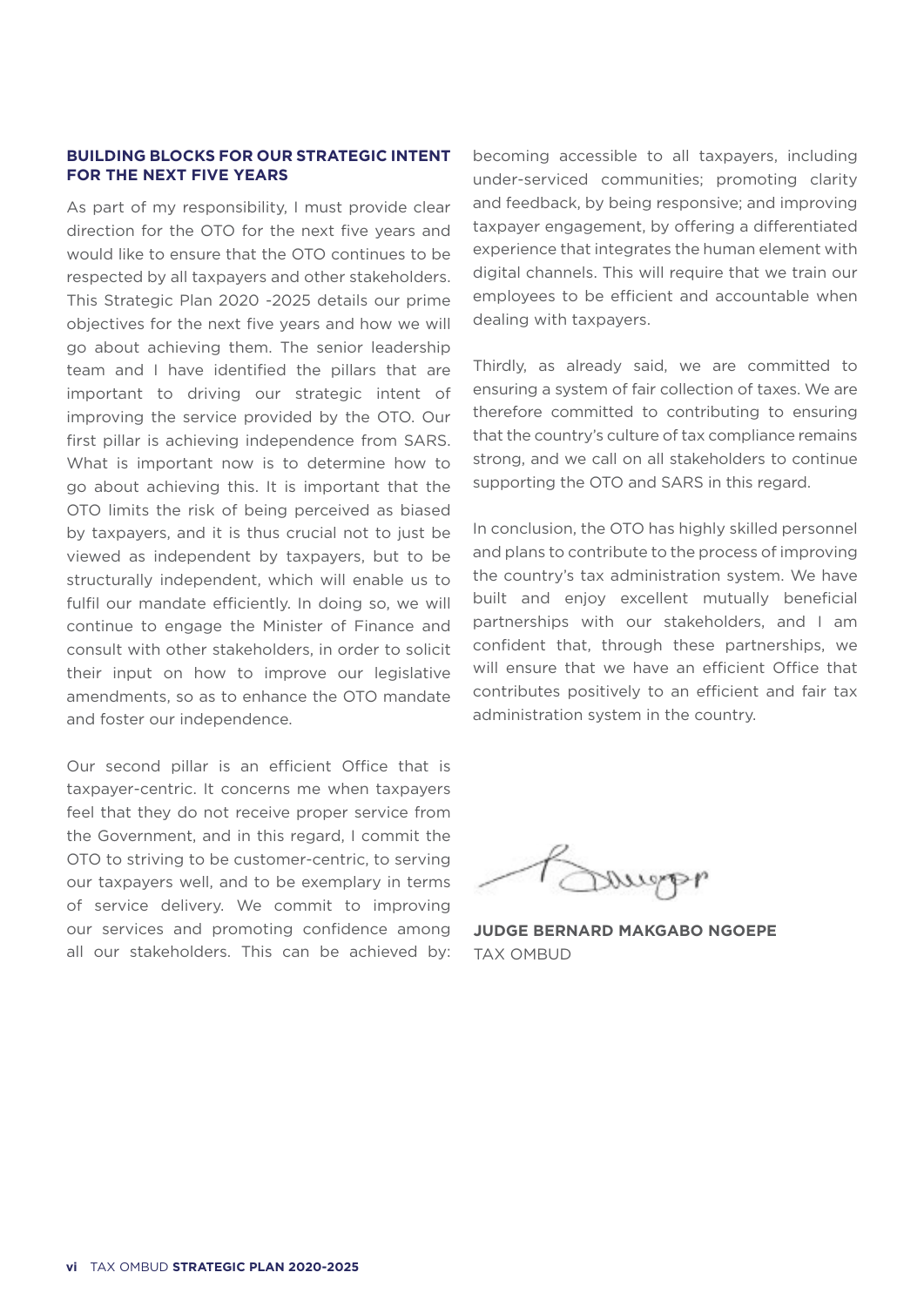## BUILDING BLOCKS FOR OUR STRATEGIC INTENT FOR THE NEXT FIVE YEARS

As part of my responsibility, I must provide clear direction for the OTO for the next five years and would like to ensure that the OTO continues to be respected by all taxpayers and other stakeholders. This Strategic Plan 2020 -2025 details our prime objectives for the next five years and how we will go about achieving them. The senior leadership team and I have identified the pillars that are important to driving our strategic intent of improving the service provided by the OTO. Our first pillar is achieving independence from SARS. What is important now is to determine how to go about achieving this. It is important that the OTO limits the risk of being perceived as biased by taxpayers, and it is thus crucial not to just be viewed as independent by taxpayers, but to be structurally independent, which will enable us to fulfil our mandate efficiently. In doing so, we will continue to engage the Minister of Finance and consult with other stakeholders, in order to solicit their input on how to improve our legislative amendments, so as to enhance the OTO mandate and foster our independence.

Our second pillar is an efficient Office that is taxpayer-centric. It concerns me when taxpayers feel that they do not receive proper service from the Government, and in this regard, I commit the OTO to striving to be customer-centric, to serving our taxpayers well, and to be exemplary in terms of service delivery. We commit to improving our services and promoting confidence among all our stakeholders. This can be achieved by: becoming accessible to all taxpayers, including under-serviced communities; promoting clarity and feedback, by being responsive; and improving taxpayer engagement, by offering a differentiated experience that integrates the human element with digital channels. This will require that we train our employees to be efficient and accountable when dealing with taxpayers.

Thirdly, as already said, we are committed to ensuring a system of fair collection of taxes. We are therefore committed to contributing to ensuring that the country's culture of tax compliance remains strong, and we call on all stakeholders to continue supporting the OTO and SARS in this regard.

In conclusion, the OTO has highly skilled personnel and plans to contribute to the process of improving the country's tax administration system. We have built and enjoy excellent mutually beneficial partnerships with our stakeholders, and I am confident that, through these partnerships, we will ensure that we have an efficient Office that contributes positively to an efficient and fair tax administration system in the country.

**JUDGE BERNARD MAKGABO NGOEPE**
TAX OMBUD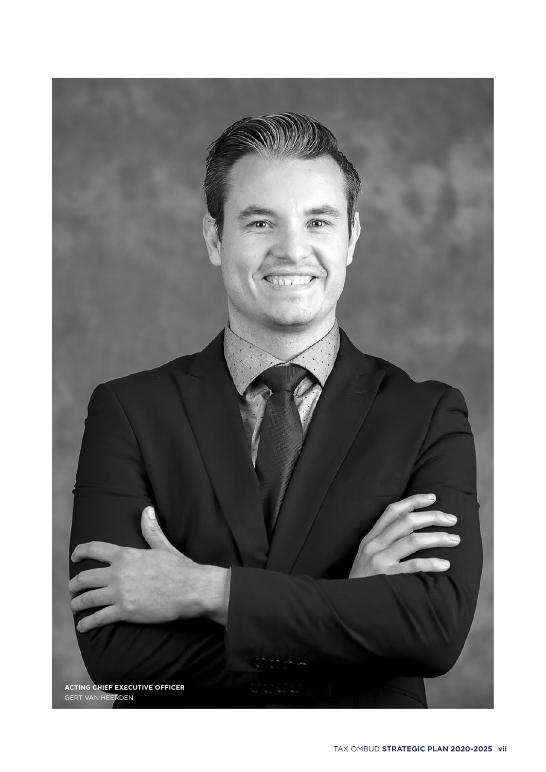**ACTING CHIEF EXECUTIVE OFFICER**
GERT VAN HEERDEN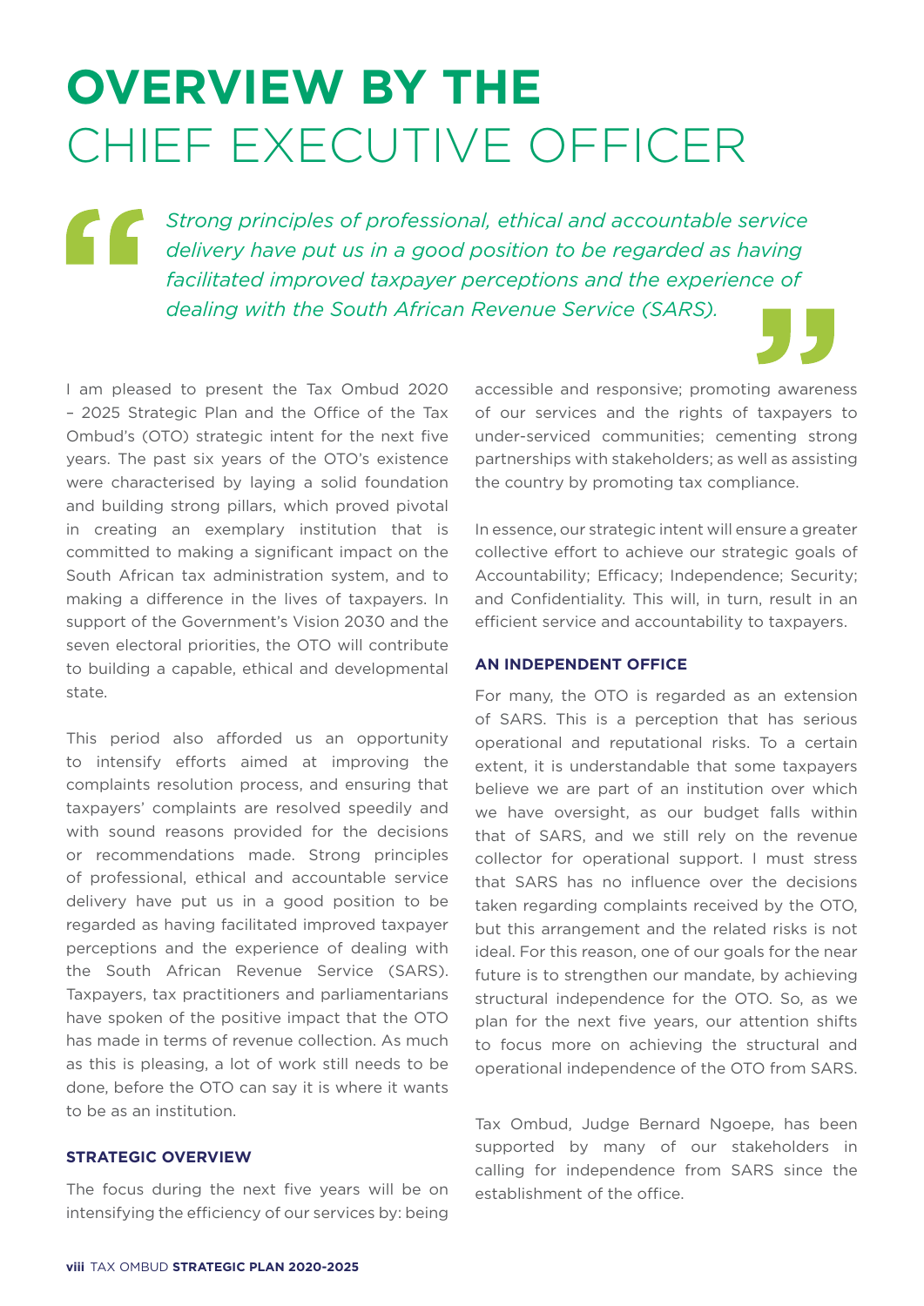# OVERVIEW BY THE CHIEF EXECUTIVE OFFICER

> *Strong principles of professional, ethical and accountable service delivery have put us in a good position to be regarded as having facilitated improved taxpayer perceptions and the experience of dealing with the South African Revenue Service (SARS).*

I am pleased to present the Tax Ombud 2020 – 2025 Strategic Plan and the Office of the Tax Ombud's (OTO) strategic intent for the next five years. The past six years of the OTO's existence were characterised by laying a solid foundation and building strong pillars, which proved pivotal in creating an exemplary institution that is committed to making a significant impact on the South African tax administration system, and to making a difference in the lives of taxpayers. In support of the Government's Vision 2030 and the seven electoral priorities, the OTO will contribute to building a capable, ethical and developmental state.

This period also afforded us an opportunity to intensify efforts aimed at improving the complaints resolution process, and ensuring that taxpayers' complaints are resolved speedily and with sound reasons provided for the decisions or recommendations made. Strong principles of professional, ethical and accountable service delivery have put us in a good position to be regarded as having facilitated improved taxpayer perceptions and the experience of dealing with the South African Revenue Service (SARS). Taxpayers, tax practitioners and parliamentarians have spoken of the positive impact that the OTO has made in terms of revenue collection. As much as this is pleasing, a lot of work still needs to be done, before the OTO can say it is where it wants to be as an institution.

### STRATEGIC OVERVIEW

The focus during the next five years will be on intensifying the efficiency of our services by: being accessible and responsive; promoting awareness of our services and the rights of taxpayers to under-serviced communities; cementing strong partnerships with stakeholders; as well as assisting the country by promoting tax compliance.

In essence, our strategic intent will ensure a greater collective effort to achieve our strategic goals of Accountability; Efficacy; Independence; Security; and Confidentiality. This will, in turn, result in an efficient service and accountability to taxpayers.

### AN INDEPENDENT OFFICE

For many, the OTO is regarded as an extension of SARS. This is a perception that has serious operational and reputational risks. To a certain extent, it is understandable that some taxpayers believe we are part of an institution over which we have oversight, as our budget falls within that of SARS, and we still rely on the revenue collector for operational support. I must stress that SARS has no influence over the decisions taken regarding complaints received by the OTO, but this arrangement and the related risks is not ideal. For this reason, one of our goals for the near future is to strengthen our mandate, by achieving structural independence for the OTO. So, as we plan for the next five years, our attention shifts to focus more on achieving the structural and operational independence of the OTO from SARS.

Tax Ombud, Judge Bernard Ngoepe, has been supported by many of our stakeholders in calling for independence from SARS since the establishment of the office.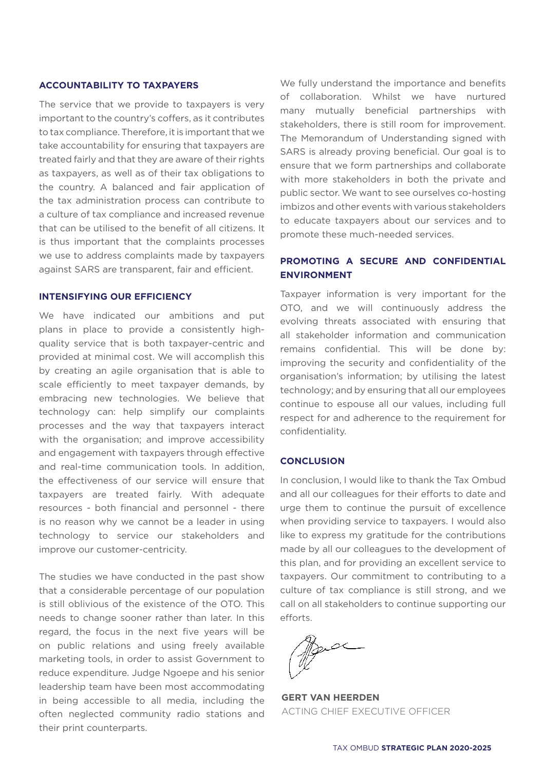## ACCOUNTABILITY TO TAXPAYERS

The service that we provide to taxpayers is very important to the country's coffers, as it contributes to tax compliance. Therefore, it is important that we take accountability for ensuring that taxpayers are treated fairly and that they are aware of their rights as taxpayers, as well as of their tax obligations to the country. A balanced and fair application of the tax administration process can contribute to a culture of tax compliance and increased revenue that can be utilised to the benefit of all citizens. It is thus important that the complaints processes we use to address complaints made by taxpayers against SARS are transparent, fair and efficient.

## INTENSIFYING OUR EFFICIENCY

We have indicated our ambitions and put plans in place to provide a consistently high-quality service that is both taxpayer-centric and provided at minimal cost. We will accomplish this by creating an agile organisation that is able to scale efficiently to meet taxpayer demands, by embracing new technologies. We believe that technology can: help simplify our complaints processes and the way that taxpayers interact with the organisation; and improve accessibility and engagement with taxpayers through effective and real-time communication tools. In addition, the effectiveness of our service will ensure that taxpayers are treated fairly. With adequate resources - both financial and personnel - there is no reason why we cannot be a leader in using technology to service our stakeholders and improve our customer-centricity.

The studies we have conducted in the past show that a considerable percentage of our population is still oblivious of the existence of the OTO. This needs to change sooner rather than later. In this regard, the focus in the next five years will be on public relations and using freely available marketing tools, in order to assist Government to reduce expenditure. Judge Ngoepe and his senior leadership team have been most accommodating in being accessible to all media, including the often neglected community radio stations and their print counterparts.

We fully understand the importance and benefits of collaboration. Whilst we have nurtured many mutually beneficial partnerships with stakeholders, there is still room for improvement. The Memorandum of Understanding signed with SARS is already proving beneficial. Our goal is to ensure that we form partnerships and collaborate with more stakeholders in both the private and public sector. We want to see ourselves co-hosting imbizos and other events with various stakeholders to educate taxpayers about our services and to promote these much-needed services.

## PROMOTING A SECURE AND CONFIDENTIAL ENVIRONMENT

Taxpayer information is very important for the OTO, and we will continuously address the evolving threats associated with ensuring that all stakeholder information and communication remains confidential. This will be done by: improving the security and confidentiality of the organisation's information; by utilising the latest technology; and by ensuring that all our employees continue to espouse all our values, including full respect for and adherence to the requirement for confidentiality.

## CONCLUSION

In conclusion, I would like to thank the Tax Ombud and all our colleagues for their efforts to date and urge them to continue the pursuit of excellence when providing service to taxpayers. I would also like to express my gratitude for the contributions made by all our colleagues to the development of this plan, and for providing an excellent service to taxpayers. Our commitment to contributing to a culture of tax compliance is still strong, and we call on all stakeholders to continue supporting our efforts.

**GERT VAN HEERDEN**
ACTING CHIEF EXECUTIVE OFFICER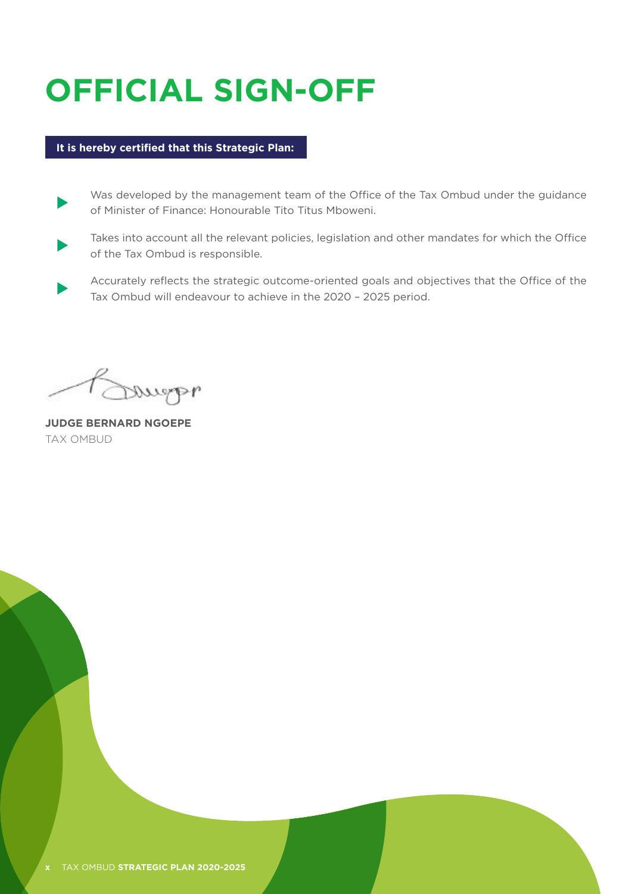# OFFICIAL SIGN-OFF

**It is hereby certified that this Strategic Plan:**

- Was developed by the management team of the Office of the Tax Ombud under the guidance of Minister of Finance: Honourable Tito Titus Mboweni.
- Takes into account all the relevant policies, legislation and other mandates for which the Office of the Tax Ombud is responsible.
- Accurately reflects the strategic outcome-oriented goals and objectives that the Office of the Tax Ombud will endeavour to achieve in the 2020 – 2025 period.

**JUDGE BERNARD NGOEPE**
TAX OMBUD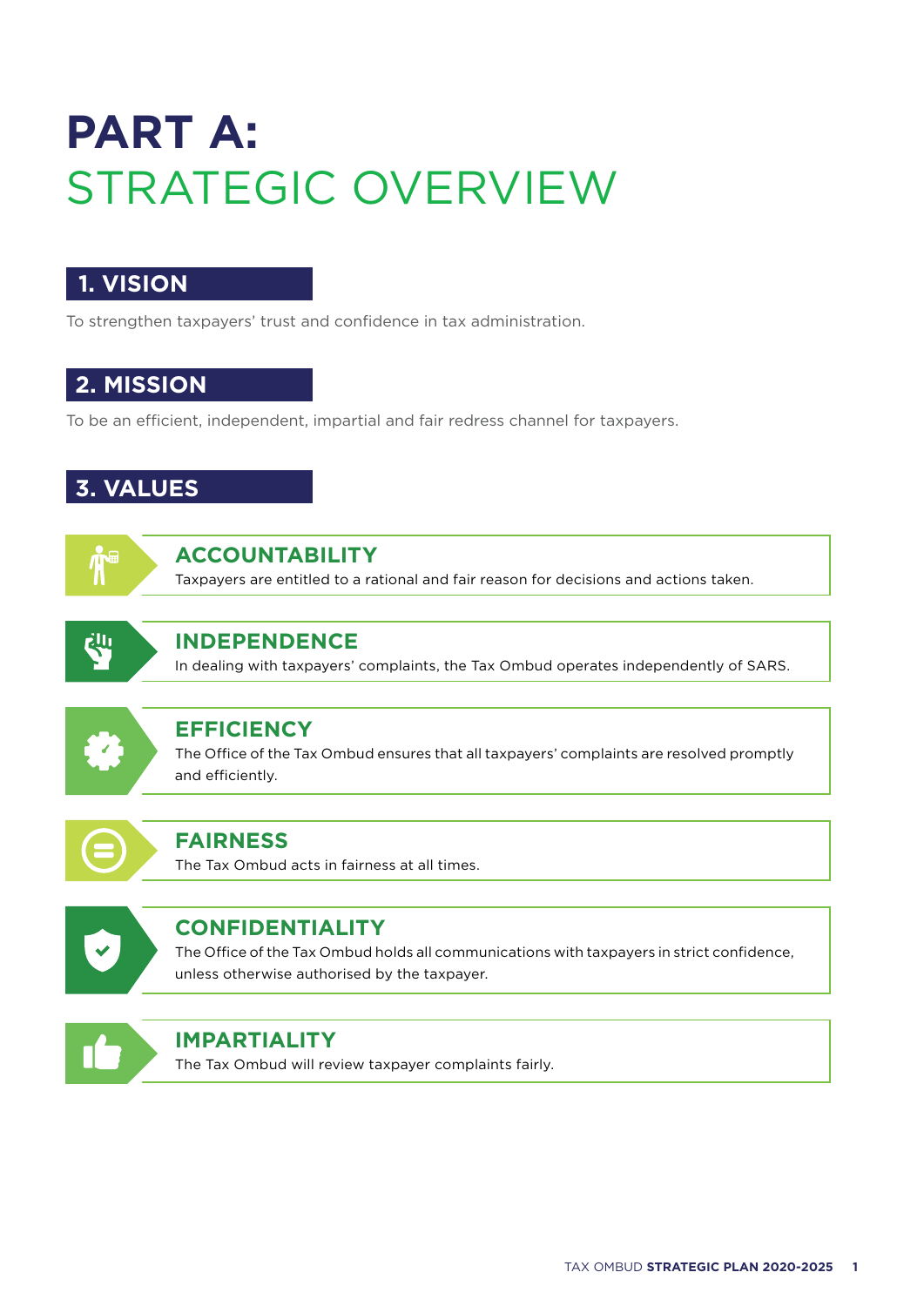# PART A: STRATEGIC OVERVIEW

## 1. VISION

To strengthen taxpayers' trust and confidence in tax administration.

## 2. MISSION

To be an efficient, independent, impartial and fair redress channel for taxpayers.

## 3. VALUES

### ACCOUNTABILITY

Taxpayers are entitled to a rational and fair reason for decisions and actions taken.

### INDEPENDENCE

In dealing with taxpayers' complaints, the Tax Ombud operates independently of SARS.

### EFFICIENCY

The Office of the Tax Ombud ensures that all taxpayers' complaints are resolved promptly and efficiently.

### FAIRNESS

The Tax Ombud acts in fairness at all times.

### CONFIDENTIALITY

The Office of the Tax Ombud holds all communications with taxpayers in strict confidence, unless otherwise authorised by the taxpayer.

### IMPARTIALITY

The Tax Ombud will review taxpayer complaints fairly.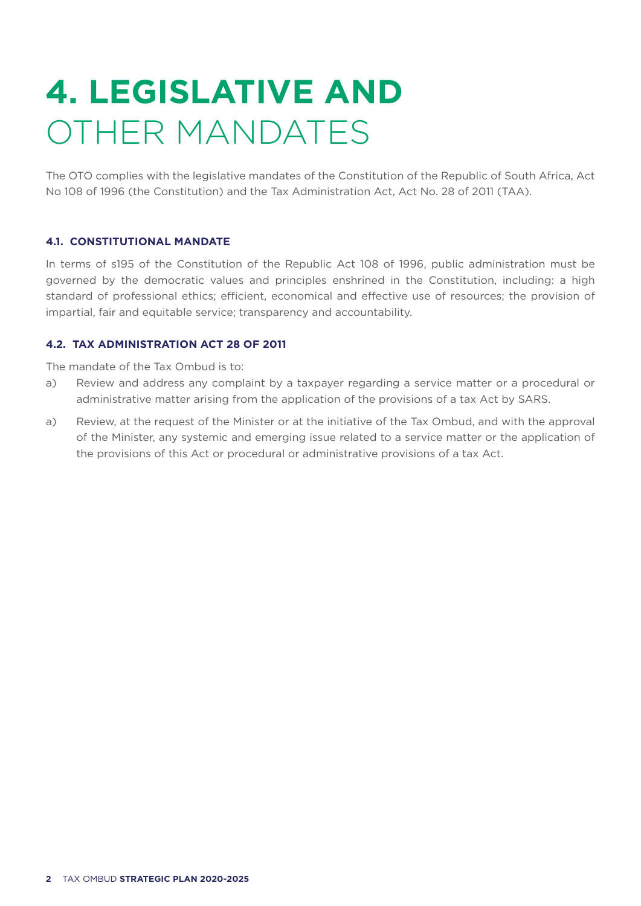# 4. LEGISLATIVE AND OTHER MANDATES

The OTO complies with the legislative mandates of the Constitution of the Republic of South Africa, Act No 108 of 1996 (the Constitution) and the Tax Administration Act, Act No. 28 of 2011 (TAA).

### 4.1. CONSTITUTIONAL MANDATE

In terms of s195 of the Constitution of the Republic Act 108 of 1996, public administration must be governed by the democratic values and principles enshrined in the Constitution, including: a high standard of professional ethics; efficient, economical and effective use of resources; the provision of impartial, fair and equitable service; transparency and accountability.

### 4.2. TAX ADMINISTRATION ACT 28 OF 2011

The mandate of the Tax Ombud is to:

a) Review and address any complaint by a taxpayer regarding a service matter or a procedural or administrative matter arising from the application of the provisions of a tax Act by SARS.

a) Review, at the request of the Minister or at the initiative of the Tax Ombud, and with the approval of the Minister, any systemic and emerging issue related to a service matter or the application of the provisions of this Act or procedural or administrative provisions of a tax Act.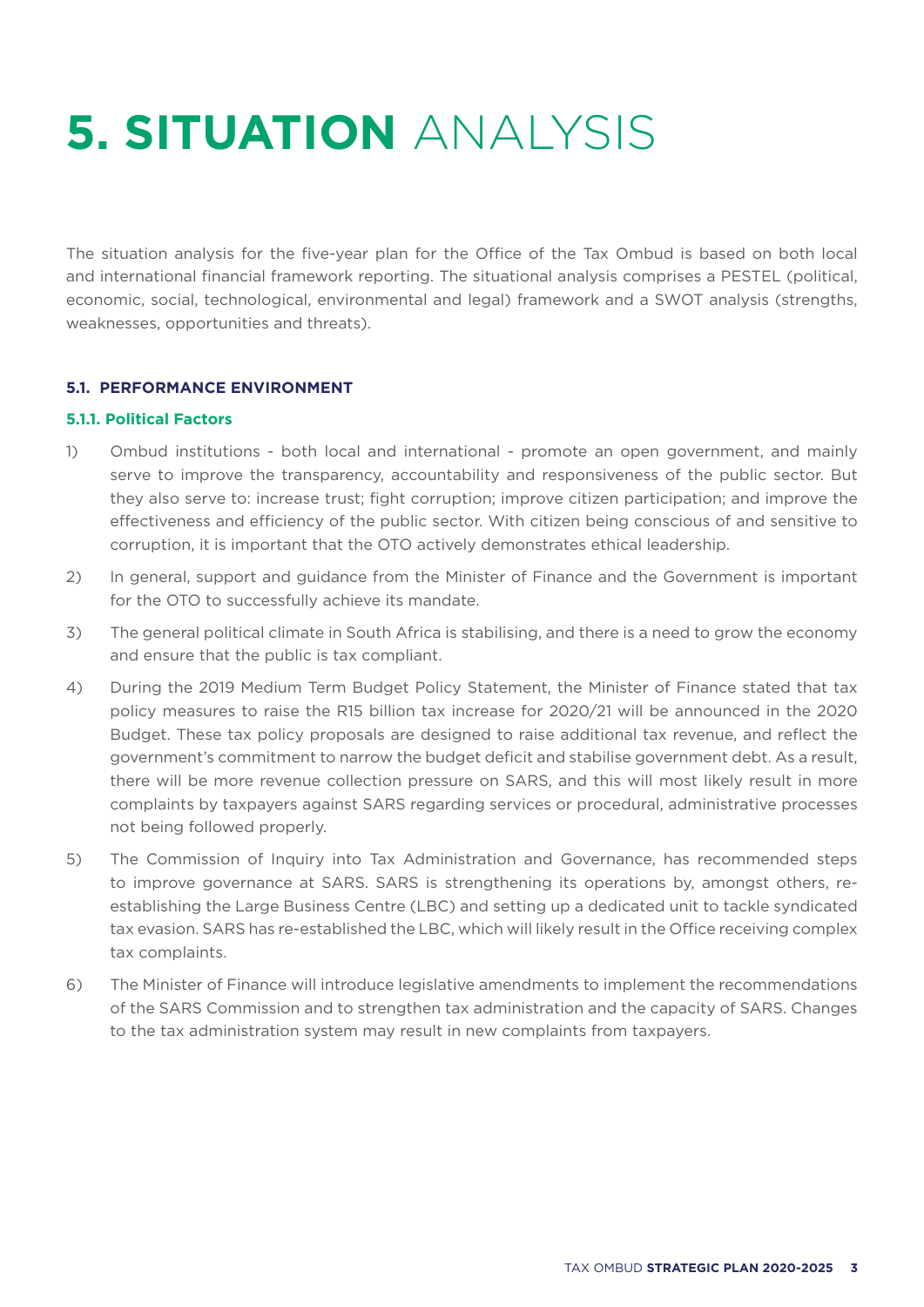# 5. SITUATION ANALYSIS

The situation analysis for the five-year plan for the Office of the Tax Ombud is based on both local and international financial framework reporting. The situational analysis comprises a PESTEL (political, economic, social, technological, environmental and legal) framework and a SWOT analysis (strengths, weaknesses, opportunities and threats).

### 5.1. PERFORMANCE ENVIRONMENT

#### 5.1.1. Political Factors

1) Ombud institutions - both local and international - promote an open government, and mainly serve to improve the transparency, accountability and responsiveness of the public sector. But they also serve to: increase trust; fight corruption; improve citizen participation; and improve the effectiveness and efficiency of the public sector. With citizen being conscious of and sensitive to corruption, it is important that the OTO actively demonstrates ethical leadership.
2) In general, support and guidance from the Minister of Finance and the Government is important for the OTO to successfully achieve its mandate.
3) The general political climate in South Africa is stabilising, and there is a need to grow the economy and ensure that the public is tax compliant.
4) During the 2019 Medium Term Budget Policy Statement, the Minister of Finance stated that tax policy measures to raise the R15 billion tax increase for 2020/21 will be announced in the 2020 Budget. These tax policy proposals are designed to raise additional tax revenue, and reflect the government's commitment to narrow the budget deficit and stabilise government debt. As a result, there will be more revenue collection pressure on SARS, and this will most likely result in more complaints by taxpayers against SARS regarding services or procedural, administrative processes not being followed properly.
5) The Commission of Inquiry into Tax Administration and Governance, has recommended steps to improve governance at SARS. SARS is strengthening its operations by, amongst others, re-establishing the Large Business Centre (LBC) and setting up a dedicated unit to tackle syndicated tax evasion. SARS has re-established the LBC, which will likely result in the Office receiving complex tax complaints.
6) The Minister of Finance will introduce legislative amendments to implement the recommendations of the SARS Commission and to strengthen tax administration and the capacity of SARS. Changes to the tax administration system may result in new complaints from taxpayers.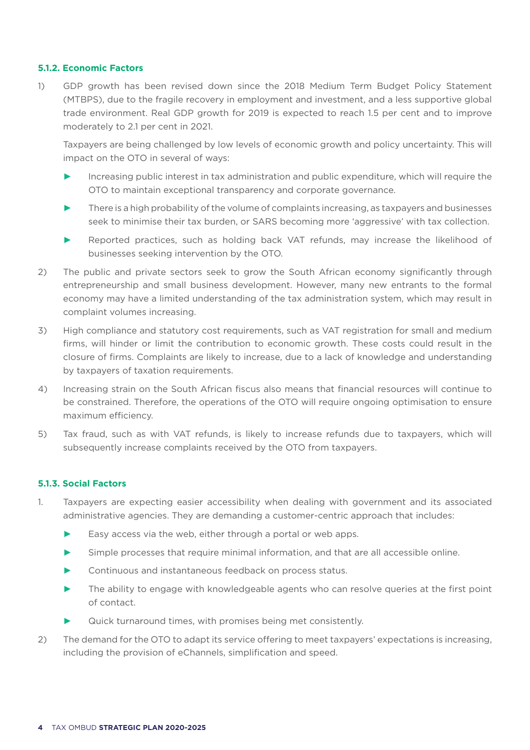#### 5.1.2. Economic Factors

1) GDP growth has been revised down since the 2018 Medium Term Budget Policy Statement (MTBPS), due to the fragile recovery in employment and investment, and a less supportive global trade environment. Real GDP growth for 2019 is expected to reach 1.5 per cent and to improve moderately to 2.1 per cent in 2021.

   Taxpayers are being challenged by low levels of economic growth and policy uncertainty. This will impact on the OTO in several of ways:

   - Increasing public interest in tax administration and public expenditure, which will require the OTO to maintain exceptional transparency and corporate governance.
   - There is a high probability of the volume of complaints increasing, as taxpayers and businesses seek to minimise their tax burden, or SARS becoming more 'aggressive' with tax collection.
   - Reported practices, such as holding back VAT refunds, may increase the likelihood of businesses seeking intervention by the OTO.

2) The public and private sectors seek to grow the South African economy significantly through entrepreneurship and small business development. However, many new entrants to the formal economy may have a limited understanding of the tax administration system, which may result in complaint volumes increasing.

3) High compliance and statutory cost requirements, such as VAT registration for small and medium firms, will hinder or limit the contribution to economic growth. These costs could result in the closure of firms. Complaints are likely to increase, due to a lack of knowledge and understanding by taxpayers of taxation requirements.

4) Increasing strain on the South African fiscus also means that financial resources will continue to be constrained. Therefore, the operations of the OTO will require ongoing optimisation to ensure maximum efficiency.

5) Tax fraud, such as with VAT refunds, is likely to increase refunds due to taxpayers, which will subsequently increase complaints received by the OTO from taxpayers.

#### 5.1.3. Social Factors

1. Taxpayers are expecting easier accessibility when dealing with government and its associated administrative agencies. They are demanding a customer-centric approach that includes:

   - Easy access via the web, either through a portal or web apps.
   - Simple processes that require minimal information, and that are all accessible online.
   - Continuous and instantaneous feedback on process status.
   - The ability to engage with knowledgeable agents who can resolve queries at the first point of contact.
   - Quick turnaround times, with promises being met consistently.

2) The demand for the OTO to adapt its service offering to meet taxpayers' expectations is increasing, including the provision of eChannels, simplification and speed.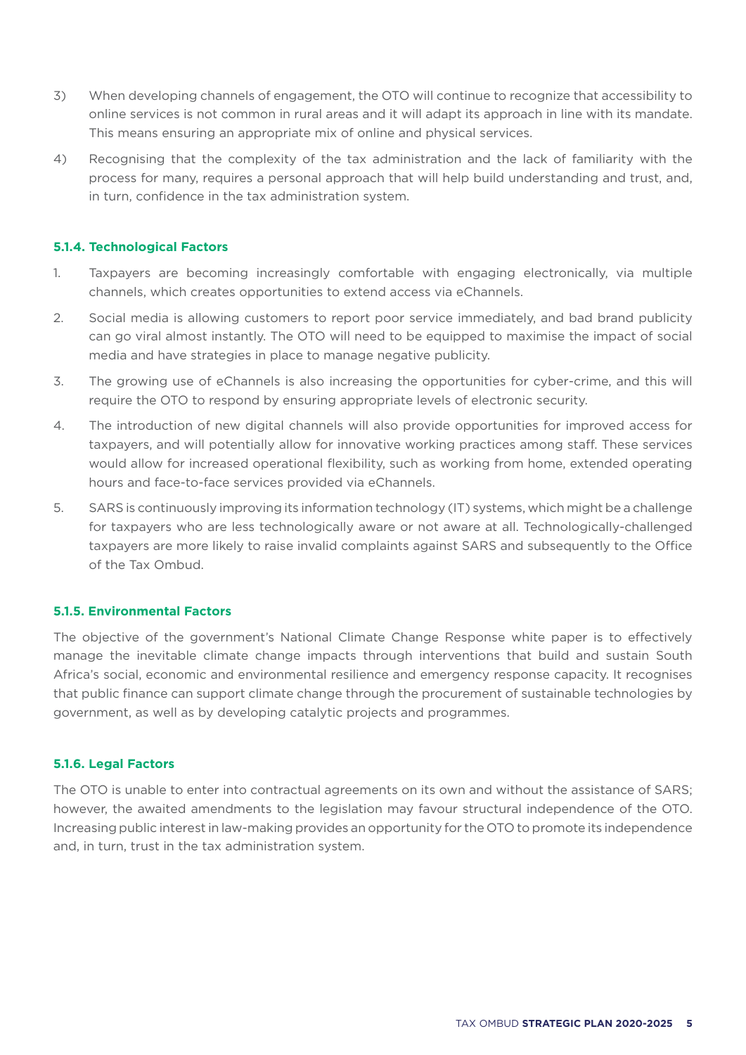3) When developing channels of engagement, the OTO will continue to recognize that accessibility to online services is not common in rural areas and it will adapt its approach in line with its mandate. This means ensuring an appropriate mix of online and physical services.

4) Recognising that the complexity of the tax administration and the lack of familiarity with the process for many, requires a personal approach that will help build understanding and trust, and, in turn, confidence in the tax administration system.

#### 5.1.4. Technological Factors

1. Taxpayers are becoming increasingly comfortable with engaging electronically, via multiple channels, which creates opportunities to extend access via eChannels.
2. Social media is allowing customers to report poor service immediately, and bad brand publicity can go viral almost instantly. The OTO will need to be equipped to maximise the impact of social media and have strategies in place to manage negative publicity.
3. The growing use of eChannels is also increasing the opportunities for cyber-crime, and this will require the OTO to respond by ensuring appropriate levels of electronic security.
4. The introduction of new digital channels will also provide opportunities for improved access for taxpayers, and will potentially allow for innovative working practices among staff. These services would allow for increased operational flexibility, such as working from home, extended operating hours and face-to-face services provided via eChannels.
5. SARS is continuously improving its information technology (IT) systems, which might be a challenge for taxpayers who are less technologically aware or not aware at all. Technologically-challenged taxpayers are more likely to raise invalid complaints against SARS and subsequently to the Office of the Tax Ombud.

#### 5.1.5. Environmental Factors

The objective of the government's National Climate Change Response white paper is to effectively manage the inevitable climate change impacts through interventions that build and sustain South Africa's social, economic and environmental resilience and emergency response capacity. It recognises that public finance can support climate change through the procurement of sustainable technologies by government, as well as by developing catalytic projects and programmes.

#### 5.1.6. Legal Factors

The OTO is unable to enter into contractual agreements on its own and without the assistance of SARS; however, the awaited amendments to the legislation may favour structural independence of the OTO. Increasing public interest in law-making provides an opportunity for the OTO to promote its independence and, in turn, trust in the tax administration system.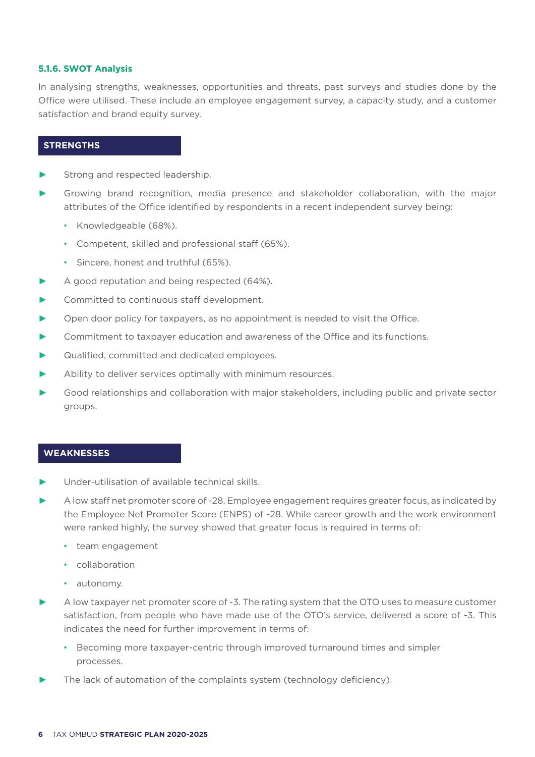#### 5.1.6. SWOT Analysis

In analysing strengths, weaknesses, opportunities and threats, past surveys and studies done by the Office were utilised. These include an employee engagement survey, a capacity study, and a customer satisfaction and brand equity survey.

**STRENGTHS**

- Strong and respected leadership.
- Growing brand recognition, media presence and stakeholder collaboration, with the major attributes of the Office identified by respondents in a recent independent survey being:
  - Knowledgeable (68%).
  - Competent, skilled and professional staff (65%).
  - Sincere, honest and truthful (65%).
- A good reputation and being respected (64%).
- Committed to continuous staff development.
- Open door policy for taxpayers, as no appointment is needed to visit the Office.
- Commitment to taxpayer education and awareness of the Office and its functions.
- Qualified, committed and dedicated employees.
- Ability to deliver services optimally with minimum resources.
- Good relationships and collaboration with major stakeholders, including public and private sector groups.

**WEAKNESSES**

- Under-utilisation of available technical skills.
- A low staff net promoter score of -28. Employee engagement requires greater focus, as indicated by the Employee Net Promoter Score (ENPS) of -28. While career growth and the work environment were ranked highly, the survey showed that greater focus is required in terms of:
  - team engagement
  - collaboration
  - autonomy.
- A low taxpayer net promoter score of -3. The rating system that the OTO uses to measure customer satisfaction, from people who have made use of the OTO's service, delivered a score of -3. This indicates the need for further improvement in terms of:
  - Becoming more taxpayer-centric through improved turnaround times and simpler processes.
- The lack of automation of the complaints system (technology deficiency).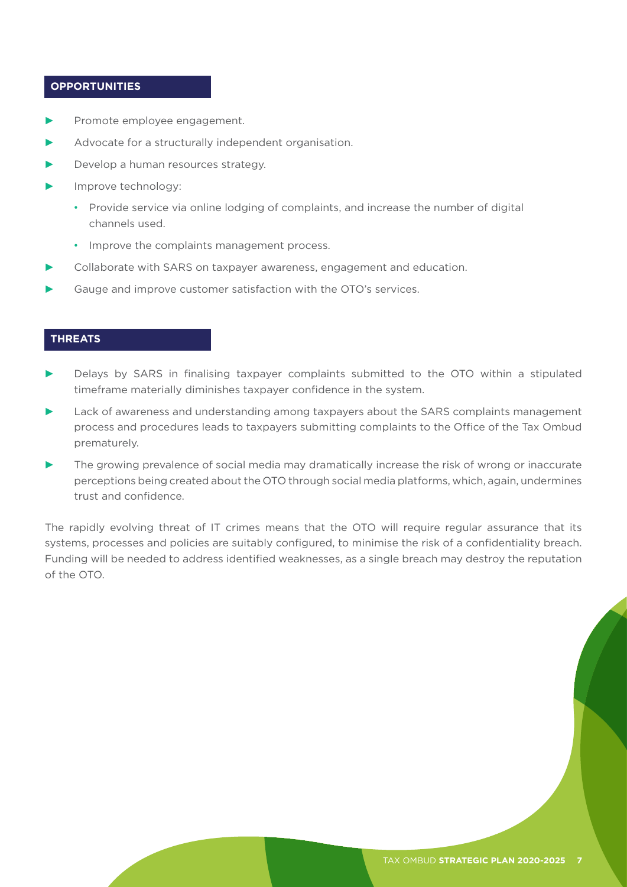## OPPORTUNITIES

- Promote employee engagement.
- Advocate for a structurally independent organisation.
- Develop a human resources strategy.
- Improve technology:
  - Provide service via online lodging of complaints, and increase the number of digital channels used.
  - Improve the complaints management process.
- Collaborate with SARS on taxpayer awareness, engagement and education.
- Gauge and improve customer satisfaction with the OTO's services.

## THREATS

- Delays by SARS in finalising taxpayer complaints submitted to the OTO within a stipulated timeframe materially diminishes taxpayer confidence in the system.
- Lack of awareness and understanding among taxpayers about the SARS complaints management process and procedures leads to taxpayers submitting complaints to the Office of the Tax Ombud prematurely.
- The growing prevalence of social media may dramatically increase the risk of wrong or inaccurate perceptions being created about the OTO through social media platforms, which, again, undermines trust and confidence.

The rapidly evolving threat of IT crimes means that the OTO will require regular assurance that its systems, processes and policies are suitably configured, to minimise the risk of a confidentiality breach. Funding will be needed to address identified weaknesses, as a single breach may destroy the reputation of the OTO.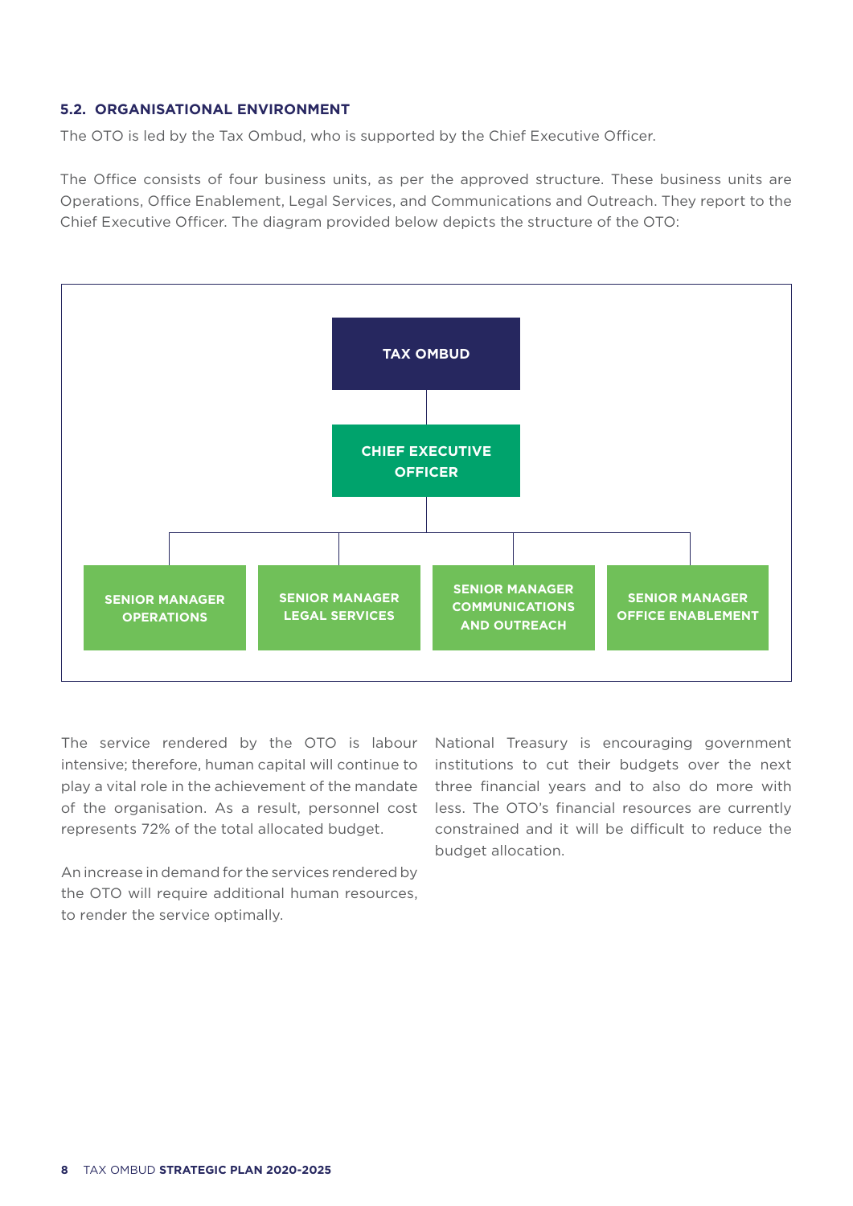### 5.2. ORGANISATIONAL ENVIRONMENT

The OTO is led by the Tax Ombud, who is supported by the Chief Executive Officer.

The Office consists of four business units, as per the approved structure. These business units are Operations, Office Enablement, Legal Services, and Communications and Outreach. They report to the Chief Executive Officer. The diagram provided below depicts the structure of the OTO:

- **TAX OMBUD**
  - **CHIEF EXECUTIVE OFFICER**
    - **SENIOR MANAGER OPERATIONS**
    - **SENIOR MANAGER LEGAL SERVICES**
    - **SENIOR MANAGER COMMUNICATIONS AND OUTREACH**
    - **SENIOR MANAGER OFFICE ENABLEMENT**

The service rendered by the OTO is labour intensive; therefore, human capital will continue to play a vital role in the achievement of the mandate of the organisation. As a result, personnel cost represents 72% of the total allocated budget.

An increase in demand for the services rendered by the OTO will require additional human resources, to render the service optimally.

National Treasury is encouraging government institutions to cut their budgets over the next three financial years and to also do more with less. The OTO's financial resources are currently constrained and it will be difficult to reduce the budget allocation.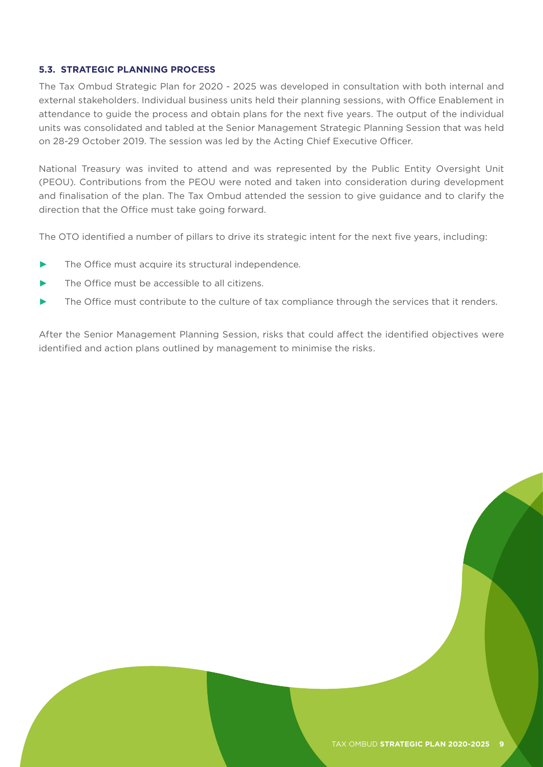### 5.3. STRATEGIC PLANNING PROCESS

The Tax Ombud Strategic Plan for 2020 - 2025 was developed in consultation with both internal and external stakeholders. Individual business units held their planning sessions, with Office Enablement in attendance to guide the process and obtain plans for the next five years. The output of the individual units was consolidated and tabled at the Senior Management Strategic Planning Session that was held on 28-29 October 2019. The session was led by the Acting Chief Executive Officer.

National Treasury was invited to attend and was represented by the Public Entity Oversight Unit (PEOU). Contributions from the PEOU were noted and taken into consideration during development and finalisation of the plan. The Tax Ombud attended the session to give guidance and to clarify the direction that the Office must take going forward.

The OTO identified a number of pillars to drive its strategic intent for the next five years, including:

- The Office must acquire its structural independence.
- The Office must be accessible to all citizens.
- The Office must contribute to the culture of tax compliance through the services that it renders.

After the Senior Management Planning Session, risks that could affect the identified objectives were identified and action plans outlined by management to minimise the risks.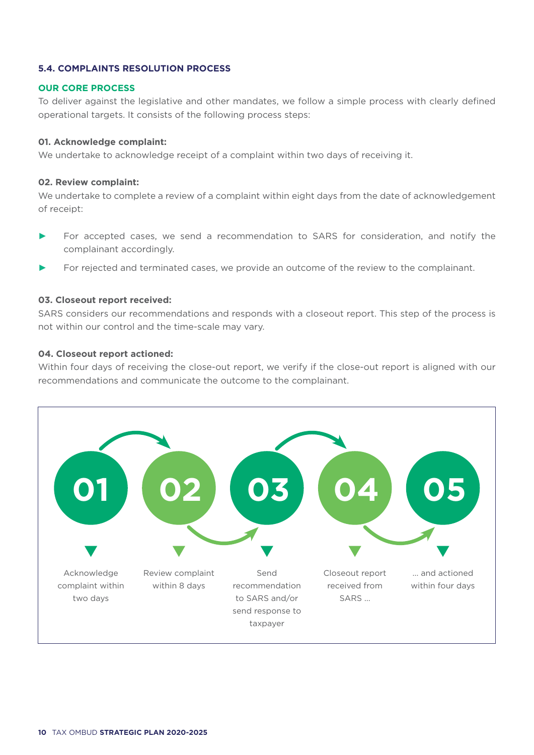### 5.4. COMPLAINTS RESOLUTION PROCESS

#### OUR CORE PROCESS

To deliver against the legislative and other mandates, we follow a simple process with clearly defined operational targets. It consists of the following process steps:

**01. Acknowledge complaint:**
We undertake to acknowledge receipt of a complaint within two days of receiving it.

**02. Review complaint:**
We undertake to complete a review of a complaint within eight days from the date of acknowledgement of receipt:

- For accepted cases, we send a recommendation to SARS for consideration, and notify the complainant accordingly.
- For rejected and terminated cases, we provide an outcome of the review to the complainant.

**03. Closeout report received:**
SARS considers our recommendations and responds with a closeout report. This step of the process is not within our control and the time-scale may vary.

**04. Closeout report actioned:**
Within four days of receiving the close-out report, we verify if the close-out report is aligned with our recommendations and communicate the outcome to the complainant.

**01** — Acknowledge complaint within two days

**02** — Review complaint within 8 days

**03** — Send recommendation to SARS and/or send response to taxpayer

**04** — Closeout report received from SARS ...

**05** — ... and actioned within four days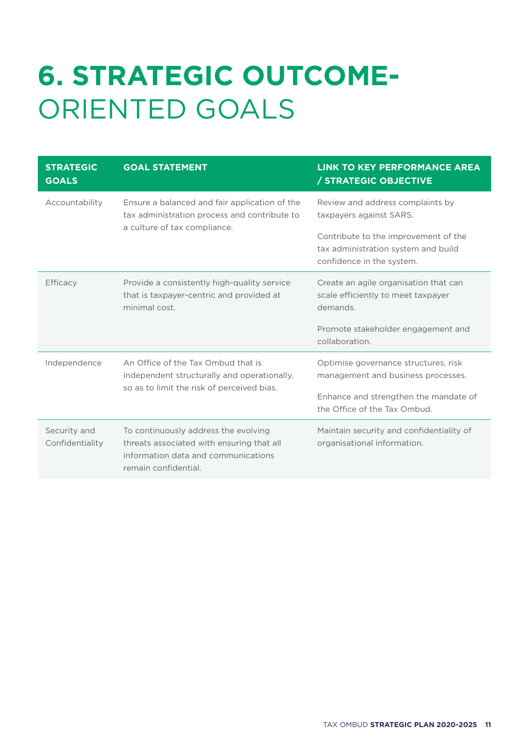# 6. STRATEGIC OUTCOME-ORIENTED GOALS

| STRATEGIC GOALS | GOAL STATEMENT | LINK TO KEY PERFORMANCE AREA / STRATEGIC OBJECTIVE |
|---|---|---|
| Accountability | Ensure a balanced and fair application of the tax administration process and contribute to a culture of tax compliance. | Review and address complaints by taxpayers against SARS.<br><br>Contribute to the improvement of the tax administration system and build confidence in the system. |
| Efficacy | Provide a consistently high-quality service that is taxpayer-centric and provided at minimal cost. | Create an agile organisation that can scale efficiently to meet taxpayer demands.<br><br>Promote stakeholder engagement and collaboration. |
| Independence | An Office of the Tax Ombud that is independent structurally and operationally, so as to limit the risk of perceived bias. | Optimise governance structures, risk management and business processes.<br><br>Enhance and strengthen the mandate of the Office of the Tax Ombud. |
| Security and Confidentiality | To continuously address the evolving threats associated with ensuring that all information data and communications remain confidential. | Maintain security and confidentiality of organisational information. |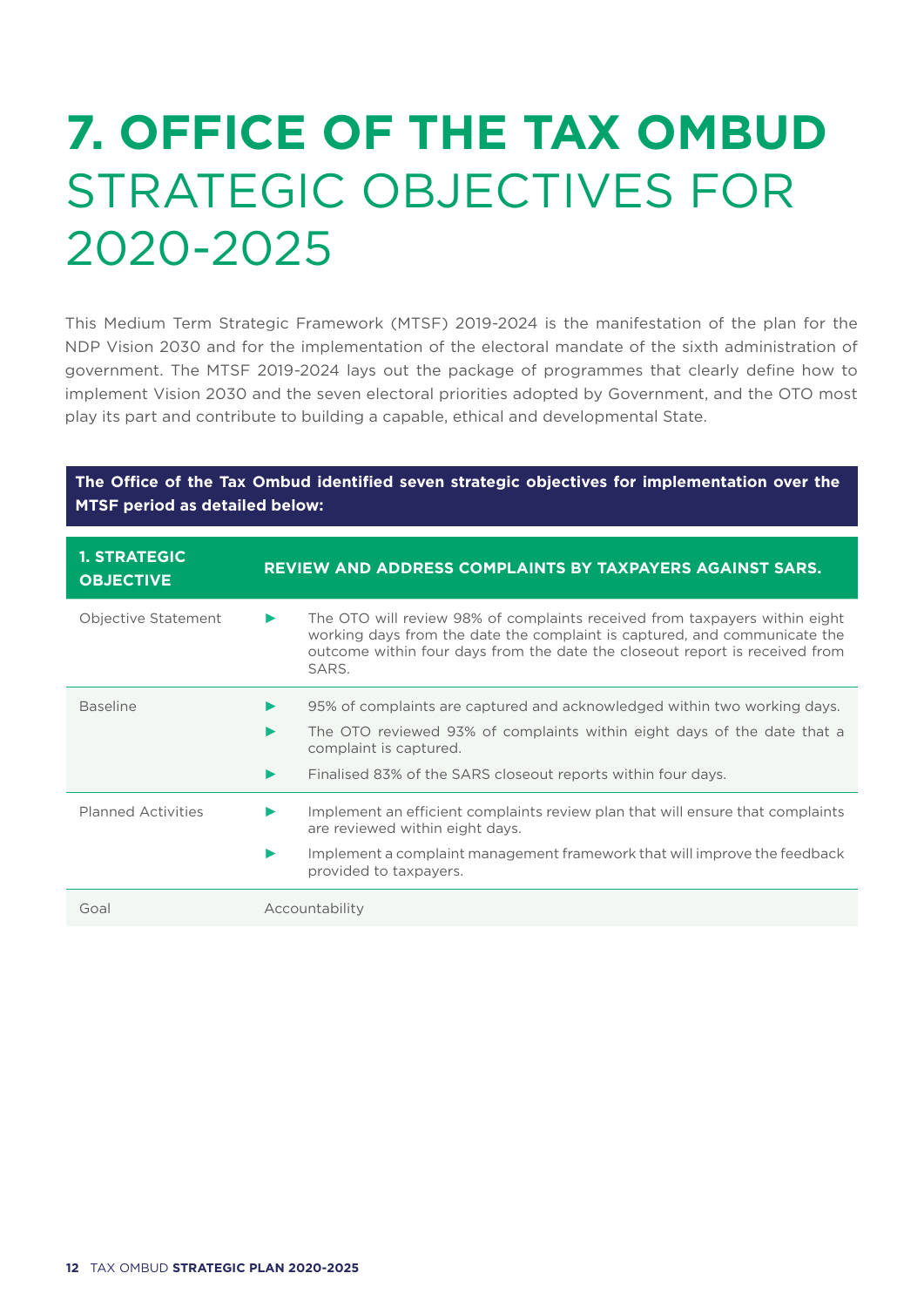# 7. OFFICE OF THE TAX OMBUD STRATEGIC OBJECTIVES FOR 2020-2025

This Medium Term Strategic Framework (MTSF) 2019-2024 is the manifestation of the plan for the NDP Vision 2030 and for the implementation of the electoral mandate of the sixth administration of government. The MTSF 2019-2024 lays out the package of programmes that clearly define how to implement Vision 2030 and the seven electoral priorities adopted by Government, and the OTO most play its part and contribute to building a capable, ethical and developmental State.

**The Office of the Tax Ombud identified seven strategic objectives for implementation over the MTSF period as detailed below:**

| **1. STRATEGIC OBJECTIVE** | **REVIEW AND ADDRESS COMPLAINTS BY TAXPAYERS AGAINST SARS.** |
|---|---|
| Objective Statement | ► The OTO will review 98% of complaints received from taxpayers within eight working days from the date the complaint is captured, and communicate the outcome within four days from the date the closeout report is received from SARS. |
| Baseline | ► 95% of complaints are captured and acknowledged within two working days.<br>► The OTO reviewed 93% of complaints within eight days of the date that a complaint is captured.<br>► Finalised 83% of the SARS closeout reports within four days. |
| Planned Activities | ► Implement an efficient complaints review plan that will ensure that complaints are reviewed within eight days.<br>► Implement a complaint management framework that will improve the feedback provided to taxpayers. |
| Goal | Accountability |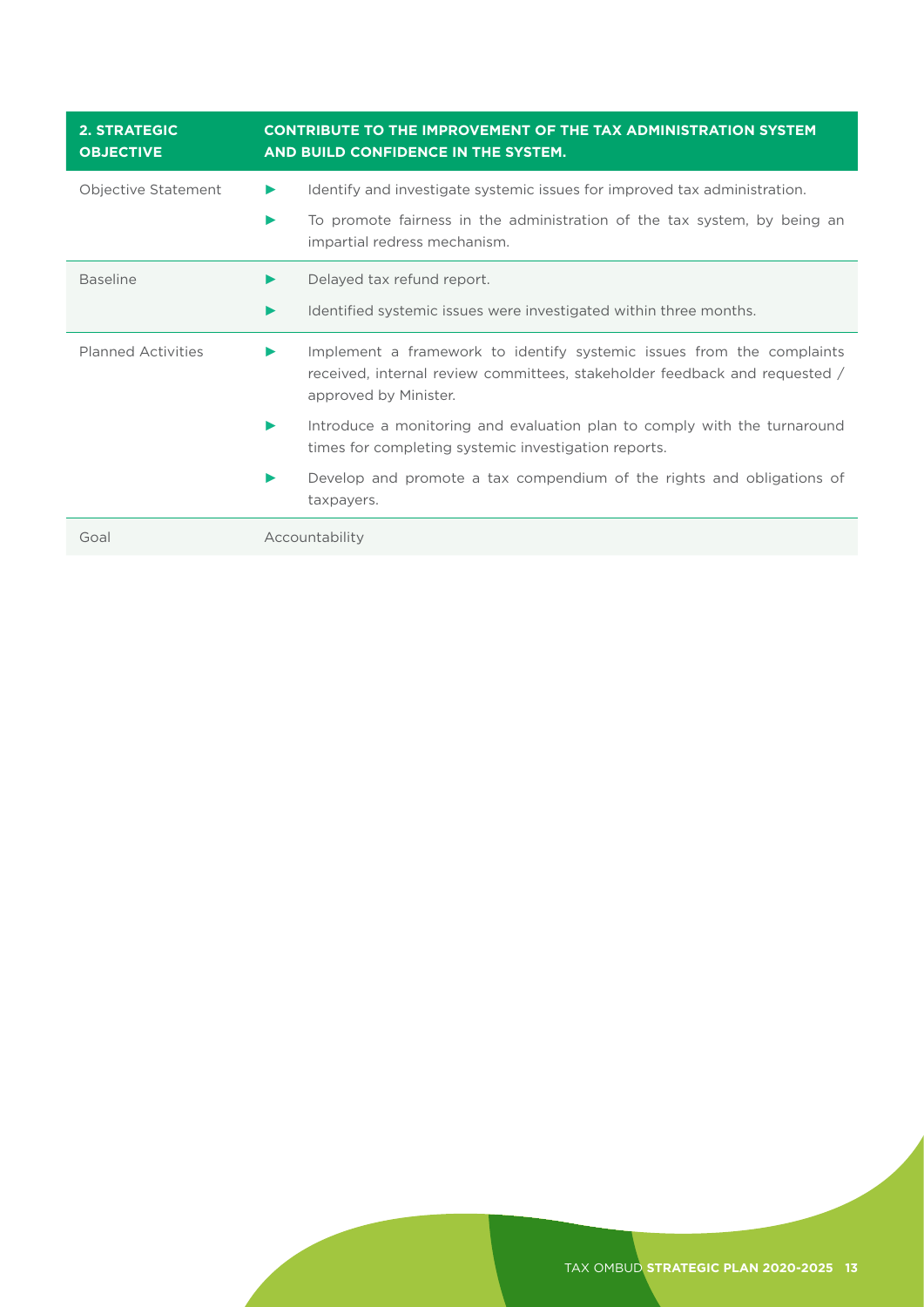| 2. STRATEGIC OBJECTIVE | CONTRIBUTE TO THE IMPROVEMENT OF THE TAX ADMINISTRATION SYSTEM AND BUILD CONFIDENCE IN THE SYSTEM. |
|---|---|
| Objective Statement | ► Identify and investigate systemic issues for improved tax administration.<br>► To promote fairness in the administration of the tax system, by being an impartial redress mechanism. |
| Baseline | ► Delayed tax refund report.<br>► Identified systemic issues were investigated within three months. |
| Planned Activities | ► Implement a framework to identify systemic issues from the complaints received, internal review committees, stakeholder feedback and requested / approved by Minister.<br>► Introduce a monitoring and evaluation plan to comply with the turnaround times for completing systemic investigation reports.<br>► Develop and promote a tax compendium of the rights and obligations of taxpayers. |
| Goal | Accountability |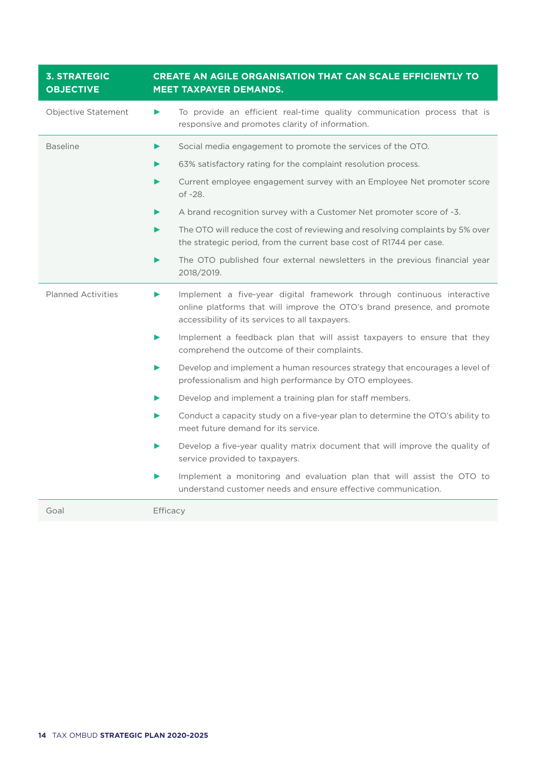| 3. STRATEGIC OBJECTIVE | CREATE AN AGILE ORGANISATION THAT CAN SCALE EFFICIENTLY TO MEET TAXPAYER DEMANDS. |
|---|---|
| Objective Statement | ► To provide an efficient real-time quality communication process that is responsive and promotes clarity of information. |
| Baseline | ► Social media engagement to promote the services of the OTO.<br>► 63% satisfactory rating for the complaint resolution process.<br>► Current employee engagement survey with an Employee Net promoter score of -28.<br>► A brand recognition survey with a Customer Net promoter score of -3.<br>► The OTO will reduce the cost of reviewing and resolving complaints by 5% over the strategic period, from the current base cost of R1744 per case.<br>► The OTO published four external newsletters in the previous financial year 2018/2019. |
| Planned Activities | ► Implement a five-year digital framework through continuous interactive online platforms that will improve the OTO's brand presence, and promote accessibility of its services to all taxpayers.<br>► Implement a feedback plan that will assist taxpayers to ensure that they comprehend the outcome of their complaints.<br>► Develop and implement a human resources strategy that encourages a level of professionalism and high performance by OTO employees.<br>► Develop and implement a training plan for staff members.<br>► Conduct a capacity study on a five-year plan to determine the OTO's ability to meet future demand for its service.<br>► Develop a five-year quality matrix document that will improve the quality of service provided to taxpayers.<br>► Implement a monitoring and evaluation plan that will assist the OTO to understand customer needs and ensure effective communication. |
| Goal | Efficacy |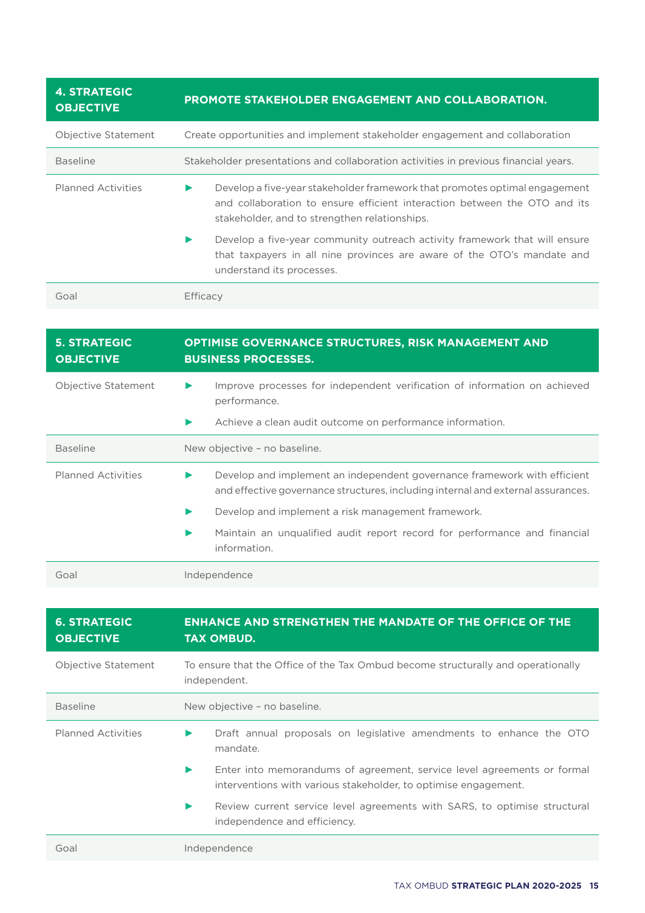| 4. STRATEGIC OBJECTIVE | PROMOTE STAKEHOLDER ENGAGEMENT AND COLLABORATION. |
|---|---|
| Objective Statement | Create opportunities and implement stakeholder engagement and collaboration |
| Baseline | Stakeholder presentations and collaboration activities in previous financial years. |
| Planned Activities | ► Develop a five-year stakeholder framework that promotes optimal engagement and collaboration to ensure efficient interaction between the OTO and its stakeholder, and to strengthen relationships.<br>► Develop a five-year community outreach activity framework that will ensure that taxpayers in all nine provinces are aware of the OTO's mandate and understand its processes. |
| Goal | Efficacy |

| 5. STRATEGIC OBJECTIVE | OPTIMISE GOVERNANCE STRUCTURES, RISK MANAGEMENT AND BUSINESS PROCESSES. |
|---|---|
| Objective Statement | ► Improve processes for independent verification of information on achieved performance.<br>► Achieve a clean audit outcome on performance information. |
| Baseline | New objective – no baseline. |
| Planned Activities | ► Develop and implement an independent governance framework with efficient and effective governance structures, including internal and external assurances.<br>► Develop and implement a risk management framework.<br>► Maintain an unqualified audit report record for performance and financial information. |
| Goal | Independence |

| 6. STRATEGIC OBJECTIVE | ENHANCE AND STRENGTHEN THE MANDATE OF THE OFFICE OF THE TAX OMBUD. |
|---|---|
| Objective Statement | To ensure that the Office of the Tax Ombud become structurally and operationally independent. |
| Baseline | New objective – no baseline. |
| Planned Activities | ► Draft annual proposals on legislative amendments to enhance the OTO mandate.<br>► Enter into memorandums of agreement, service level agreements or formal interventions with various stakeholder, to optimise engagement.<br>► Review current service level agreements with SARS, to optimise structural independence and efficiency. |
| Goal | Independence |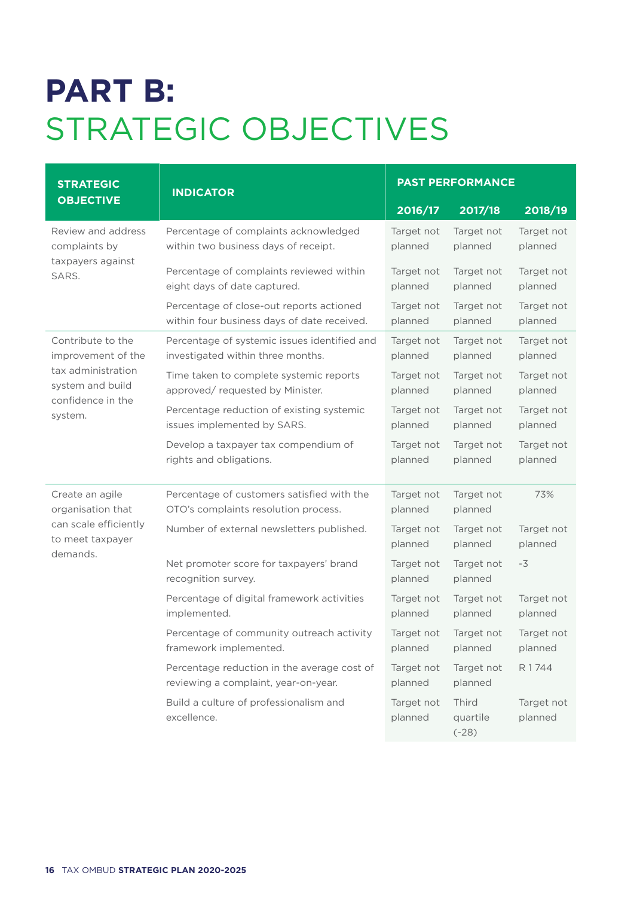# PART B: STRATEGIC OBJECTIVES

| STRATEGIC OBJECTIVE | INDICATOR | PAST PERFORMANCE | | |
|---|---|---|---|---|
| | | 2016/17 | 2017/18 | 2018/19 |
| Review and address complaints by taxpayers against SARS. | Percentage of complaints acknowledged within two business days of receipt. | Target not planned | Target not planned | Target not planned |
| | Percentage of complaints reviewed within eight days of date captured. | Target not planned | Target not planned | Target not planned |
| | Percentage of close-out reports actioned within four business days of date received. | Target not planned | Target not planned | Target not planned |
| Contribute to the improvement of the tax administration system and build confidence in the system. | Percentage of systemic issues identified and investigated within three months. | Target not planned | Target not planned | Target not planned |
| | Time taken to complete systemic reports approved/ requested by Minister. | Target not planned | Target not planned | Target not planned |
| | Percentage reduction of existing systemic issues implemented by SARS. | Target not planned | Target not planned | Target not planned |
| | Develop a taxpayer tax compendium of rights and obligations. | Target not planned | Target not planned | Target not planned |
| Create an agile organisation that can scale efficiently to meet taxpayer demands. | Percentage of customers satisfied with the OTO's complaints resolution process. | Target not planned | Target not planned | 73% |
| | Number of external newsletters published. | Target not planned | Target not planned | Target not planned |
| | Net promoter score for taxpayers' brand recognition survey. | Target not planned | Target not planned | -3 |
| | Percentage of digital framework activities implemented. | Target not planned | Target not planned | Target not planned |
| | Percentage of community outreach activity framework implemented. | Target not planned | Target not planned | Target not planned |
| | Percentage reduction in the average cost of reviewing a complaint, year-on-year. | Target not planned | Target not planned | R 1 744 |
| | Build a culture of professionalism and excellence. | Target not planned | Third quartile (-28) | Target not planned |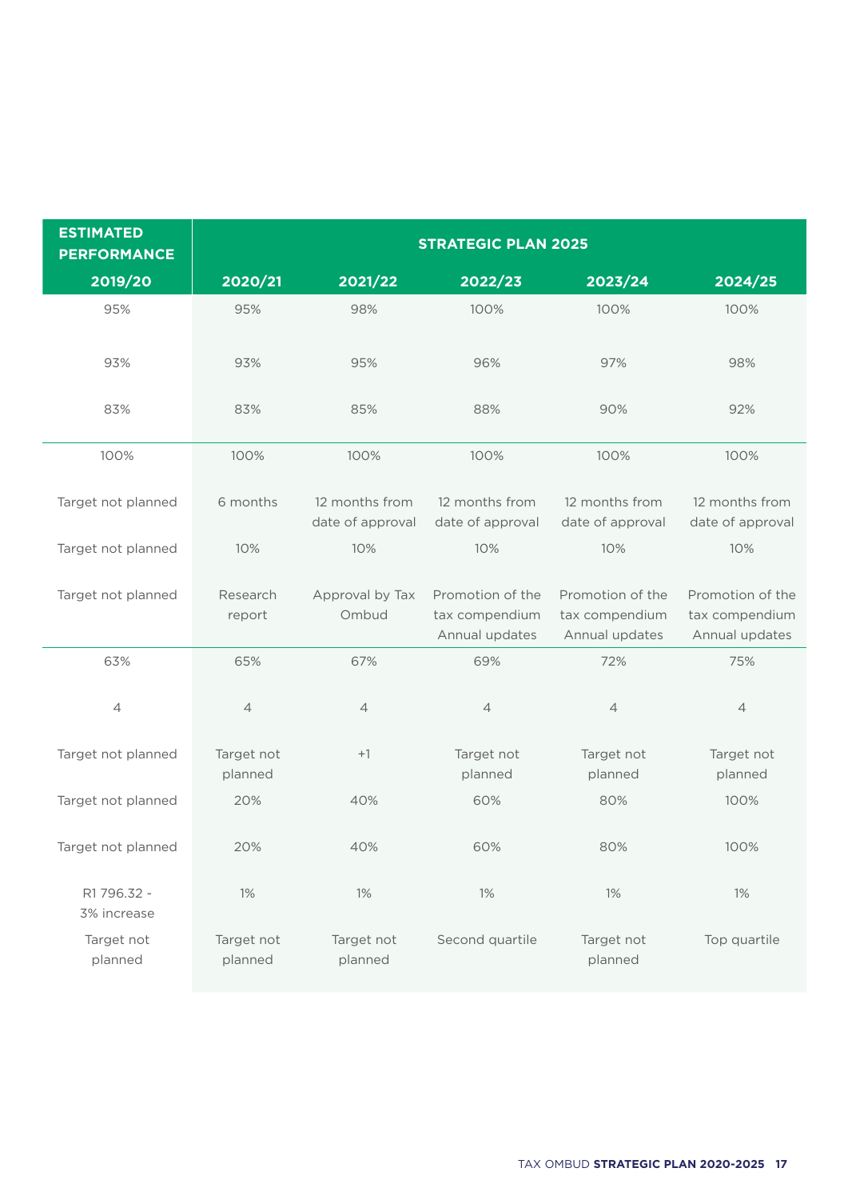| ESTIMATED PERFORMANCE | STRATEGIC PLAN 2025 | | | | |
|---|---|---|---|---|---|
| 2019/20 | 2020/21 | 2021/22 | 2022/23 | 2023/24 | 2024/25 |
| 95% | 95% | 98% | 100% | 100% | 100% |
| 93% | 93% | 95% | 96% | 97% | 98% |
| 83% | 83% | 85% | 88% | 90% | 92% |
| 100% | 100% | 100% | 100% | 100% | 100% |
| Target not planned | 6 months | 12 months from date of approval | 12 months from date of approval | 12 months from date of approval | 12 months from date of approval |
| Target not planned | 10% | 10% | 10% | 10% | 10% |
| Target not planned | Research report | Approval by Tax Ombud | Promotion of the tax compendium Annual updates | Promotion of the tax compendium Annual updates | Promotion of the tax compendium Annual updates |
| 63% | 65% | 67% | 69% | 72% | 75% |
| 4 | 4 | 4 | 4 | 4 | 4 |
| Target not planned | Target not planned | +1 | Target not planned | Target not planned | Target not planned |
| Target not planned | 20% | 40% | 60% | 80% | 100% |
| Target not planned | 20% | 40% | 60% | 80% | 100% |
| R1 796.32 - 3% increase | 1% | 1% | 1% | 1% | 1% |
| Target not planned | Target not planned | Target not planned | Second quartile | Target not planned | Top quartile |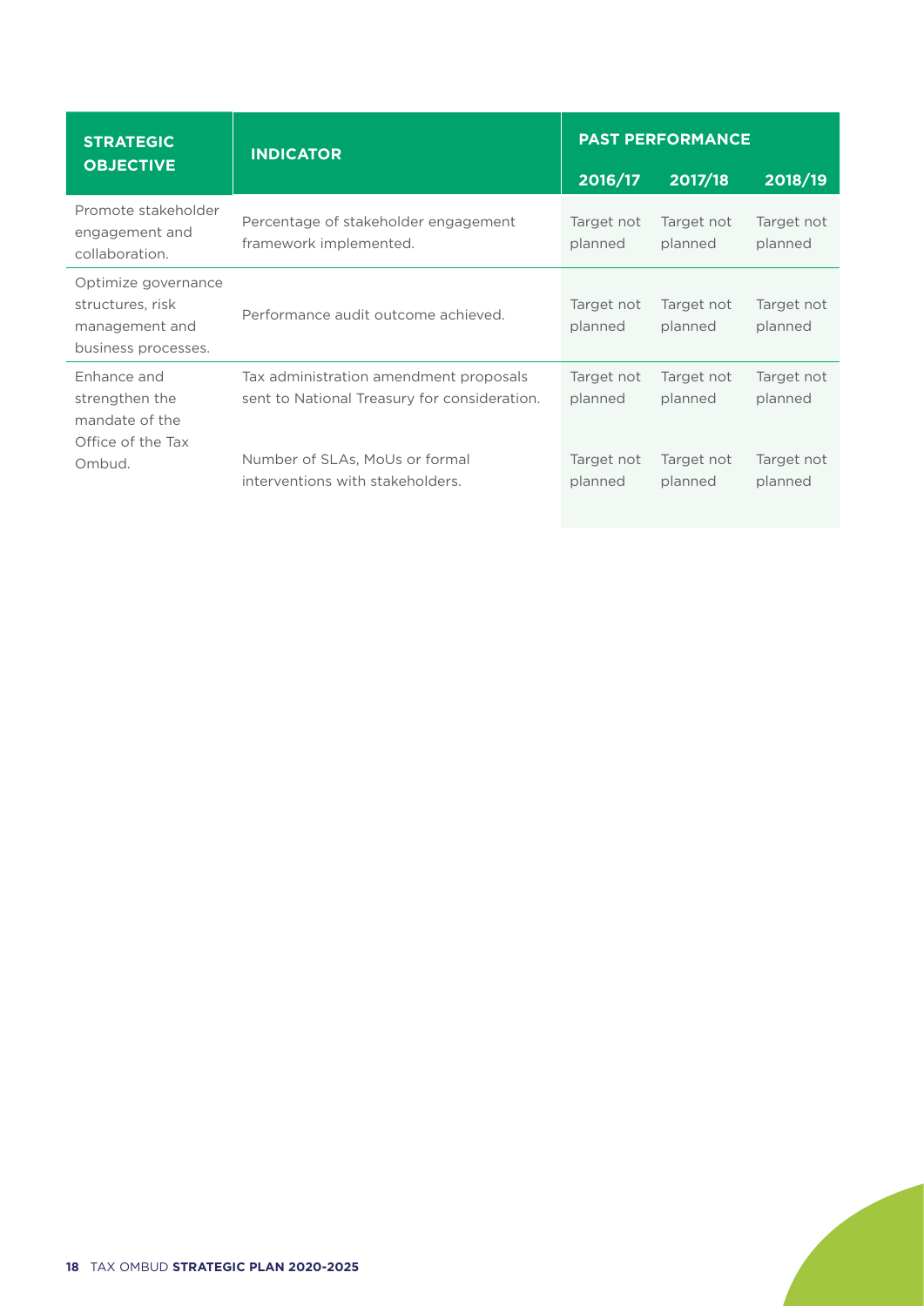| STRATEGIC OBJECTIVE | INDICATOR | PAST PERFORMANCE | | |
|---|---|---|---|---|
| | | 2016/17 | 2017/18 | 2018/19 |
| Promote stakeholder engagement and collaboration. | Percentage of stakeholder engagement framework implemented. | Target not planned | Target not planned | Target not planned |
| Optimize governance structures, risk management and business processes. | Performance audit outcome achieved. | Target not planned | Target not planned | Target not planned |
| Enhance and strengthen the mandate of the Office of the Tax Ombud. | Tax administration amendment proposals sent to National Treasury for consideration. | Target not planned | Target not planned | Target not planned |
| | Number of SLAs, MoUs or formal interventions with stakeholders. | Target not planned | Target not planned | Target not planned |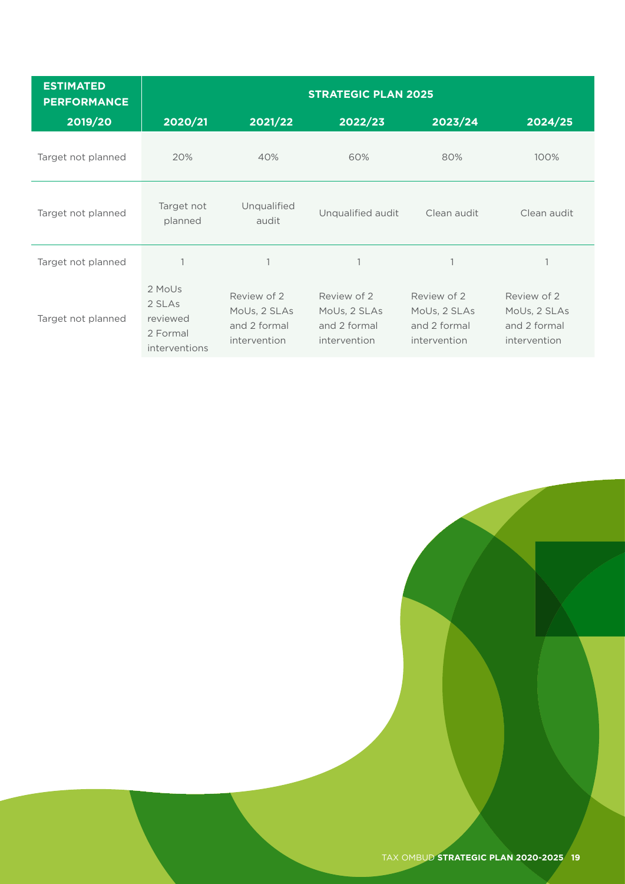| ESTIMATED PERFORMANCE | STRATEGIC PLAN 2025 | | | | |
|---|---|---|---|---|---|
| 2019/20 | 2020/21 | 2021/22 | 2022/23 | 2023/24 | 2024/25 |
| Target not planned | 20% | 40% | 60% | 80% | 100% |
| Target not planned | Target not planned | Unqualified audit | Unqualified audit | Clean audit | Clean audit |
| Target not planned | 1 | 1 | 1 | 1 | 1 |
| Target not planned | 2 MoUs 2 SLAs reviewed 2 Formal interventions | Review of 2 MoUs, 2 SLAs and 2 formal intervention | Review of 2 MoUs, 2 SLAs and 2 formal intervention | Review of 2 MoUs, 2 SLAs and 2 formal intervention | Review of 2 MoUs, 2 SLAs and 2 formal intervention |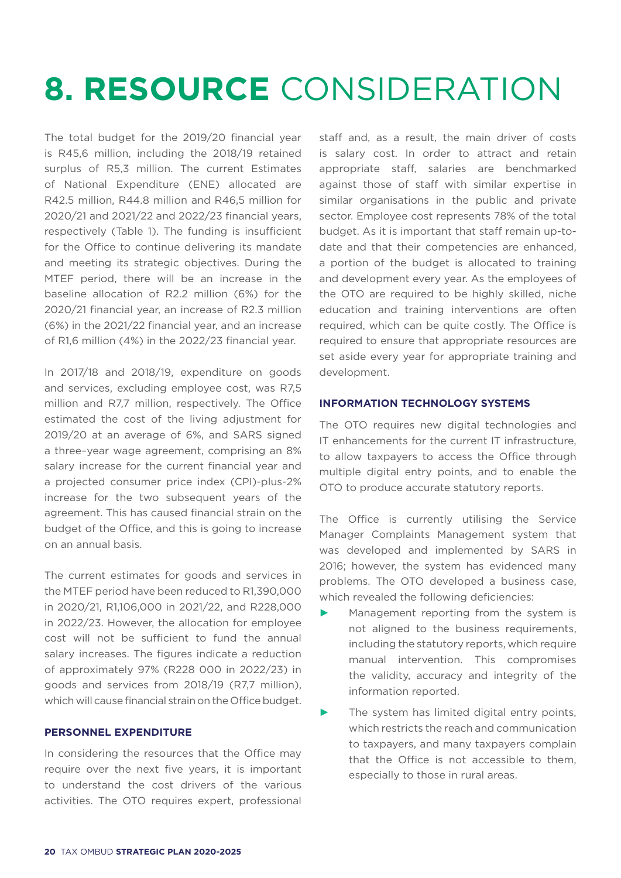# 8. RESOURCE CONSIDERATION

The total budget for the 2019/20 financial year is R45,6 million, including the 2018/19 retained surplus of R5,3 million. The current Estimates of National Expenditure (ENE) allocated are R42.5 million, R44.8 million and R46,5 million for 2020/21 and 2021/22 and 2022/23 financial years, respectively (Table 1). The funding is insufficient for the Office to continue delivering its mandate and meeting its strategic objectives. During the MTEF period, there will be an increase in the baseline allocation of R2.2 million (6%) for the 2020/21 financial year, an increase of R2.3 million (6%) in the 2021/22 financial year, and an increase of R1,6 million (4%) in the 2022/23 financial year.

In 2017/18 and 2018/19, expenditure on goods and services, excluding employee cost, was R7,5 million and R7,7 million, respectively. The Office estimated the cost of the living adjustment for 2019/20 at an average of 6%, and SARS signed a three–year wage agreement, comprising an 8% salary increase for the current financial year and a projected consumer price index (CPI)-plus-2% increase for the two subsequent years of the agreement. This has caused financial strain on the budget of the Office, and this is going to increase on an annual basis.

The current estimates for goods and services in the MTEF period have been reduced to R1,390,000 in 2020/21, R1,106,000 in 2021/22, and R228,000 in 2022/23. However, the allocation for employee cost will not be sufficient to fund the annual salary increases. The figures indicate a reduction of approximately 97% (R228 000 in 2022/23) in goods and services from 2018/19 (R7,7 million), which will cause financial strain on the Office budget.

### PERSONNEL EXPENDITURE

In considering the resources that the Office may require over the next five years, it is important to understand the cost drivers of the various activities. The OTO requires expert, professional staff and, as a result, the main driver of costs is salary cost. In order to attract and retain appropriate staff, salaries are benchmarked against those of staff with similar expertise in similar organisations in the public and private sector. Employee cost represents 78% of the total budget. As it is important that staff remain up-to-date and that their competencies are enhanced, a portion of the budget is allocated to training and development every year. As the employees of the OTO are required to be highly skilled, niche education and training interventions are often required, which can be quite costly. The Office is required to ensure that appropriate resources are set aside every year for appropriate training and development.

### INFORMATION TECHNOLOGY SYSTEMS

The OTO requires new digital technologies and IT enhancements for the current IT infrastructure, to allow taxpayers to access the Office through multiple digital entry points, and to enable the OTO to produce accurate statutory reports.

The Office is currently utilising the Service Manager Complaints Management system that was developed and implemented by SARS in 2016; however, the system has evidenced many problems. The OTO developed a business case, which revealed the following deficiencies:

- Management reporting from the system is not aligned to the business requirements, including the statutory reports, which require manual intervention. This compromises the validity, accuracy and integrity of the information reported.
- The system has limited digital entry points, which restricts the reach and communication to taxpayers, and many taxpayers complain that the Office is not accessible to them, especially to those in rural areas.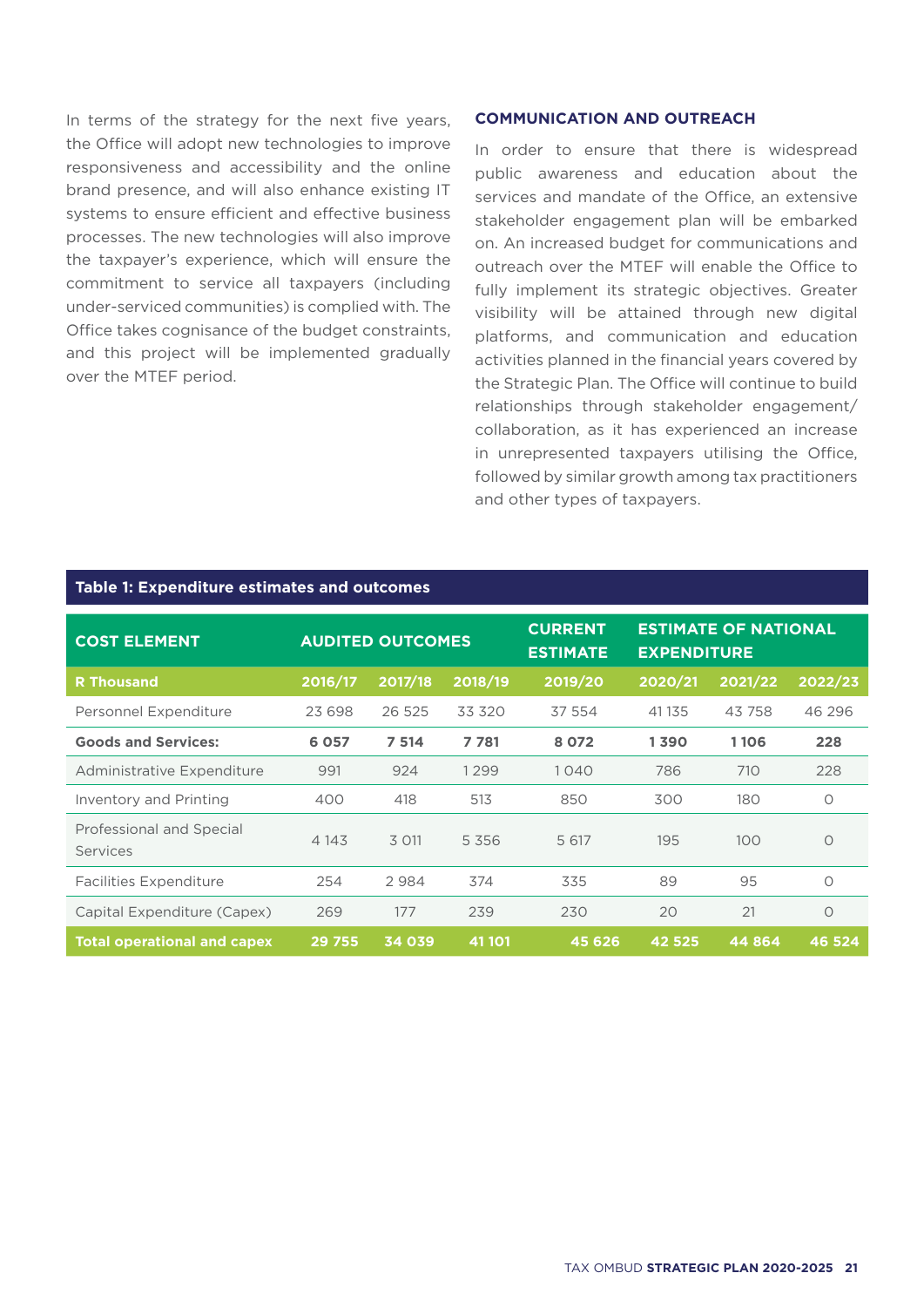In terms of the strategy for the next five years, the Office will adopt new technologies to improve responsiveness and accessibility and the online brand presence, and will also enhance existing IT systems to ensure efficient and effective business processes. The new technologies will also improve the taxpayer's experience, which will ensure the commitment to service all taxpayers (including under-serviced communities) is complied with. The Office takes cognisance of the budget constraints, and this project will be implemented gradually over the MTEF period.

### COMMUNICATION AND OUTREACH

In order to ensure that there is widespread public awareness and education about the services and mandate of the Office, an extensive stakeholder engagement plan will be embarked on. An increased budget for communications and outreach over the MTEF will enable the Office to fully implement its strategic objectives. Greater visibility will be attained through new digital platforms, and communication and education activities planned in the financial years covered by the Strategic Plan. The Office will continue to build relationships through stakeholder engagement/ collaboration, as it has experienced an increase in unrepresented taxpayers utilising the Office, followed by similar growth among tax practitioners and other types of taxpayers.

**Table 1: Expenditure estimates and outcomes**

| COST ELEMENT | AUDITED OUTCOMES | | | CURRENT ESTIMATE | ESTIMATE OF NATIONAL EXPENDITURE | | |
|---|---|---|---|---|---|---|---|
| **R Thousand** | **2016/17** | **2017/18** | **2018/19** | **2019/20** | **2020/21** | **2021/22** | **2022/23** |
| Personnel Expenditure | 23 698 | 26 525 | 33 320 | 37 554 | 41 135 | 43 758 | 46 296 |
| **Goods and Services:** | **6 057** | **7 514** | **7 781** | **8 072** | **1 390** | **1 106** | **228** |
| Administrative Expenditure | 991 | 924 | 1 299 | 1 040 | 786 | 710 | 228 |
| Inventory and Printing | 400 | 418 | 513 | 850 | 300 | 180 | 0 |
| Professional and Special Services | 4 143 | 3 011 | 5 356 | 5 617 | 195 | 100 | 0 |
| Facilities Expenditure | 254 | 2 984 | 374 | 335 | 89 | 95 | 0 |
| Capital Expenditure (Capex) | 269 | 177 | 239 | 230 | 20 | 21 | 0 |
| **Total operational and capex** | **29 755** | **34 039** | **41 101** | **45 626** | **42 525** | **44 864** | **46 524** |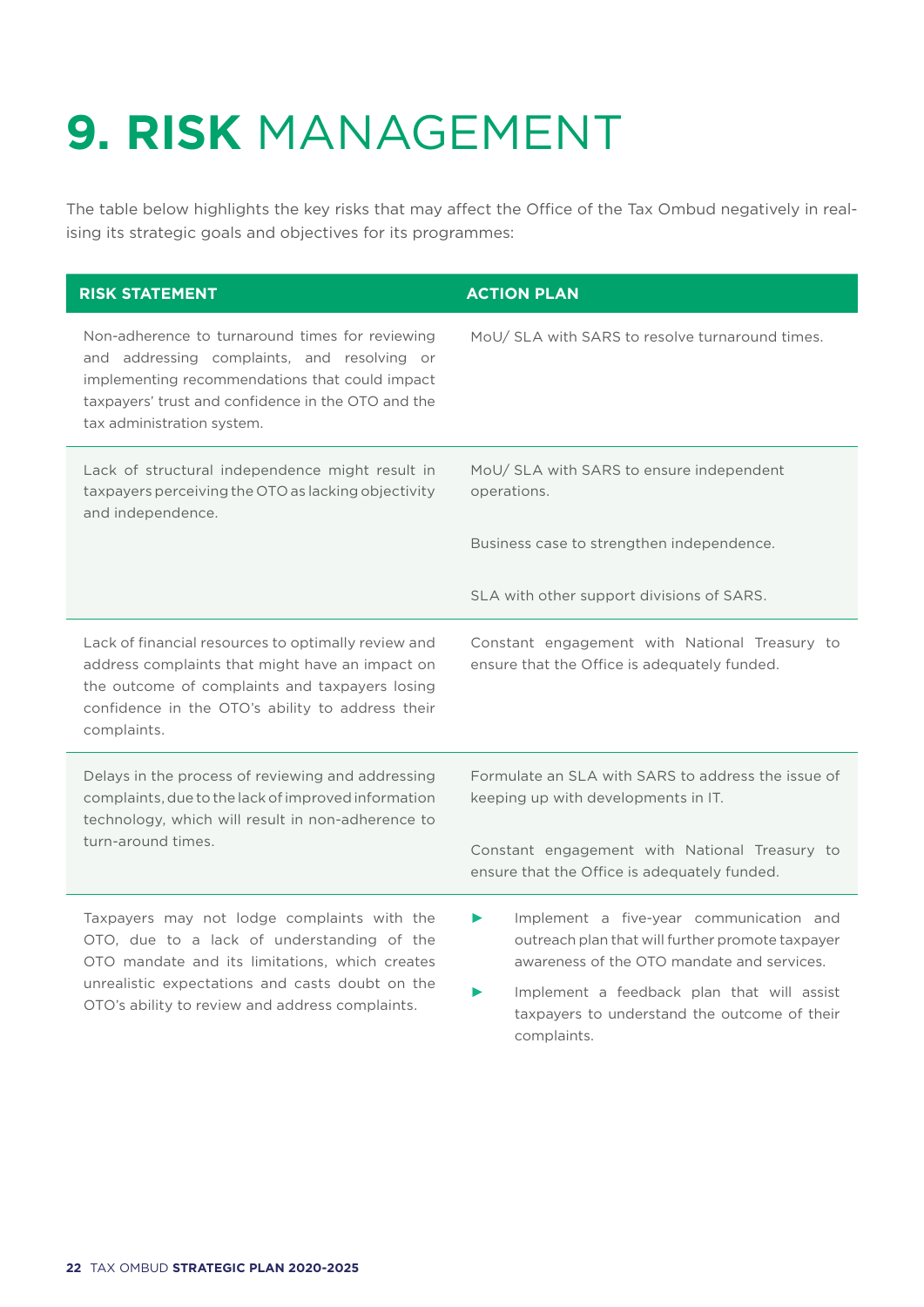# 9. RISK MANAGEMENT

The table below highlights the key risks that may affect the Office of the Tax Ombud negatively in realising its strategic goals and objectives for its programmes:

| RISK STATEMENT | ACTION PLAN |
|---|---|
| Non-adherence to turnaround times for reviewing and addressing complaints, and resolving or implementing recommendations that could impact taxpayers' trust and confidence in the OTO and the tax administration system. | MoU/ SLA with SARS to resolve turnaround times. |
| Lack of structural independence might result in taxpayers perceiving the OTO as lacking objectivity and independence. | MoU/ SLA with SARS to ensure independent operations.<br><br>Business case to strengthen independence.<br><br>SLA with other support divisions of SARS. |
| Lack of financial resources to optimally review and address complaints that might have an impact on the outcome of complaints and taxpayers losing confidence in the OTO's ability to address their complaints. | Constant engagement with National Treasury to ensure that the Office is adequately funded. |
| Delays in the process of reviewing and addressing complaints, due to the lack of improved information technology, which will result in non-adherence to turn-around times. | Formulate an SLA with SARS to address the issue of keeping up with developments in IT.<br><br>Constant engagement with National Treasury to ensure that the Office is adequately funded. |
| Taxpayers may not lodge complaints with the OTO, due to a lack of understanding of the OTO mandate and its limitations, which creates unrealistic expectations and casts doubt on the OTO's ability to review and address complaints. | ► Implement a five-year communication and outreach plan that will further promote taxpayer awareness of the OTO mandate and services.<br>► Implement a feedback plan that will assist taxpayers to understand the outcome of their complaints. |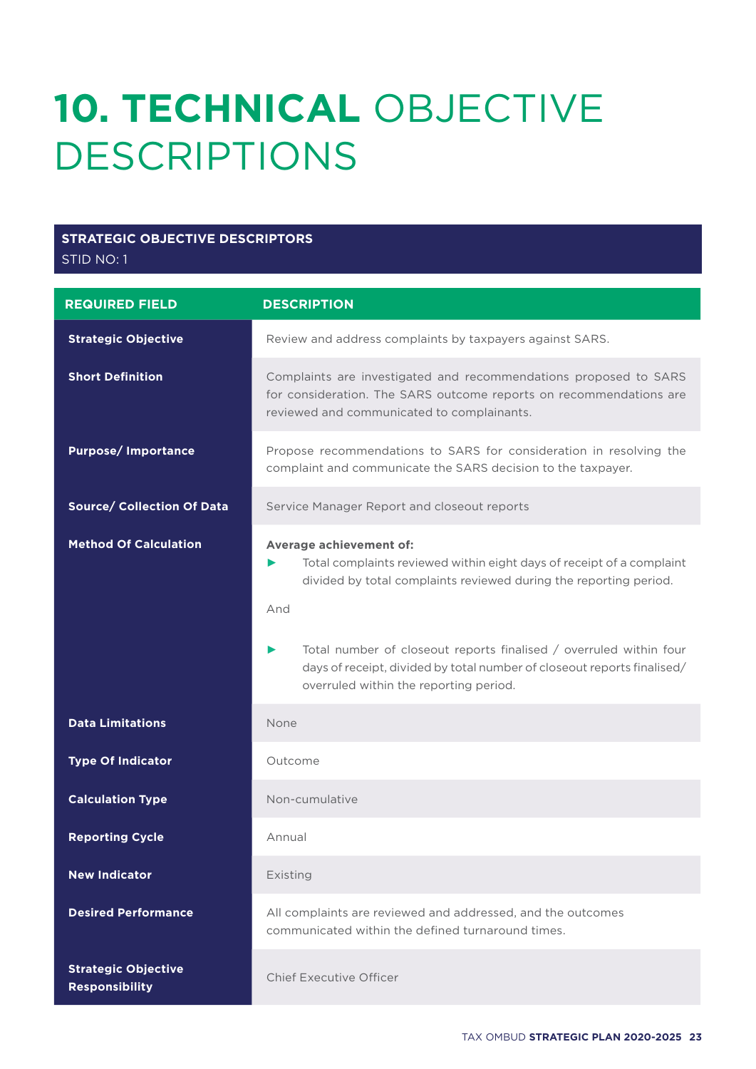# 10. TECHNICAL OBJECTIVE DESCRIPTIONS

**STRATEGIC OBJECTIVE DESCRIPTORS**
STID NO: 1

| REQUIRED FIELD | DESCRIPTION |
|---|---|
| **Strategic Objective** | Review and address complaints by taxpayers against SARS. |
| **Short Definition** | Complaints are investigated and recommendations proposed to SARS for consideration. The SARS outcome reports on recommendations are reviewed and communicated to complainants. |
| **Purpose/ Importance** | Propose recommendations to SARS for consideration in resolving the complaint and communicate the SARS decision to the taxpayer. |
| **Source/ Collection Of Data** | Service Manager Report and closeout reports |
| **Method Of Calculation** | **Average achievement of:** <br> ► Total complaints reviewed within eight days of receipt of a complaint divided by total complaints reviewed during the reporting period. <br> And <br> ► Total number of closeout reports finalised / overruled within four days of receipt, divided by total number of closeout reports finalised/ overruled within the reporting period. |
| **Data Limitations** | None |
| **Type Of Indicator** | Outcome |
| **Calculation Type** | Non-cumulative |
| **Reporting Cycle** | Annual |
| **New Indicator** | Existing |
| **Desired Performance** | All complaints are reviewed and addressed, and the outcomes communicated within the defined turnaround times. |
| **Strategic Objective Responsibility** | Chief Executive Officer |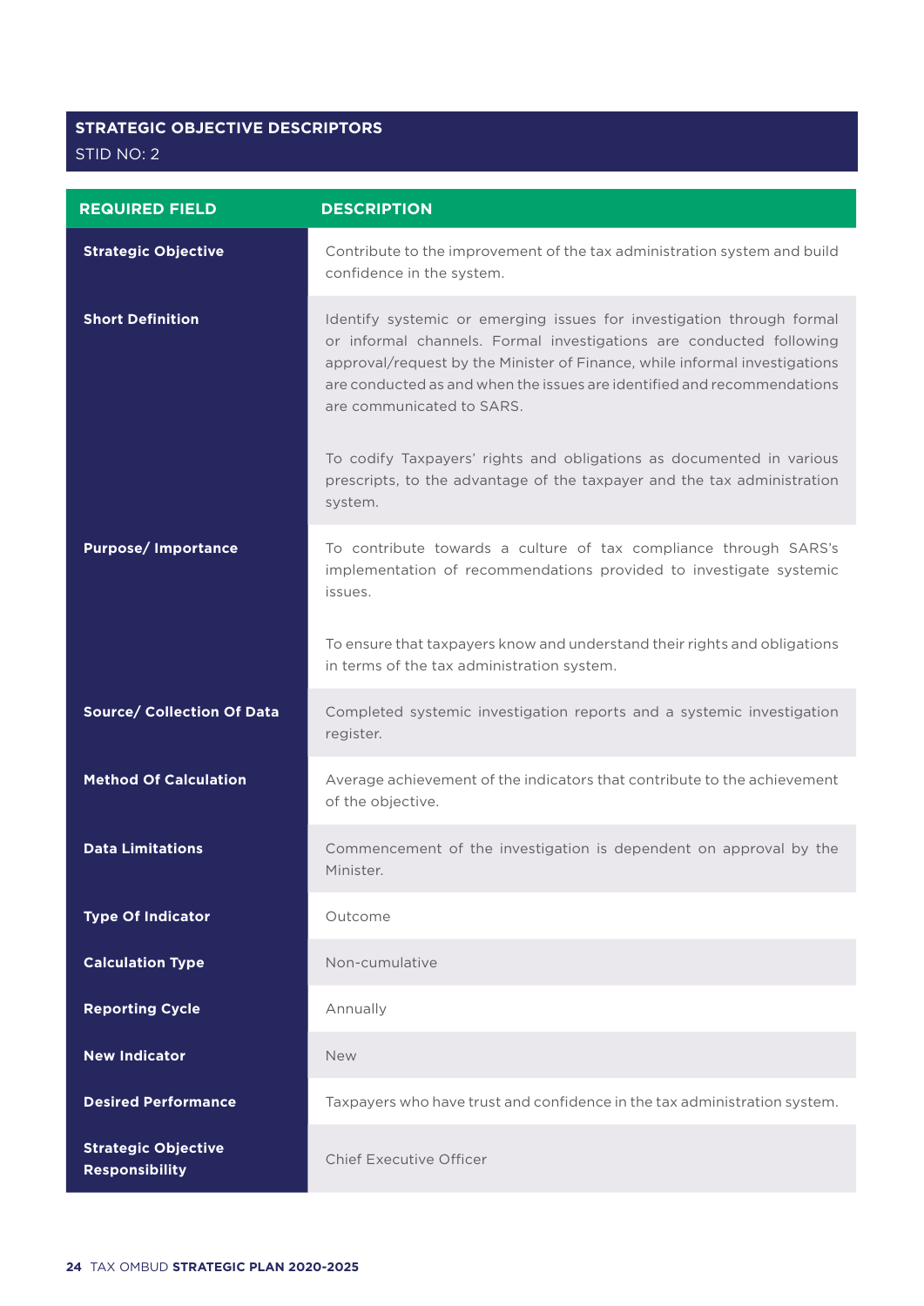## STRATEGIC OBJECTIVE DESCRIPTORS

STID NO: 2

| REQUIRED FIELD | DESCRIPTION |
| --- | --- |
| **Strategic Objective** | Contribute to the improvement of the tax administration system and build confidence in the system. |
| **Short Definition** | Identify systemic or emerging issues for investigation through formal or informal channels. Formal investigations are conducted following approval/request by the Minister of Finance, while informal investigations are conducted as and when the issues are identified and recommendations are communicated to SARS.<br><br>To codify Taxpayers' rights and obligations as documented in various prescripts, to the advantage of the taxpayer and the tax administration system. |
| **Purpose/ Importance** | To contribute towards a culture of tax compliance through SARS's implementation of recommendations provided to investigate systemic issues.<br><br>To ensure that taxpayers know and understand their rights and obligations in terms of the tax administration system. |
| **Source/ Collection Of Data** | Completed systemic investigation reports and a systemic investigation register. |
| **Method Of Calculation** | Average achievement of the indicators that contribute to the achievement of the objective. |
| **Data Limitations** | Commencement of the investigation is dependent on approval by the Minister. |
| **Type Of Indicator** | Outcome |
| **Calculation Type** | Non-cumulative |
| **Reporting Cycle** | Annually |
| **New Indicator** | New |
| **Desired Performance** | Taxpayers who have trust and confidence in the tax administration system. |
| **Strategic Objective Responsibility** | Chief Executive Officer |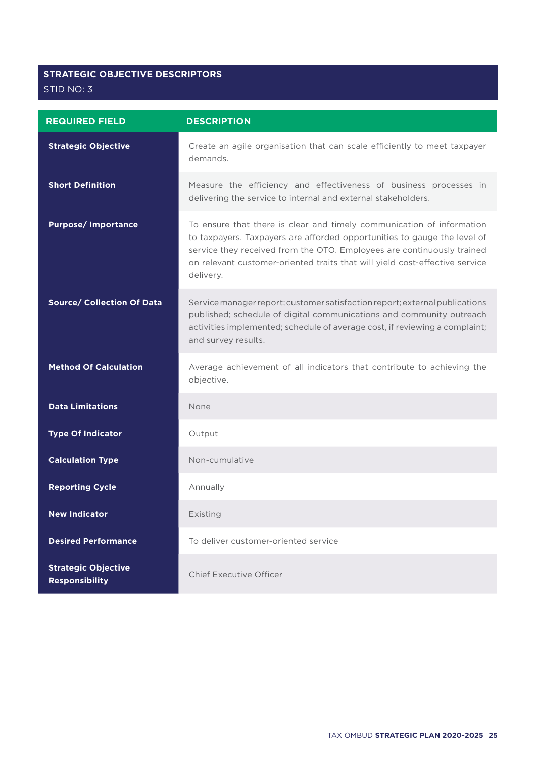**STRATEGIC OBJECTIVE DESCRIPTORS**
STID NO: 3

| REQUIRED FIELD | DESCRIPTION |
|---|---|
| **Strategic Objective** | Create an agile organisation that can scale efficiently to meet taxpayer demands. |
| **Short Definition** | Measure the efficiency and effectiveness of business processes in delivering the service to internal and external stakeholders. |
| **Purpose/ Importance** | To ensure that there is clear and timely communication of information to taxpayers. Taxpayers are afforded opportunities to gauge the level of service they received from the OTO. Employees are continuously trained on relevant customer-oriented traits that will yield cost-effective service delivery. |
| **Source/ Collection Of Data** | Service manager report; customer satisfaction report; external publications published; schedule of digital communications and community outreach activities implemented; schedule of average cost, if reviewing a complaint; and survey results. |
| **Method Of Calculation** | Average achievement of all indicators that contribute to achieving the objective. |
| **Data Limitations** | None |
| **Type Of Indicator** | Output |
| **Calculation Type** | Non-cumulative |
| **Reporting Cycle** | Annually |
| **New Indicator** | Existing |
| **Desired Performance** | To deliver customer-oriented service |
| **Strategic Objective Responsibility** | Chief Executive Officer |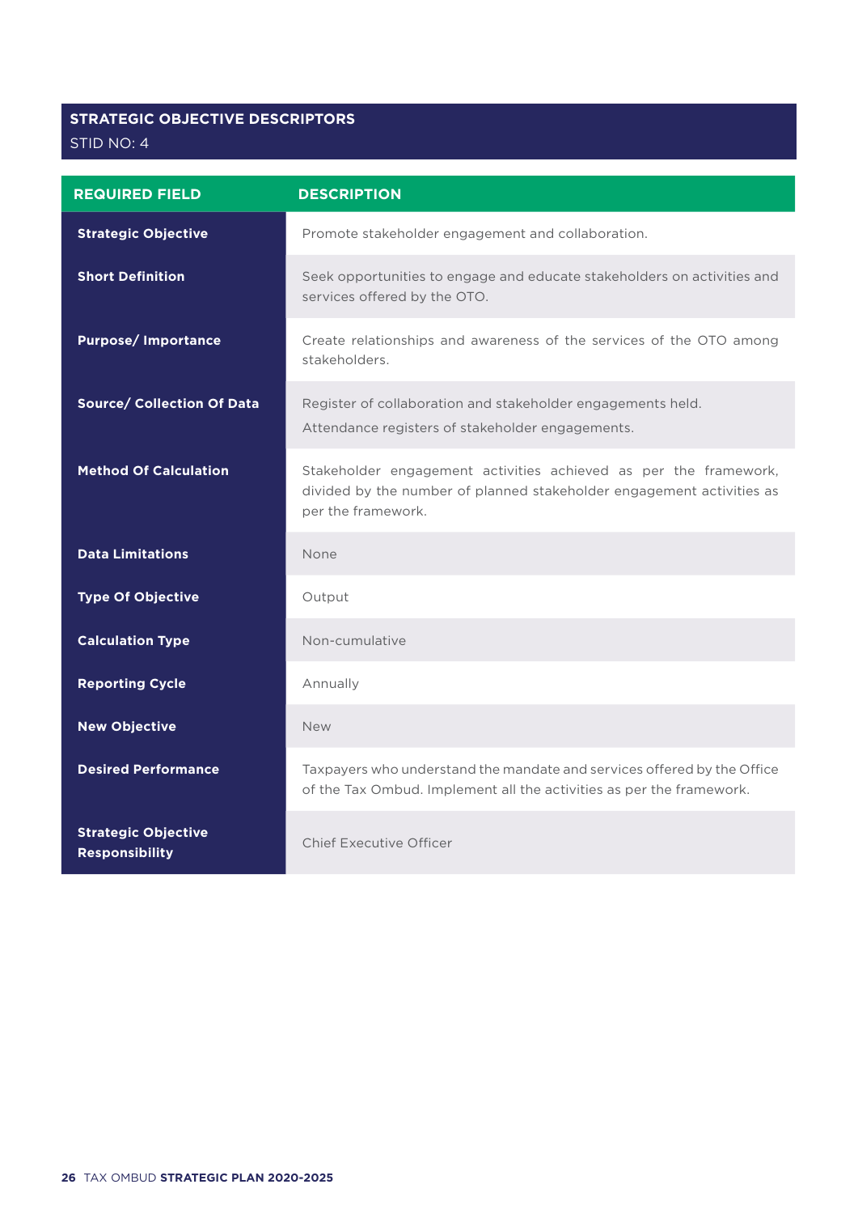## STRATEGIC OBJECTIVE DESCRIPTORS

STID NO: 4

| REQUIRED FIELD | DESCRIPTION |
|---|---|
| **Strategic Objective** | Promote stakeholder engagement and collaboration. |
| **Short Definition** | Seek opportunities to engage and educate stakeholders on activities and services offered by the OTO. |
| **Purpose/ Importance** | Create relationships and awareness of the services of the OTO among stakeholders. |
| **Source/ Collection Of Data** | Register of collaboration and stakeholder engagements held.<br>Attendance registers of stakeholder engagements. |
| **Method Of Calculation** | Stakeholder engagement activities achieved as per the framework, divided by the number of planned stakeholder engagement activities as per the framework. |
| **Data Limitations** | None |
| **Type Of Objective** | Output |
| **Calculation Type** | Non-cumulative |
| **Reporting Cycle** | Annually |
| **New Objective** | New |
| **Desired Performance** | Taxpayers who understand the mandate and services offered by the Office of the Tax Ombud. Implement all the activities as per the framework. |
| **Strategic Objective Responsibility** | Chief Executive Officer |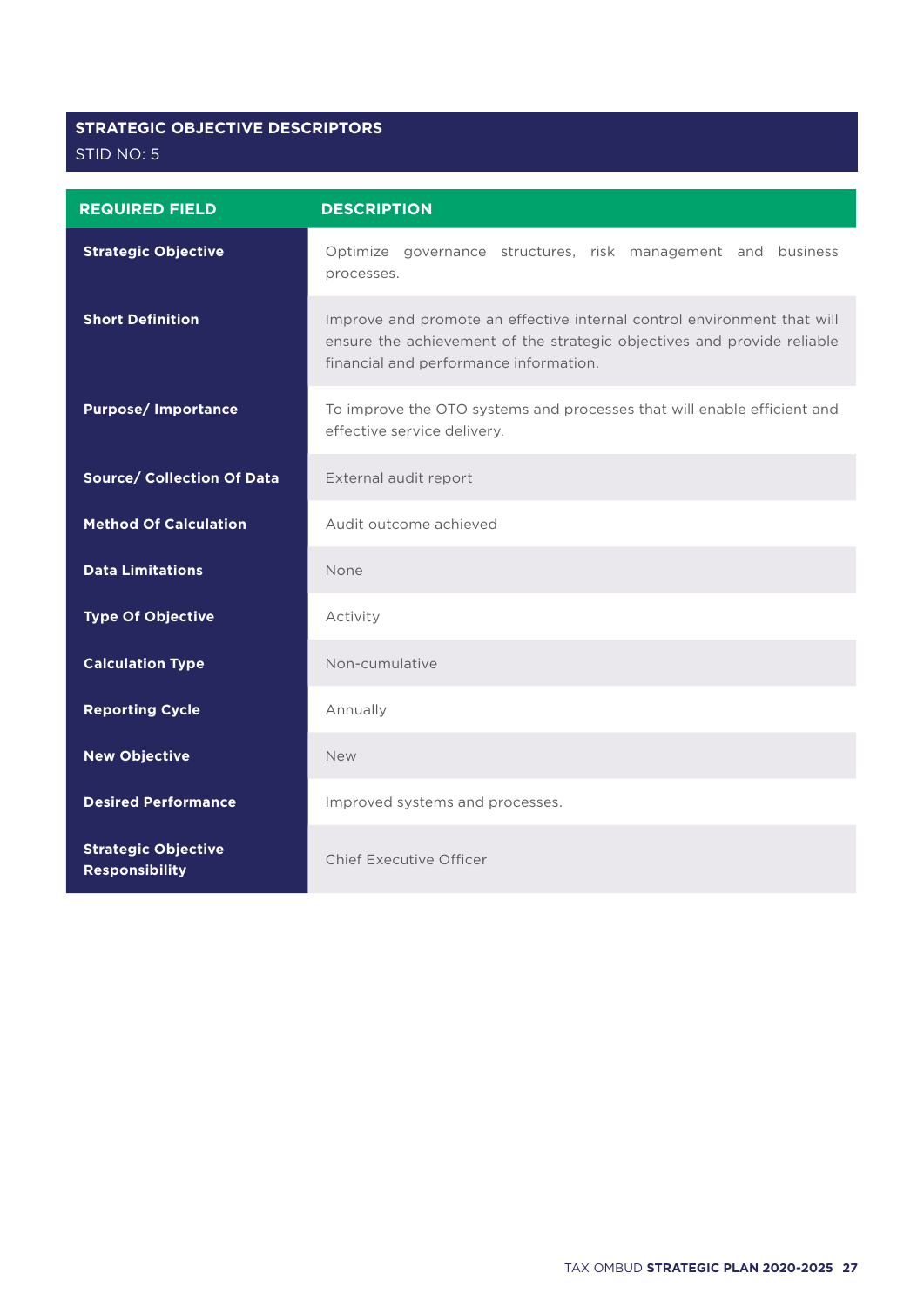## STRATEGIC OBJECTIVE DESCRIPTORS

STID NO: 5

| REQUIRED FIELD | DESCRIPTION |
| --- | --- |
| **Strategic Objective** | Optimize governance structures, risk management and business processes. |
| **Short Definition** | Improve and promote an effective internal control environment that will ensure the achievement of the strategic objectives and provide reliable financial and performance information. |
| **Purpose/ Importance** | To improve the OTO systems and processes that will enable efficient and effective service delivery. |
| **Source/ Collection Of Data** | External audit report |
| **Method Of Calculation** | Audit outcome achieved |
| **Data Limitations** | None |
| **Type Of Objective** | Activity |
| **Calculation Type** | Non-cumulative |
| **Reporting Cycle** | Annually |
| **New Objective** | New |
| **Desired Performance** | Improved systems and processes. |
| **Strategic Objective Responsibility** | Chief Executive Officer |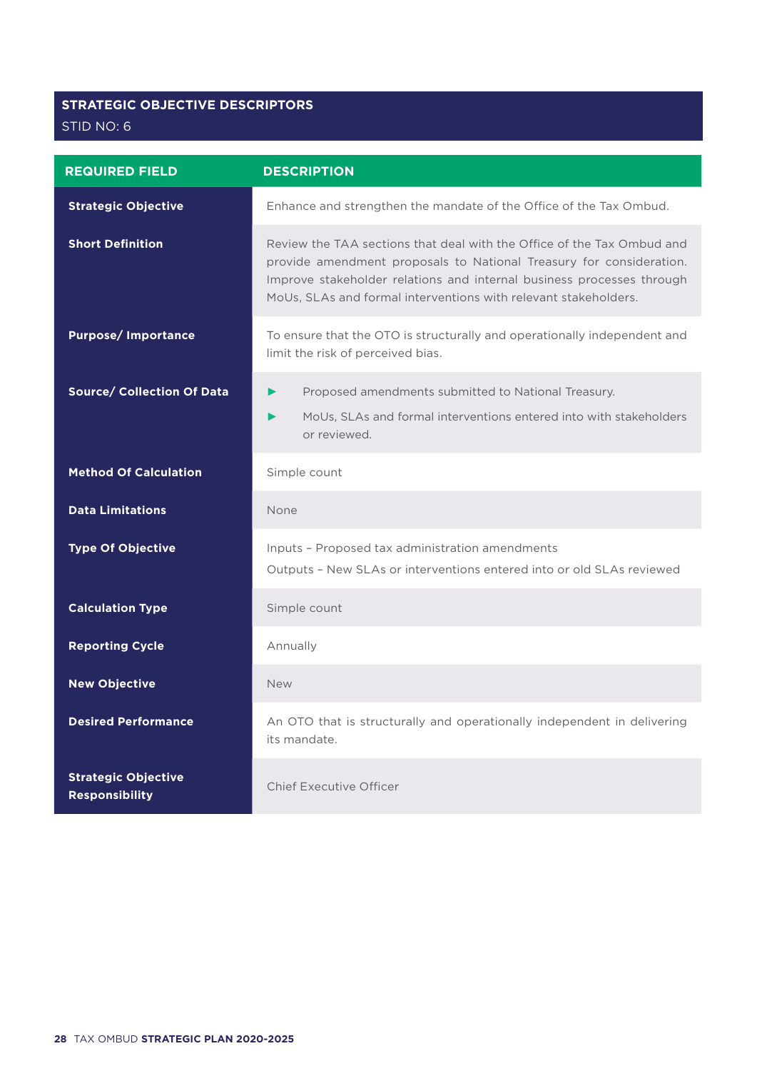## STRATEGIC OBJECTIVE DESCRIPTORS

STID NO: 6

| REQUIRED FIELD | DESCRIPTION |
|---|---|
| **Strategic Objective** | Enhance and strengthen the mandate of the Office of the Tax Ombud. |
| **Short Definition** | Review the TAA sections that deal with the Office of the Tax Ombud and provide amendment proposals to National Treasury for consideration. Improve stakeholder relations and internal business processes through MoUs, SLAs and formal interventions with relevant stakeholders. |
| **Purpose/ Importance** | To ensure that the OTO is structurally and operationally independent and limit the risk of perceived bias. |
| **Source/ Collection Of Data** | ► Proposed amendments submitted to National Treasury.<br>► MoUs, SLAs and formal interventions entered into with stakeholders or reviewed. |
| **Method Of Calculation** | Simple count |
| **Data Limitations** | None |
| **Type Of Objective** | Inputs – Proposed tax administration amendments<br>Outputs – New SLAs or interventions entered into or old SLAs reviewed |
| **Calculation Type** | Simple count |
| **Reporting Cycle** | Annually |
| **New Objective** | New |
| **Desired Performance** | An OTO that is structurally and operationally independent in delivering its mandate. |
| **Strategic Objective Responsibility** | Chief Executive Officer |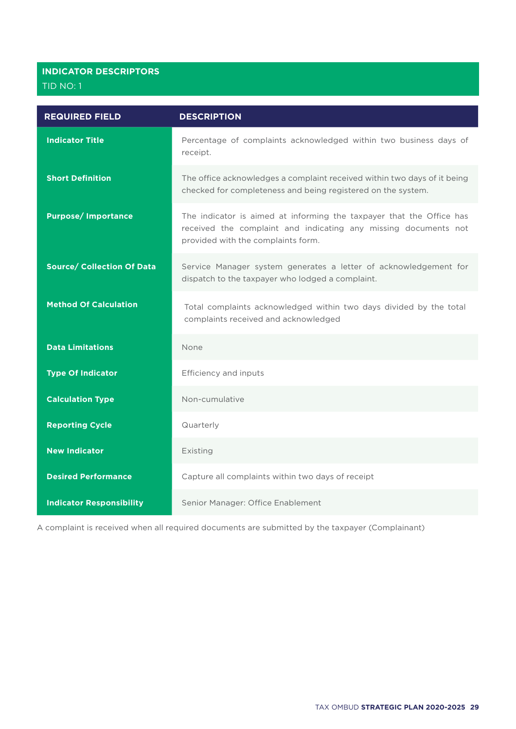## INDICATOR DESCRIPTORS

TID NO: 1

| REQUIRED FIELD | DESCRIPTION |
|---|---|
| **Indicator Title** | Percentage of complaints acknowledged within two business days of receipt. |
| **Short Definition** | The office acknowledges a complaint received within two days of it being checked for completeness and being registered on the system. |
| **Purpose/ Importance** | The indicator is aimed at informing the taxpayer that the Office has received the complaint and indicating any missing documents not provided with the complaints form. |
| **Source/ Collection Of Data** | Service Manager system generates a letter of acknowledgement for dispatch to the taxpayer who lodged a complaint. |
| **Method Of Calculation** | Total complaints acknowledged within two days divided by the total complaints received and acknowledged |
| **Data Limitations** | None |
| **Type Of Indicator** | Efficiency and inputs |
| **Calculation Type** | Non-cumulative |
| **Reporting Cycle** | Quarterly |
| **New Indicator** | Existing |
| **Desired Performance** | Capture all complaints within two days of receipt |
| **Indicator Responsibility** | Senior Manager: Office Enablement |

A complaint is received when all required documents are submitted by the taxpayer (Complainant)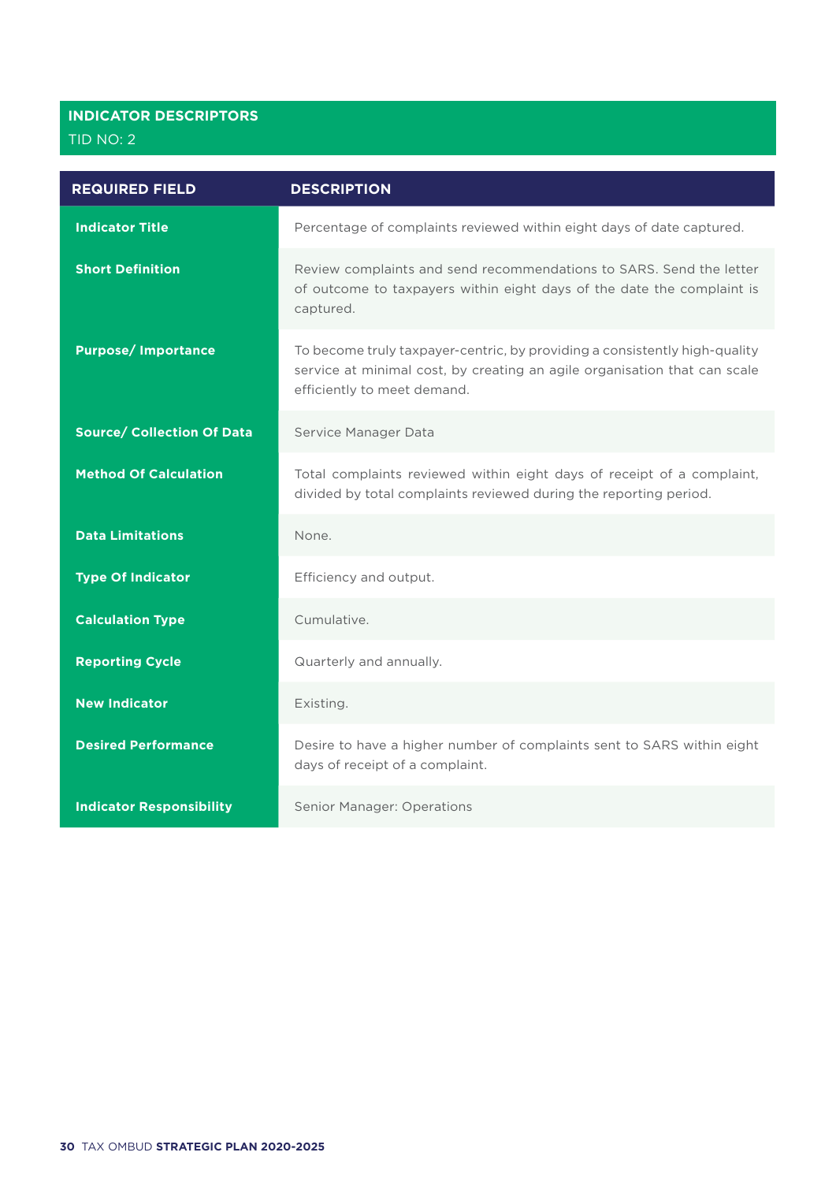## INDICATOR DESCRIPTORS

TID NO: 2

| REQUIRED FIELD | DESCRIPTION |
| --- | --- |
| **Indicator Title** | Percentage of complaints reviewed within eight days of date captured. |
| **Short Definition** | Review complaints and send recommendations to SARS. Send the letter of outcome to taxpayers within eight days of the date the complaint is captured. |
| **Purpose/ Importance** | To become truly taxpayer-centric, by providing a consistently high-quality service at minimal cost, by creating an agile organisation that can scale efficiently to meet demand. |
| **Source/ Collection Of Data** | Service Manager Data |
| **Method Of Calculation** | Total complaints reviewed within eight days of receipt of a complaint, divided by total complaints reviewed during the reporting period. |
| **Data Limitations** | None. |
| **Type Of Indicator** | Efficiency and output. |
| **Calculation Type** | Cumulative. |
| **Reporting Cycle** | Quarterly and annually. |
| **New Indicator** | Existing. |
| **Desired Performance** | Desire to have a higher number of complaints sent to SARS within eight days of receipt of a complaint. |
| **Indicator Responsibility** | Senior Manager: Operations |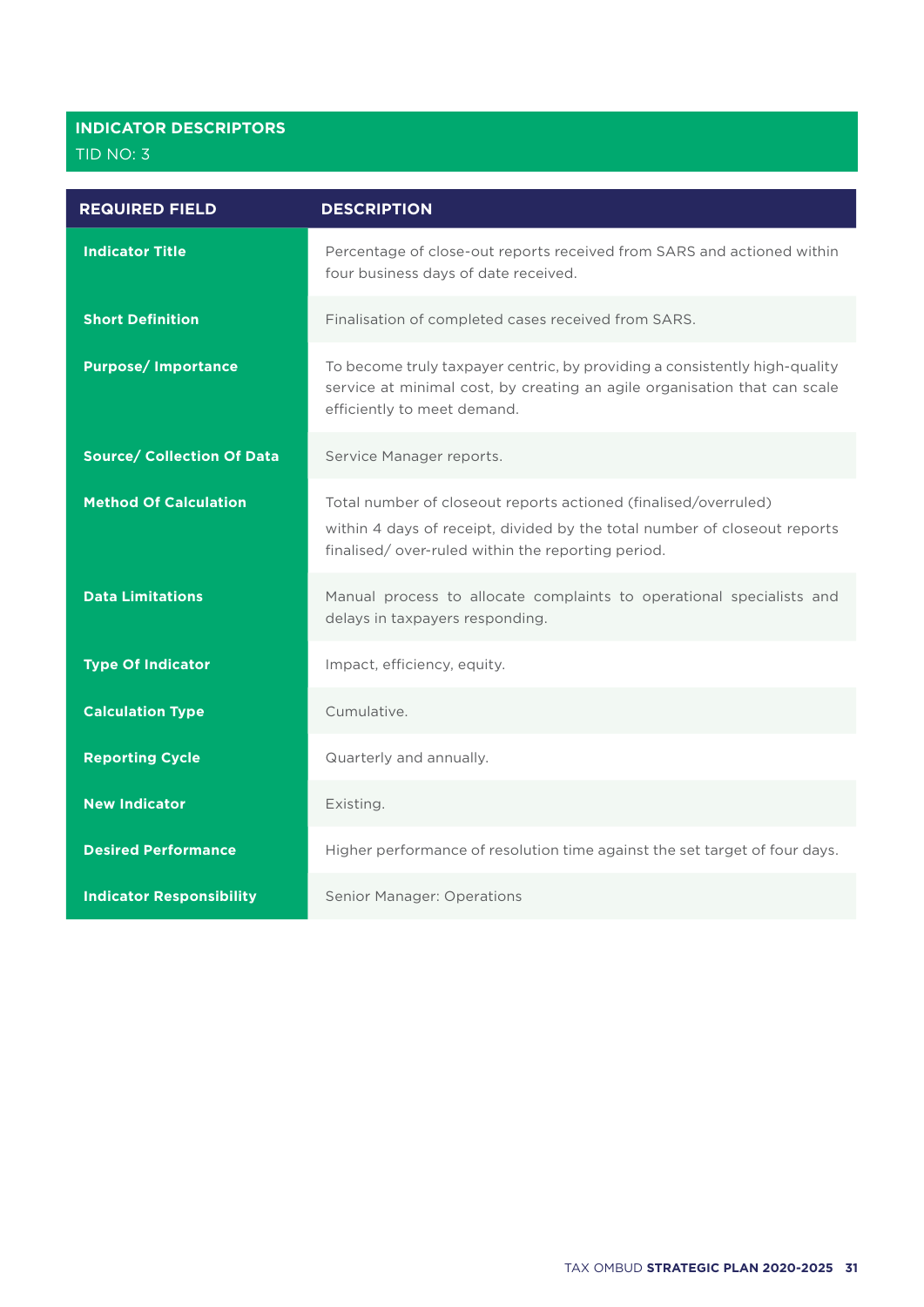## INDICATOR DESCRIPTORS

TID NO: 3

| REQUIRED FIELD | DESCRIPTION |
| --- | --- |
| **Indicator Title** | Percentage of close-out reports received from SARS and actioned within four business days of date received. |
| **Short Definition** | Finalisation of completed cases received from SARS. |
| **Purpose/ Importance** | To become truly taxpayer centric, by providing a consistently high-quality service at minimal cost, by creating an agile organisation that can scale efficiently to meet demand. |
| **Source/ Collection Of Data** | Service Manager reports. |
| **Method Of Calculation** | Total number of closeout reports actioned (finalised/overruled) within 4 days of receipt, divided by the total number of closeout reports finalised/ over-ruled within the reporting period. |
| **Data Limitations** | Manual process to allocate complaints to operational specialists and delays in taxpayers responding. |
| **Type Of Indicator** | Impact, efficiency, equity. |
| **Calculation Type** | Cumulative. |
| **Reporting Cycle** | Quarterly and annually. |
| **New Indicator** | Existing. |
| **Desired Performance** | Higher performance of resolution time against the set target of four days. |
| **Indicator Responsibility** | Senior Manager: Operations |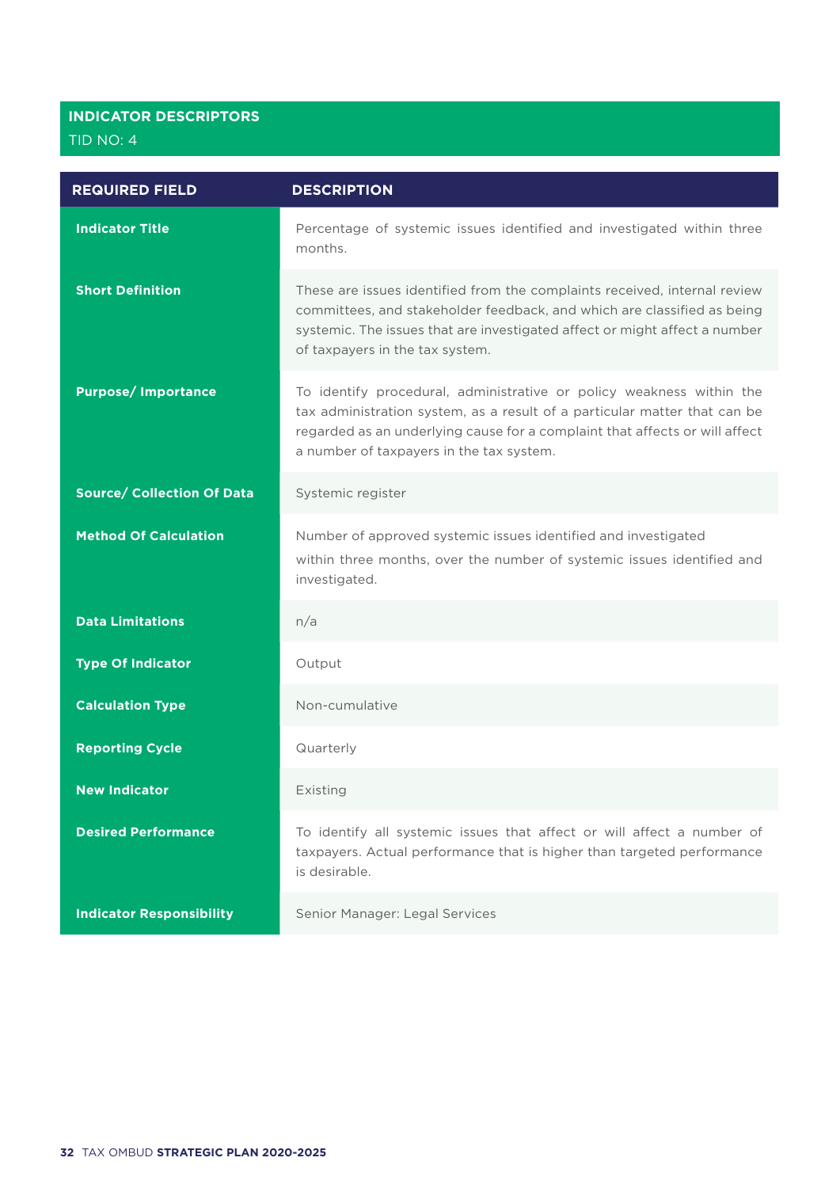## INDICATOR DESCRIPTORS

TID NO: 4

| REQUIRED FIELD | DESCRIPTION |
|---|---|
| **Indicator Title** | Percentage of systemic issues identified and investigated within three months. |
| **Short Definition** | These are issues identified from the complaints received, internal review committees, and stakeholder feedback, and which are classified as being systemic. The issues that are investigated affect or might affect a number of taxpayers in the tax system. |
| **Purpose/ Importance** | To identify procedural, administrative or policy weakness within the tax administration system, as a result of a particular matter that can be regarded as an underlying cause for a complaint that affects or will affect a number of taxpayers in the tax system. |
| **Source/ Collection Of Data** | Systemic register |
| **Method Of Calculation** | Number of approved systemic issues identified and investigated within three months, over the number of systemic issues identified and investigated. |
| **Data Limitations** | n/a |
| **Type Of Indicator** | Output |
| **Calculation Type** | Non-cumulative |
| **Reporting Cycle** | Quarterly |
| **New Indicator** | Existing |
| **Desired Performance** | To identify all systemic issues that affect or will affect a number of taxpayers. Actual performance that is higher than targeted performance is desirable. |
| **Indicator Responsibility** | Senior Manager: Legal Services |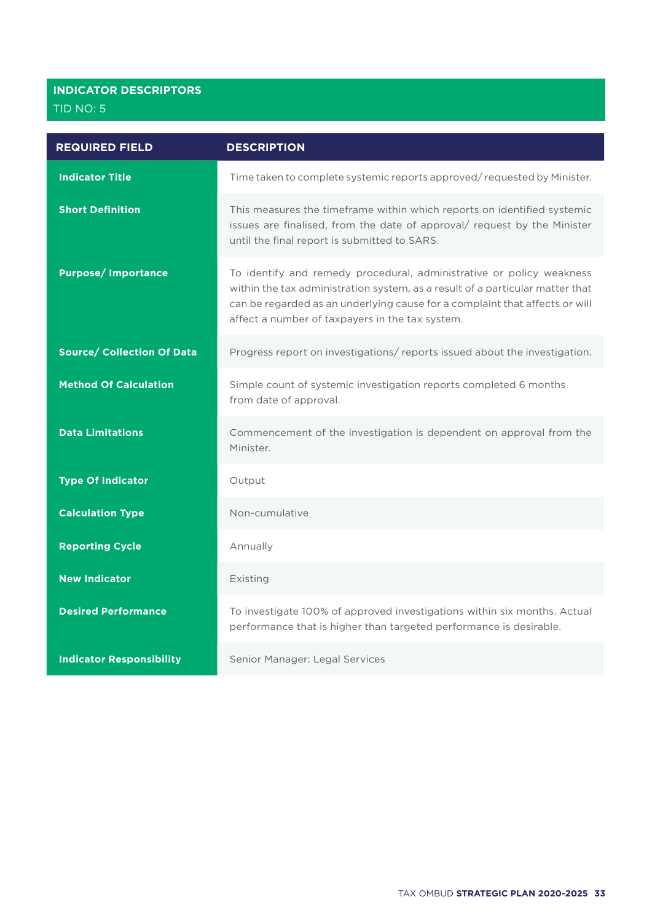## INDICATOR DESCRIPTORS

TID NO: 5

| REQUIRED FIELD | DESCRIPTION |
|---|---|
| **Indicator Title** | Time taken to complete systemic reports approved/ requested by Minister. |
| **Short Definition** | This measures the timeframe within which reports on identified systemic issues are finalised, from the date of approval/ request by the Minister until the final report is submitted to SARS. |
| **Purpose/ Importance** | To identify and remedy procedural, administrative or policy weakness within the tax administration system, as a result of a particular matter that can be regarded as an underlying cause for a complaint that affects or will affect a number of taxpayers in the tax system. |
| **Source/ Collection Of Data** | Progress report on investigations/ reports issued about the investigation. |
| **Method Of Calculation** | Simple count of systemic investigation reports completed 6 months from date of approval. |
| **Data Limitations** | Commencement of the investigation is dependent on approval from the Minister. |
| **Type Of Indicator** | Output |
| **Calculation Type** | Non-cumulative |
| **Reporting Cycle** | Annually |
| **New Indicator** | Existing |
| **Desired Performance** | To investigate 100% of approved investigations within six months. Actual performance that is higher than targeted performance is desirable. |
| **Indicator Responsibility** | Senior Manager: Legal Services |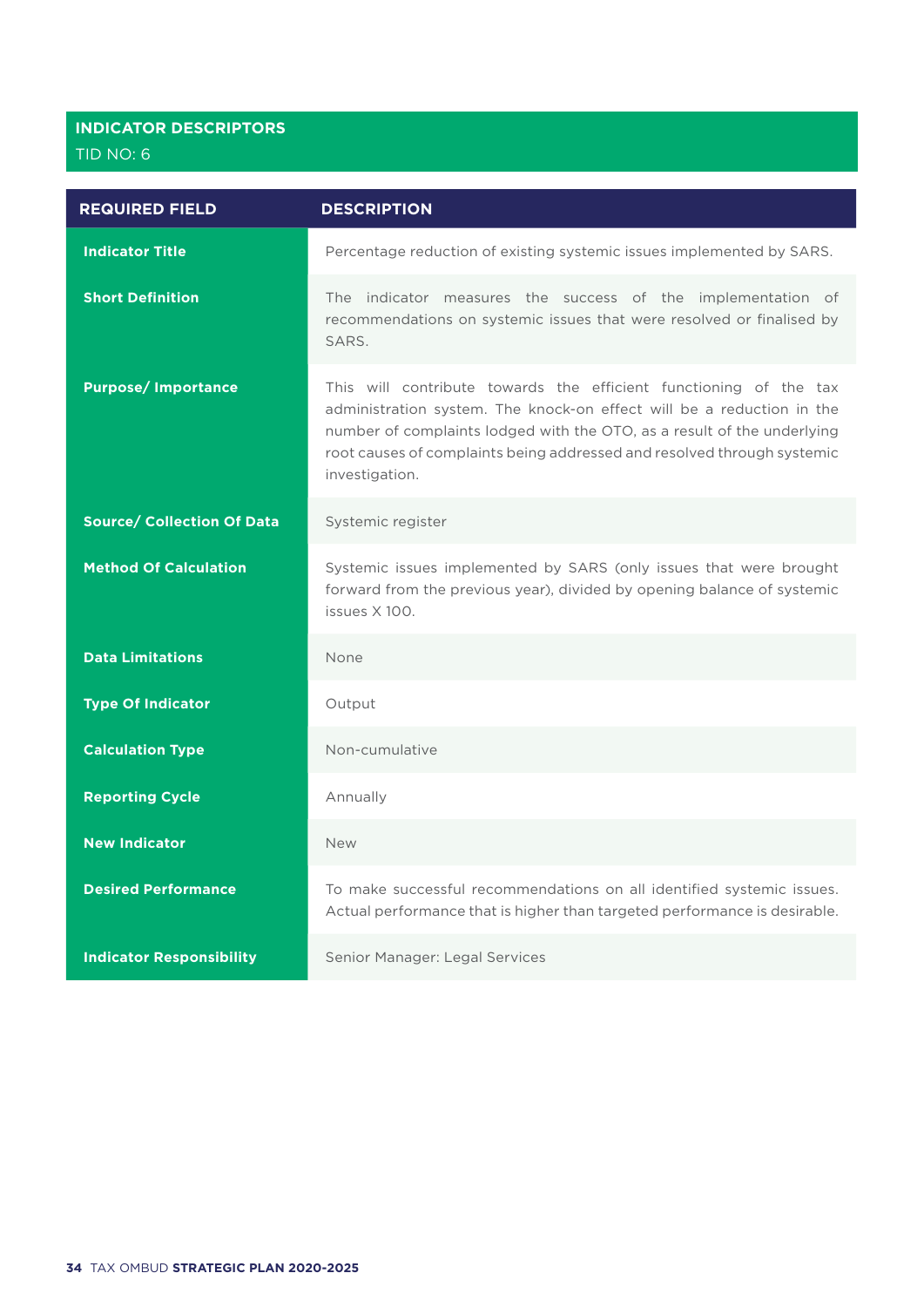## INDICATOR DESCRIPTORS

TID NO: 6

| REQUIRED FIELD | DESCRIPTION |
|---|---|
| **Indicator Title** | Percentage reduction of existing systemic issues implemented by SARS. |
| **Short Definition** | The indicator measures the success of the implementation of recommendations on systemic issues that were resolved or finalised by SARS. |
| **Purpose/ Importance** | This will contribute towards the efficient functioning of the tax administration system. The knock-on effect will be a reduction in the number of complaints lodged with the OTO, as a result of the underlying root causes of complaints being addressed and resolved through systemic investigation. |
| **Source/ Collection Of Data** | Systemic register |
| **Method Of Calculation** | Systemic issues implemented by SARS (only issues that were brought forward from the previous year), divided by opening balance of systemic issues X 100. |
| **Data Limitations** | None |
| **Type Of Indicator** | Output |
| **Calculation Type** | Non-cumulative |
| **Reporting Cycle** | Annually |
| **New Indicator** | New |
| **Desired Performance** | To make successful recommendations on all identified systemic issues. Actual performance that is higher than targeted performance is desirable. |
| **Indicator Responsibility** | Senior Manager: Legal Services |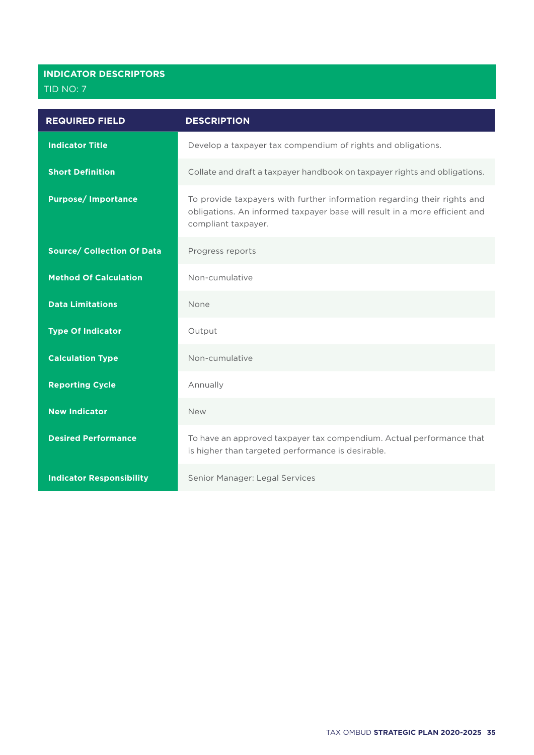## INDICATOR DESCRIPTORS

TID NO: 7

| REQUIRED FIELD | DESCRIPTION |
| --- | --- |
| **Indicator Title** | Develop a taxpayer tax compendium of rights and obligations. |
| **Short Definition** | Collate and draft a taxpayer handbook on taxpayer rights and obligations. |
| **Purpose/ Importance** | To provide taxpayers with further information regarding their rights and obligations. An informed taxpayer base will result in a more efficient and compliant taxpayer. |
| **Source/ Collection Of Data** | Progress reports |
| **Method Of Calculation** | Non-cumulative |
| **Data Limitations** | None |
| **Type Of Indicator** | Output |
| **Calculation Type** | Non-cumulative |
| **Reporting Cycle** | Annually |
| **New Indicator** | New |
| **Desired Performance** | To have an approved taxpayer tax compendium. Actual performance that is higher than targeted performance is desirable. |
| **Indicator Responsibility** | Senior Manager: Legal Services |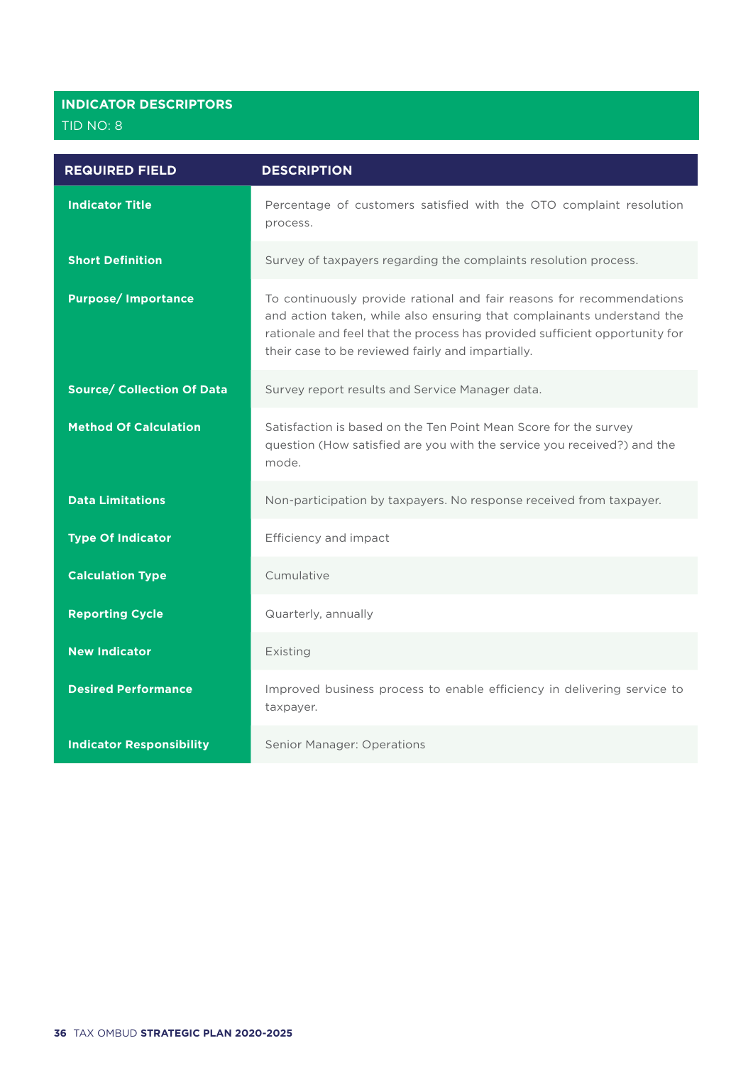## INDICATOR DESCRIPTORS

TID NO: 8

| REQUIRED FIELD | DESCRIPTION |
|---|---|
| **Indicator Title** | Percentage of customers satisfied with the OTO complaint resolution process. |
| **Short Definition** | Survey of taxpayers regarding the complaints resolution process. |
| **Purpose/ Importance** | To continuously provide rational and fair reasons for recommendations and action taken, while also ensuring that complainants understand the rationale and feel that the process has provided sufficient opportunity for their case to be reviewed fairly and impartially. |
| **Source/ Collection Of Data** | Survey report results and Service Manager data. |
| **Method Of Calculation** | Satisfaction is based on the Ten Point Mean Score for the survey question (How satisfied are you with the service you received?) and the mode. |
| **Data Limitations** | Non-participation by taxpayers. No response received from taxpayer. |
| **Type Of Indicator** | Efficiency and impact |
| **Calculation Type** | Cumulative |
| **Reporting Cycle** | Quarterly, annually |
| **New Indicator** | Existing |
| **Desired Performance** | Improved business process to enable efficiency in delivering service to taxpayer. |
| **Indicator Responsibility** | Senior Manager: Operations |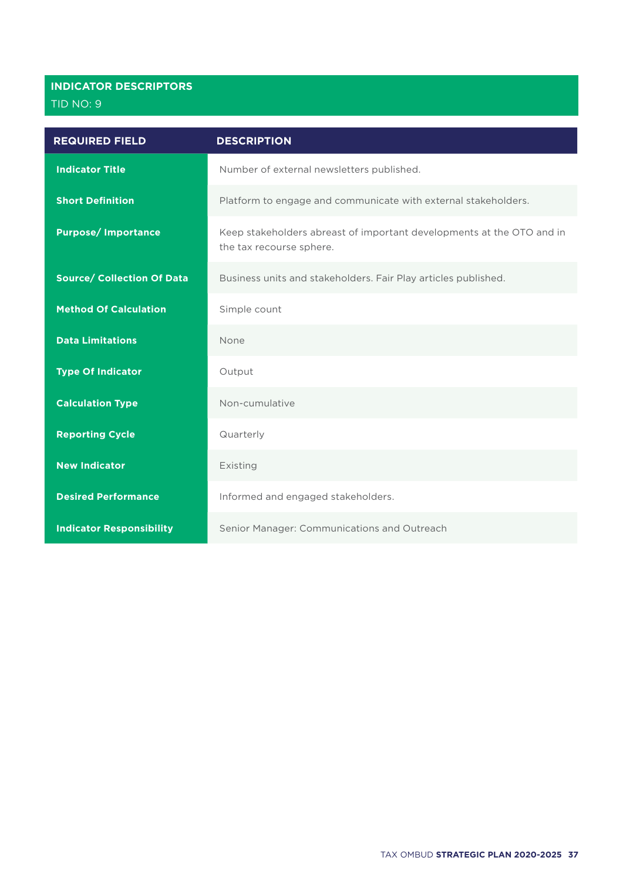## INDICATOR DESCRIPTORS

TID NO: 9

| REQUIRED FIELD | DESCRIPTION |
|---|---|
| **Indicator Title** | Number of external newsletters published. |
| **Short Definition** | Platform to engage and communicate with external stakeholders. |
| **Purpose/ Importance** | Keep stakeholders abreast of important developments at the OTO and in the tax recourse sphere. |
| **Source/ Collection Of Data** | Business units and stakeholders. Fair Play articles published. |
| **Method Of Calculation** | Simple count |
| **Data Limitations** | None |
| **Type Of Indicator** | Output |
| **Calculation Type** | Non-cumulative |
| **Reporting Cycle** | Quarterly |
| **New Indicator** | Existing |
| **Desired Performance** | Informed and engaged stakeholders. |
| **Indicator Responsibility** | Senior Manager: Communications and Outreach |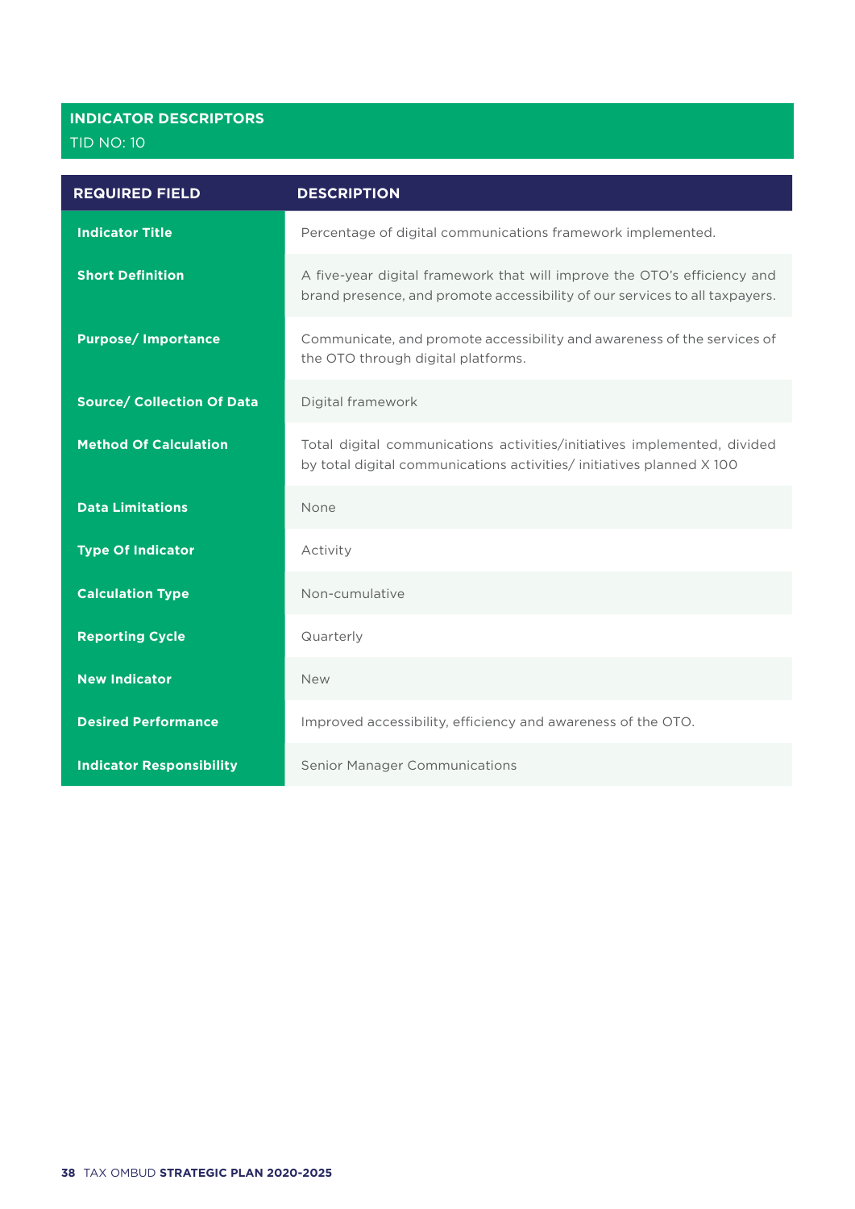## INDICATOR DESCRIPTORS

TID NO: 10

| REQUIRED FIELD | DESCRIPTION |
|---|---|
| **Indicator Title** | Percentage of digital communications framework implemented. |
| **Short Definition** | A five-year digital framework that will improve the OTO's efficiency and brand presence, and promote accessibility of our services to all taxpayers. |
| **Purpose/ Importance** | Communicate, and promote accessibility and awareness of the services of the OTO through digital platforms. |
| **Source/ Collection Of Data** | Digital framework |
| **Method Of Calculation** | Total digital communications activities/initiatives implemented, divided by total digital communications activities/ initiatives planned X 100 |
| **Data Limitations** | None |
| **Type Of Indicator** | Activity |
| **Calculation Type** | Non-cumulative |
| **Reporting Cycle** | Quarterly |
| **New Indicator** | New |
| **Desired Performance** | Improved accessibility, efficiency and awareness of the OTO. |
| **Indicator Responsibility** | Senior Manager Communications |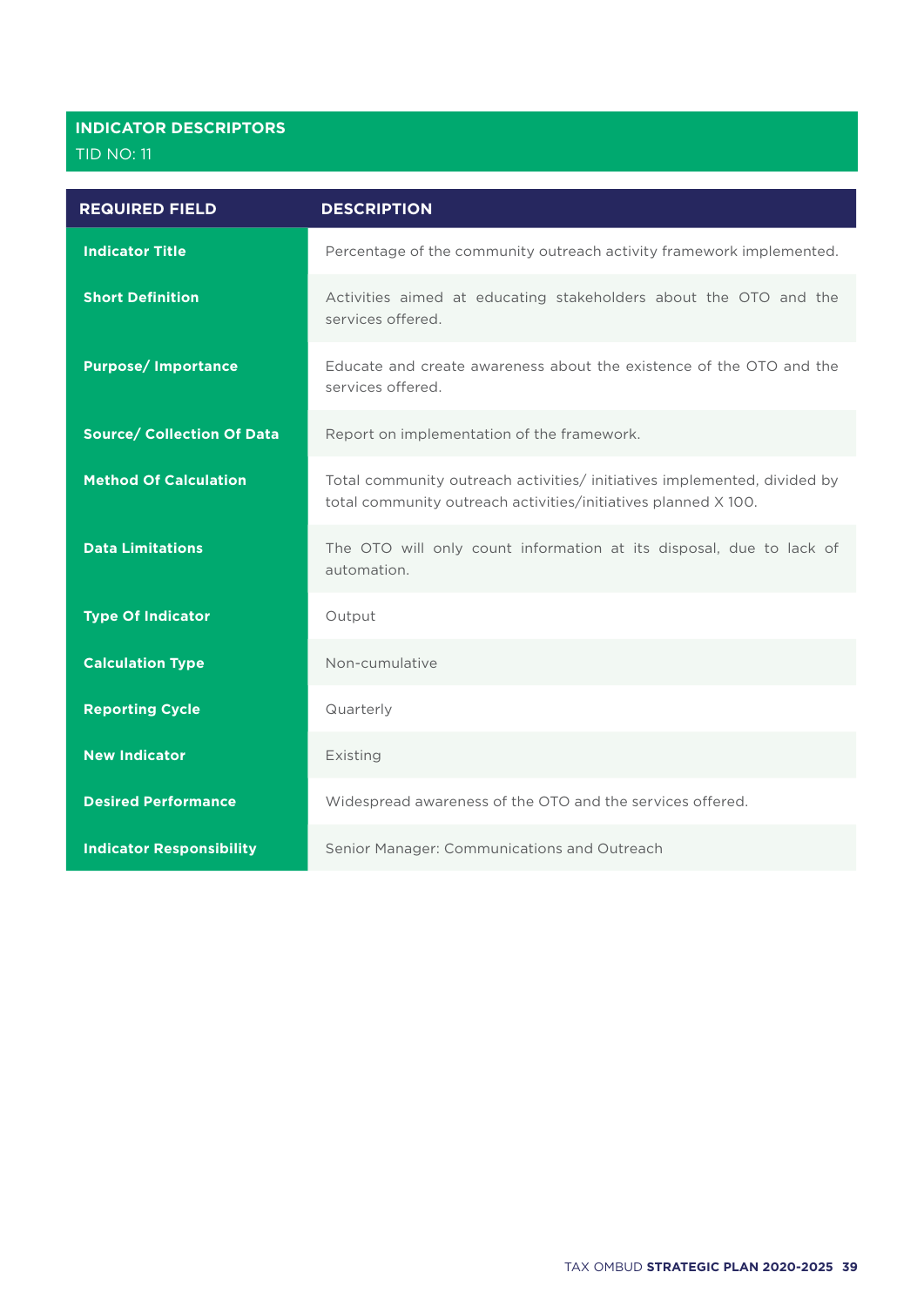## INDICATOR DESCRIPTORS

TID NO: 11

| REQUIRED FIELD | DESCRIPTION |
|---|---|
| **Indicator Title** | Percentage of the community outreach activity framework implemented. |
| **Short Definition** | Activities aimed at educating stakeholders about the OTO and the services offered. |
| **Purpose/ Importance** | Educate and create awareness about the existence of the OTO and the services offered. |
| **Source/ Collection Of Data** | Report on implementation of the framework. |
| **Method Of Calculation** | Total community outreach activities/ initiatives implemented, divided by total community outreach activities/initiatives planned X 100. |
| **Data Limitations** | The OTO will only count information at its disposal, due to lack of automation. |
| **Type Of Indicator** | Output |
| **Calculation Type** | Non-cumulative |
| **Reporting Cycle** | Quarterly |
| **New Indicator** | Existing |
| **Desired Performance** | Widespread awareness of the OTO and the services offered. |
| **Indicator Responsibility** | Senior Manager: Communications and Outreach |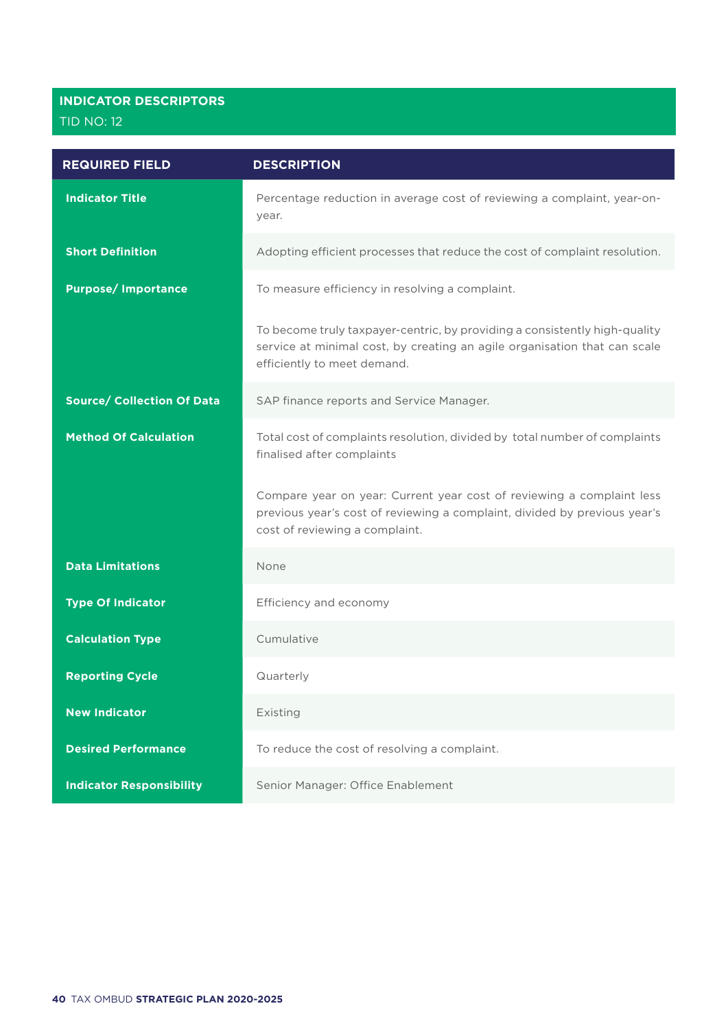## INDICATOR DESCRIPTORS

TID NO: 12

| REQUIRED FIELD | DESCRIPTION |
|---|---|
| **Indicator Title** | Percentage reduction in average cost of reviewing a complaint, year-on-year. |
| **Short Definition** | Adopting efficient processes that reduce the cost of complaint resolution. |
| **Purpose/ Importance** | To measure efficiency in resolving a complaint.<br><br>To become truly taxpayer-centric, by providing a consistently high-quality service at minimal cost, by creating an agile organisation that can scale efficiently to meet demand. |
| **Source/ Collection Of Data** | SAP finance reports and Service Manager. |
| **Method Of Calculation** | Total cost of complaints resolution, divided by total number of complaints finalised after complaints<br><br>Compare year on year: Current year cost of reviewing a complaint less previous year's cost of reviewing a complaint, divided by previous year's cost of reviewing a complaint. |
| **Data Limitations** | None |
| **Type Of Indicator** | Efficiency and economy |
| **Calculation Type** | Cumulative |
| **Reporting Cycle** | Quarterly |
| **New Indicator** | Existing |
| **Desired Performance** | To reduce the cost of resolving a complaint. |
| **Indicator Responsibility** | Senior Manager: Office Enablement |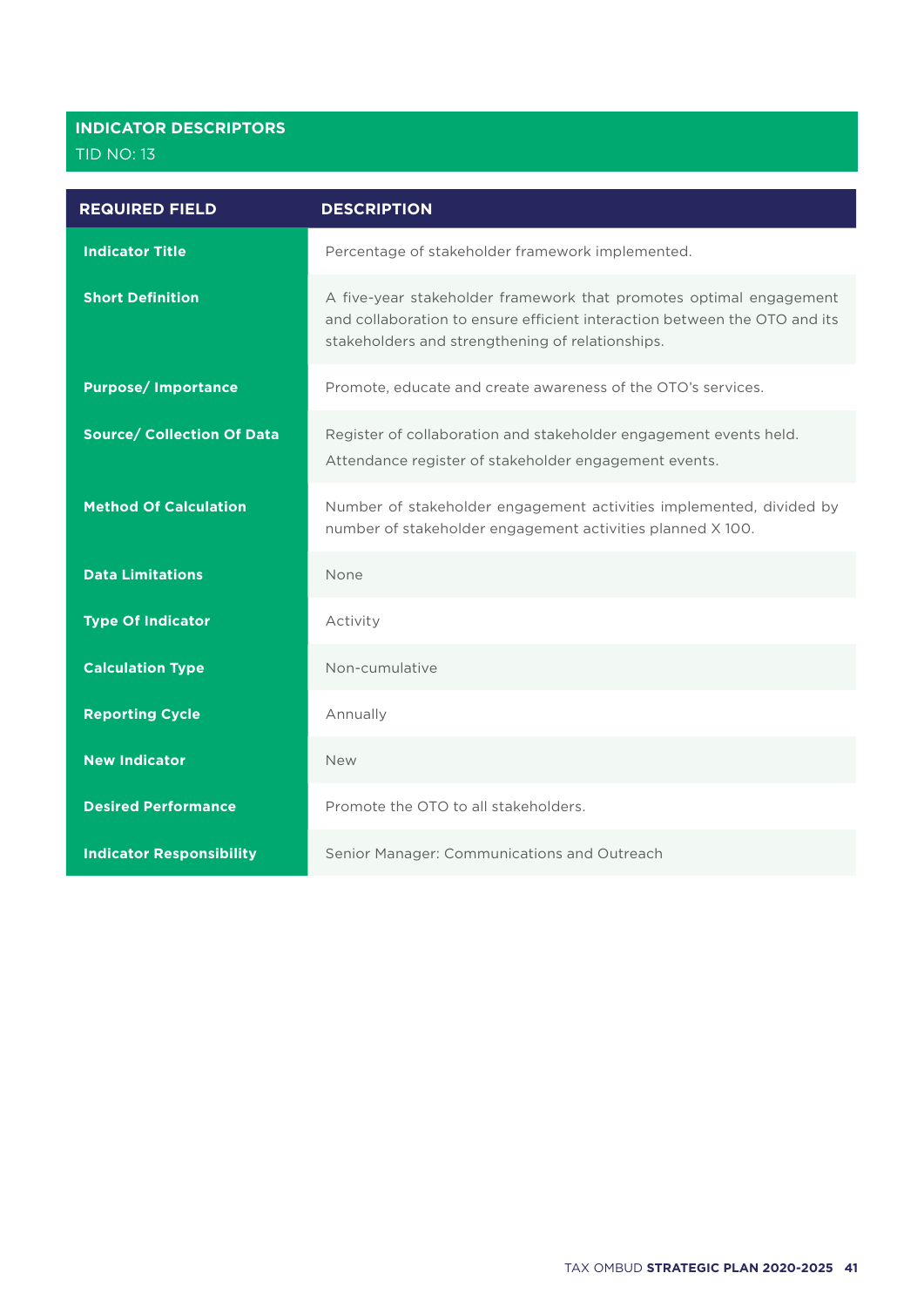## INDICATOR DESCRIPTORS

TID NO: 13

| REQUIRED FIELD | DESCRIPTION |
|---|---|
| **Indicator Title** | Percentage of stakeholder framework implemented. |
| **Short Definition** | A five-year stakeholder framework that promotes optimal engagement and collaboration to ensure efficient interaction between the OTO and its stakeholders and strengthening of relationships. |
| **Purpose/ Importance** | Promote, educate and create awareness of the OTO's services. |
| **Source/ Collection Of Data** | Register of collaboration and stakeholder engagement events held.<br>Attendance register of stakeholder engagement events. |
| **Method Of Calculation** | Number of stakeholder engagement activities implemented, divided by number of stakeholder engagement activities planned X 100. |
| **Data Limitations** | None |
| **Type Of Indicator** | Activity |
| **Calculation Type** | Non-cumulative |
| **Reporting Cycle** | Annually |
| **New Indicator** | New |
| **Desired Performance** | Promote the OTO to all stakeholders. |
| **Indicator Responsibility** | Senior Manager: Communications and Outreach |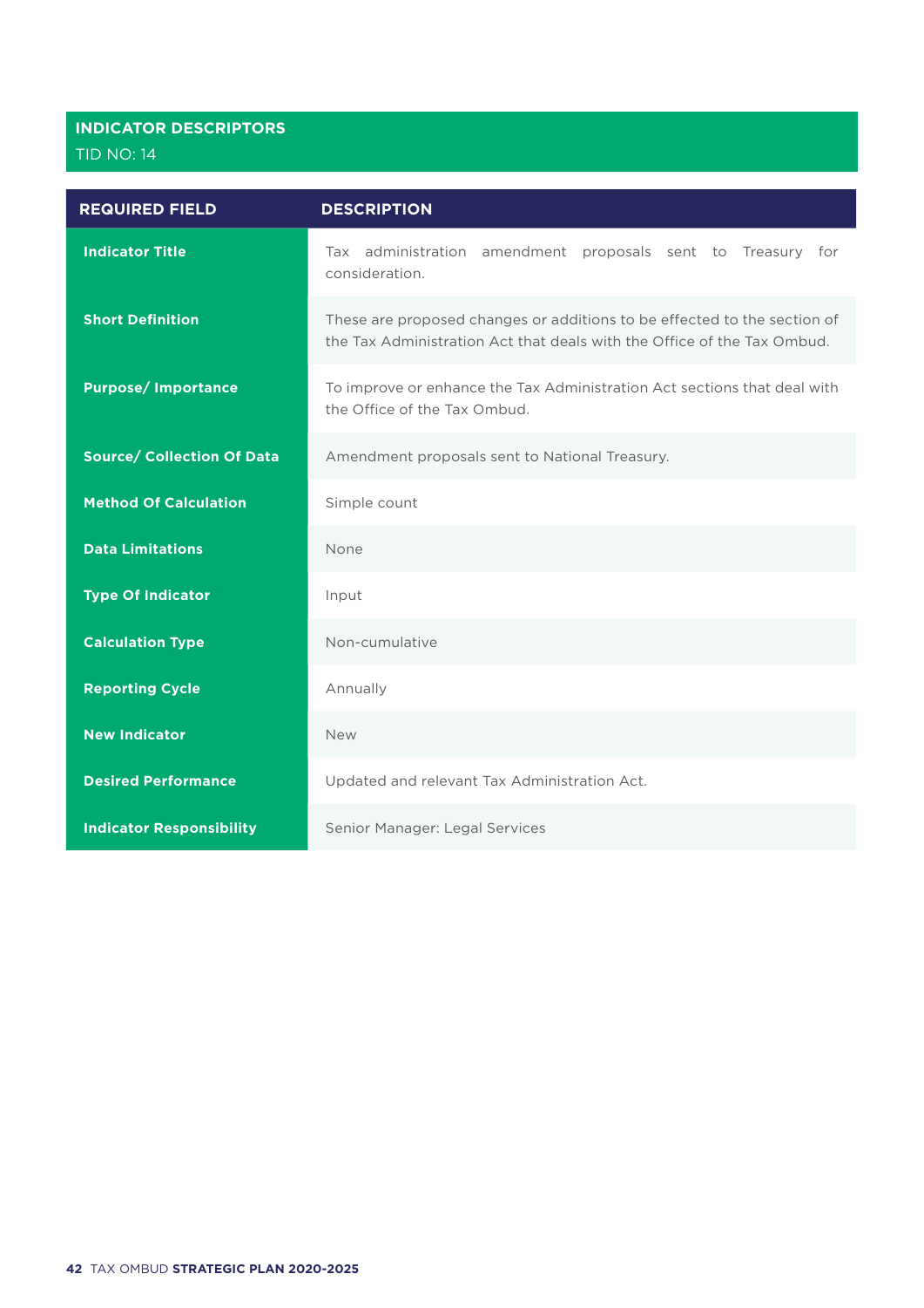## INDICATOR DESCRIPTORS

TID NO: 14

| REQUIRED FIELD | DESCRIPTION |
|---|---|
| **Indicator Title** | Tax administration amendment proposals sent to Treasury for consideration. |
| **Short Definition** | These are proposed changes or additions to be effected to the section of the Tax Administration Act that deals with the Office of the Tax Ombud. |
| **Purpose/ Importance** | To improve or enhance the Tax Administration Act sections that deal with the Office of the Tax Ombud. |
| **Source/ Collection Of Data** | Amendment proposals sent to National Treasury. |
| **Method Of Calculation** | Simple count |
| **Data Limitations** | None |
| **Type Of Indicator** | Input |
| **Calculation Type** | Non-cumulative |
| **Reporting Cycle** | Annually |
| **New Indicator** | New |
| **Desired Performance** | Updated and relevant Tax Administration Act. |
| **Indicator Responsibility** | Senior Manager: Legal Services |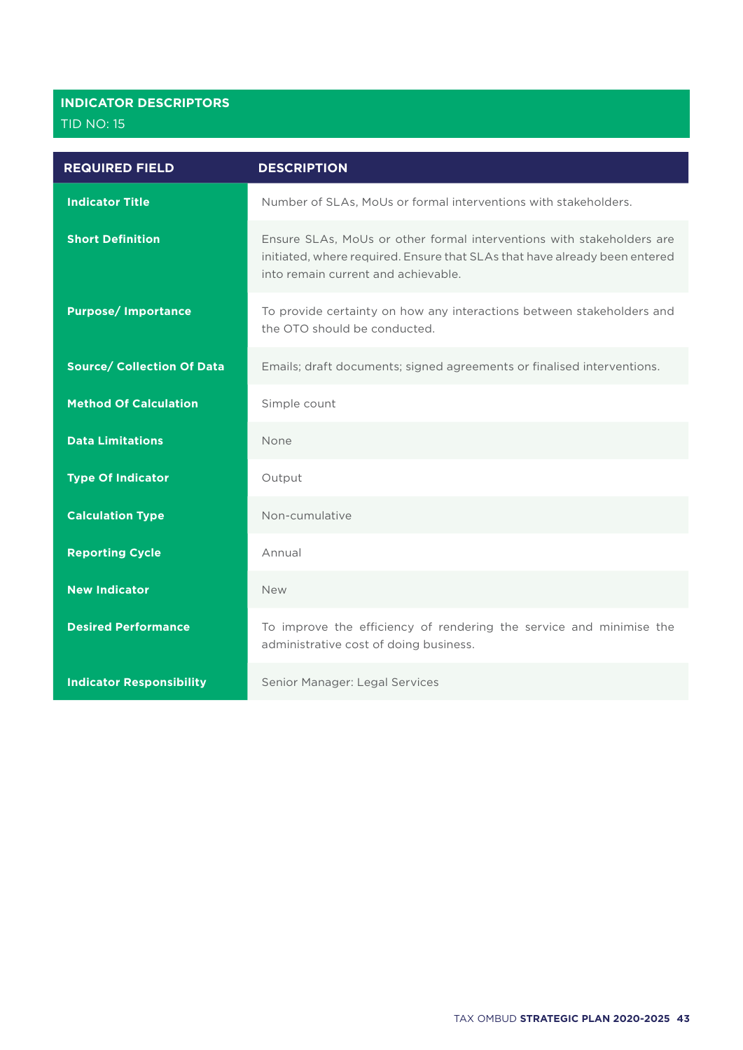## INDICATOR DESCRIPTORS

TID NO: 15

| REQUIRED FIELD | DESCRIPTION |
|---|---|
| **Indicator Title** | Number of SLAs, MoUs or formal interventions with stakeholders. |
| **Short Definition** | Ensure SLAs, MoUs or other formal interventions with stakeholders are initiated, where required. Ensure that SLAs that have already been entered into remain current and achievable. |
| **Purpose/ Importance** | To provide certainty on how any interactions between stakeholders and the OTO should be conducted. |
| **Source/ Collection Of Data** | Emails; draft documents; signed agreements or finalised interventions. |
| **Method Of Calculation** | Simple count |
| **Data Limitations** | None |
| **Type Of Indicator** | Output |
| **Calculation Type** | Non-cumulative |
| **Reporting Cycle** | Annual |
| **New Indicator** | New |
| **Desired Performance** | To improve the efficiency of rendering the service and minimise the administrative cost of doing business. |
| **Indicator Responsibility** | Senior Manager: Legal Services |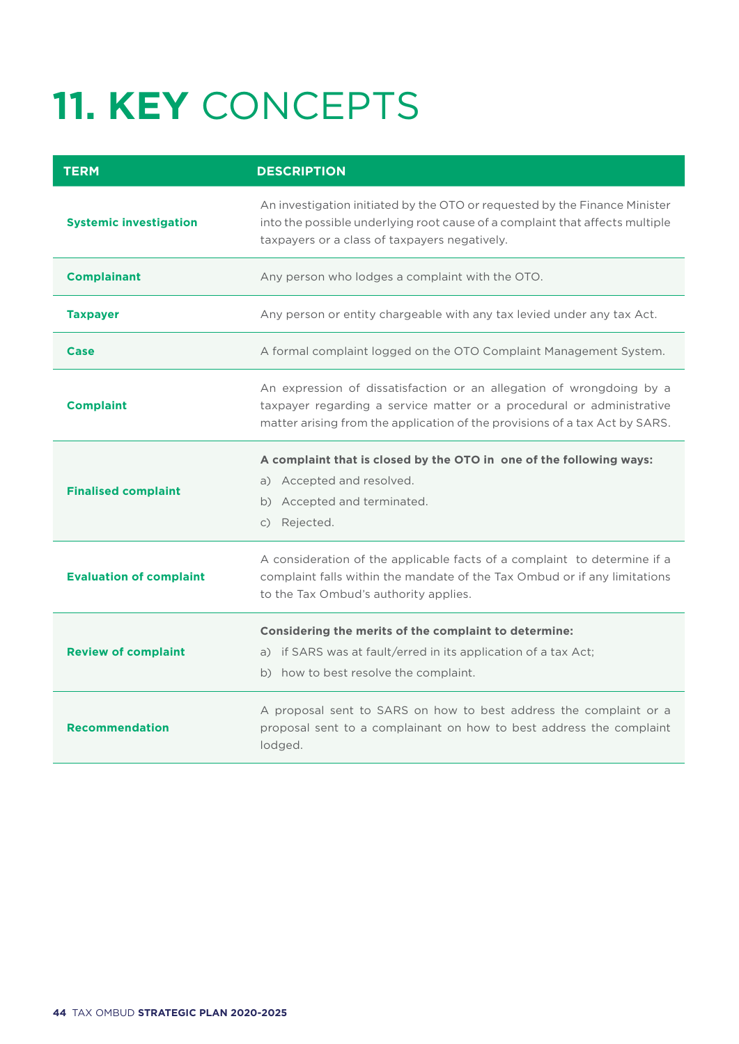# 11. KEY CONCEPTS

| TERM | DESCRIPTION |
| --- | --- |
| **Systemic investigation** | An investigation initiated by the OTO or requested by the Finance Minister into the possible underlying root cause of a complaint that affects multiple taxpayers or a class of taxpayers negatively. |
| **Complainant** | Any person who lodges a complaint with the OTO. |
| **Taxpayer** | Any person or entity chargeable with any tax levied under any tax Act. |
| **Case** | A formal complaint logged on the OTO Complaint Management System. |
| **Complaint** | An expression of dissatisfaction or an allegation of wrongdoing by a taxpayer regarding a service matter or a procedural or administrative matter arising from the application of the provisions of a tax Act by SARS. |
| **Finalised complaint** | **A complaint that is closed by the OTO in one of the following ways:**<br>a) Accepted and resolved.<br>b) Accepted and terminated.<br>c) Rejected. |
| **Evaluation of complaint** | A consideration of the applicable facts of a complaint to determine if a complaint falls within the mandate of the Tax Ombud or if any limitations to the Tax Ombud's authority applies. |
| **Review of complaint** | **Considering the merits of the complaint to determine:**<br>a) if SARS was at fault/erred in its application of a tax Act;<br>b) how to best resolve the complaint. |
| **Recommendation** | A proposal sent to SARS on how to best address the complaint or a proposal sent to a complainant on how to best address the complaint lodged. |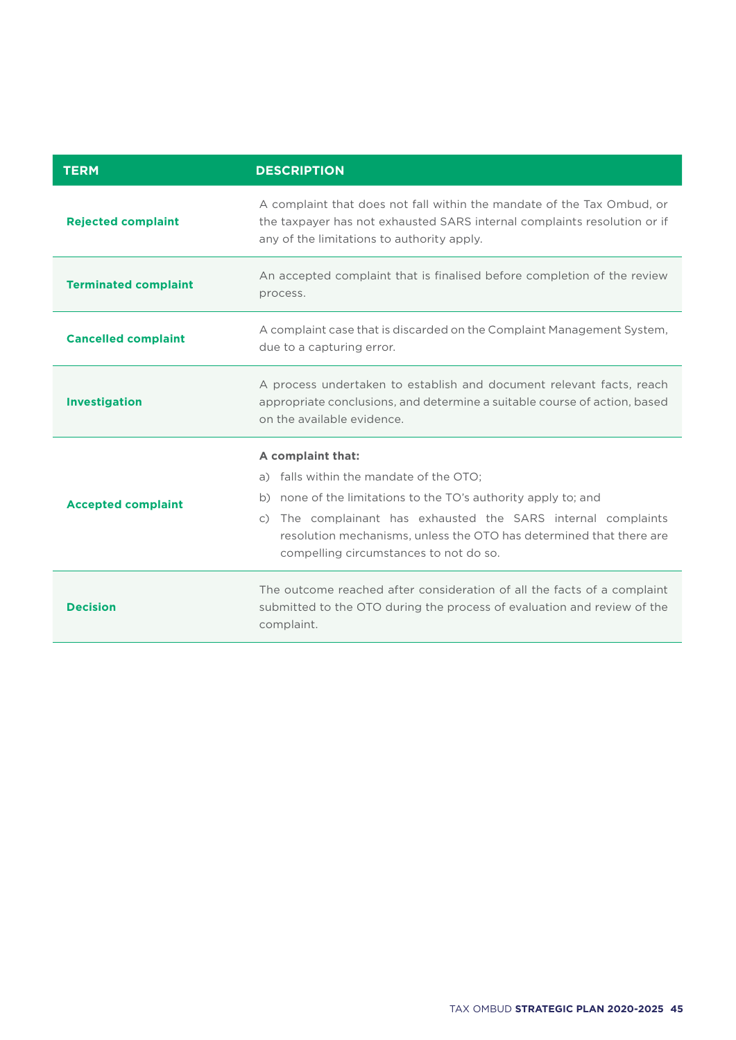| TERM | DESCRIPTION |
|---|---|
| **Rejected complaint** | A complaint that does not fall within the mandate of the Tax Ombud, or the taxpayer has not exhausted SARS internal complaints resolution or if any of the limitations to authority apply. |
| **Terminated complaint** | An accepted complaint that is finalised before completion of the review process. |
| **Cancelled complaint** | A complaint case that is discarded on the Complaint Management System, due to a capturing error. |
| **Investigation** | A process undertaken to establish and document relevant facts, reach appropriate conclusions, and determine a suitable course of action, based on the available evidence. |
| **Accepted complaint** | **A complaint that:**<br>a) falls within the mandate of the OTO;<br>b) none of the limitations to the TO's authority apply to; and<br>c) The complainant has exhausted the SARS internal complaints resolution mechanisms, unless the OTO has determined that there are compelling circumstances to not do so. |
| **Decision** | The outcome reached after consideration of all the facts of a complaint submitted to the OTO during the process of evaluation and review of the complaint. |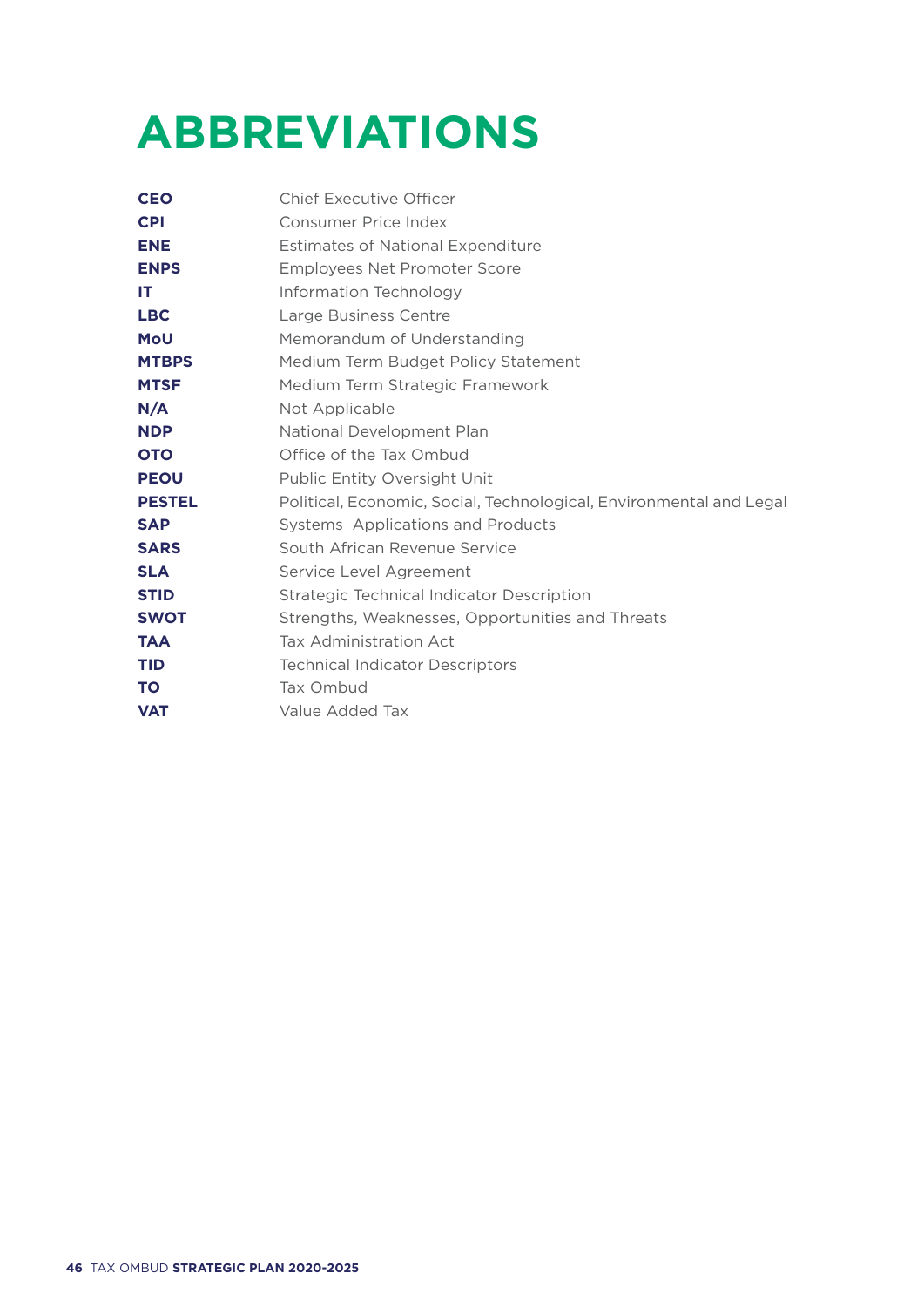# ABBREVIATIONS

| | |
|---|---|
| **CEO** | Chief Executive Officer |
| **CPI** | Consumer Price Index |
| **ENE** | Estimates of National Expenditure |
| **ENPS** | Employees Net Promoter Score |
| **IT** | Information Technology |
| **LBC** | Large Business Centre |
| **MoU** | Memorandum of Understanding |
| **MTBPS** | Medium Term Budget Policy Statement |
| **MTSF** | Medium Term Strategic Framework |
| **N/A** | Not Applicable |
| **NDP** | National Development Plan |
| **OTO** | Office of the Tax Ombud |
| **PEOU** | Public Entity Oversight Unit |
| **PESTEL** | Political, Economic, Social, Technological, Environmental and Legal |
| **SAP** | Systems Applications and Products |
| **SARS** | South African Revenue Service |
| **SLA** | Service Level Agreement |
| **STID** | Strategic Technical Indicator Description |
| **SWOT** | Strengths, Weaknesses, Opportunities and Threats |
| **TAA** | Tax Administration Act |
| **TID** | Technical Indicator Descriptors |
| **TO** | Tax Ombud |
| **VAT** | Value Added Tax |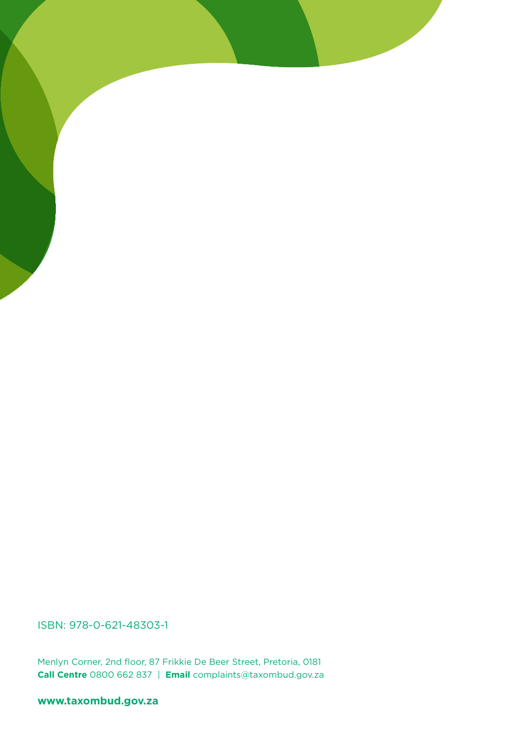ISBN: 978-0-621-48303-1

Menlyn Corner, 2nd floor, 87 Frikkie De Beer Street, Pretoria, 0181
**Call Centre** 0800 662 837 | **Email** complaints@taxombud.gov.za

**www.taxombud.gov.za**